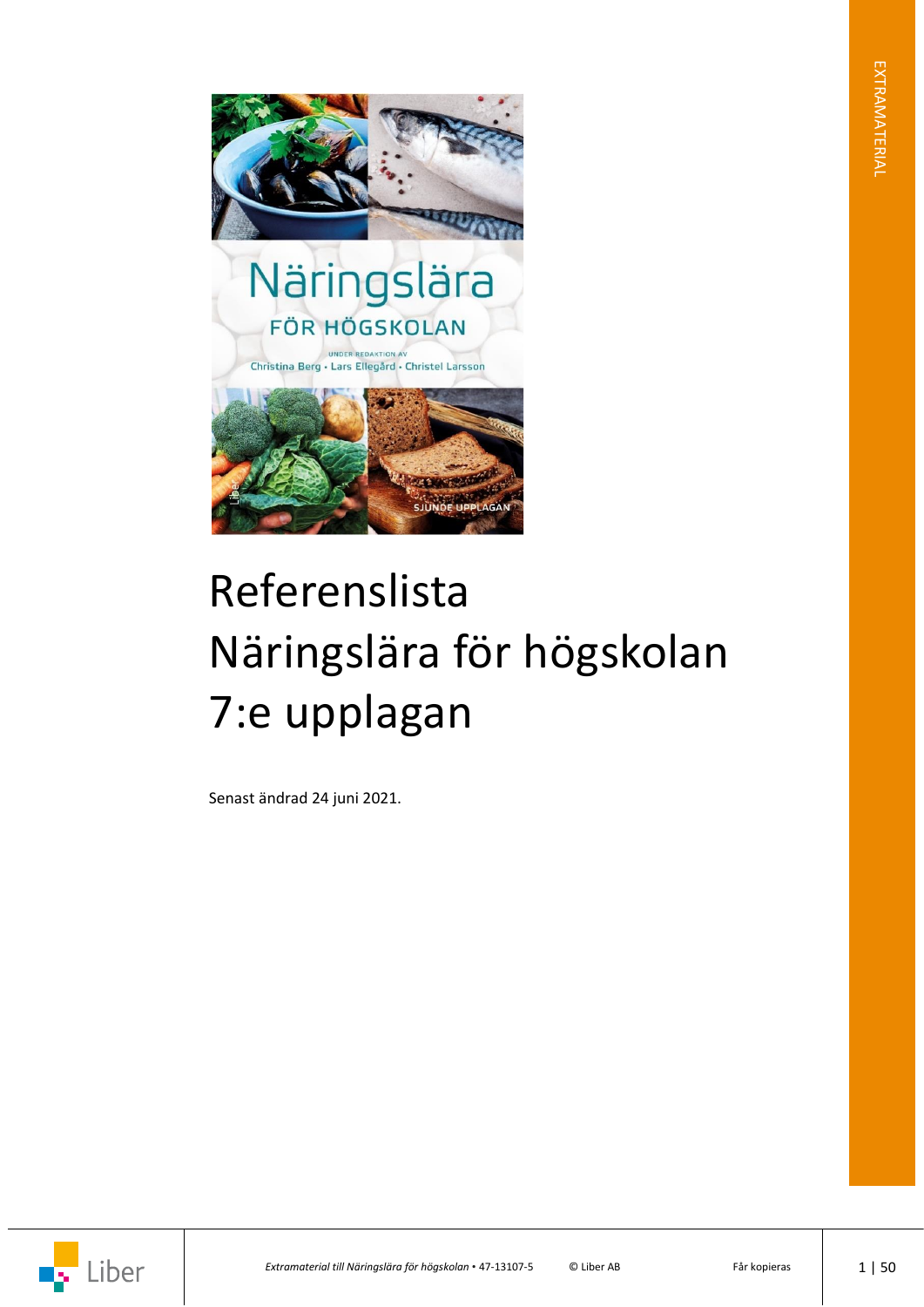# Referenslista Näringslära för högskolan 7:e upplagan

Senast ändrad 24 juni 2021.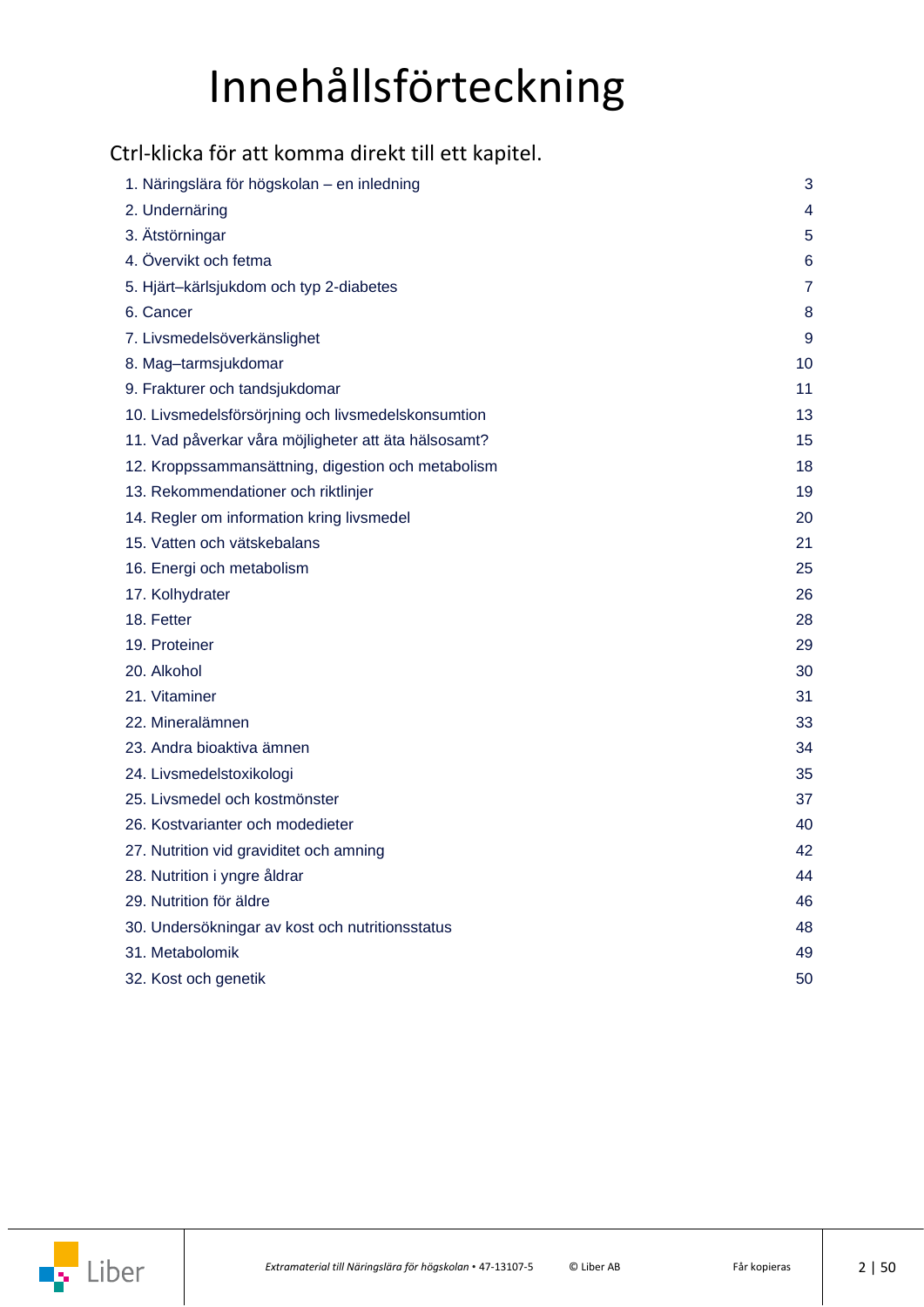# Innehållsförteckning

## Ctrl-klicka för att komma direkt till ett kapitel.

| | |
|---|---|
| 1. Näringslära för högskolan – en inledning | 3 |
| 2. Undernäring | 4 |
| 3. Ätstörningar | 5 |
| 4. Övervikt och fetma | 6 |
| 5. Hjärt–kärlsjukdom och typ 2-diabetes | 7 |
| 6. Cancer | 8 |
| 7. Livsmedelsöverkänslighet | 9 |
| 8. Mag–tarmsjukdomar | 10 |
| 9. Frakturer och tandsjukdomar | 11 |
| 10. Livsmedelsförsörjning och livsmedelskonsumtion | 13 |
| 11. Vad påverkar våra möjligheter att äta hälsosamt? | 15 |
| 12. Kroppssammansättning, digestion och metabolism | 18 |
| 13. Rekommendationer och riktlinjer | 19 |
| 14. Regler om information kring livsmedel | 20 |
| 15. Vatten och vätskebalans | 21 |
| 16. Energi och metabolism | 25 |
| 17. Kolhydrater | 26 |
| 18. Fetter | 28 |
| 19. Proteiner | 29 |
| 20. Alkohol | 30 |
| 21. Vitaminer | 31 |
| 22. Mineralämnen | 33 |
| 23. Andra bioaktiva ämnen | 34 |
| 24. Livsmedelstoxikologi | 35 |
| 25. Livsmedel och kostmönster | 37 |
| 26. Kostvarianter och modedieter | 40 |
| 27. Nutrition vid graviditet och amning | 42 |
| 28. Nutrition i yngre åldrar | 44 |
| 29. Nutrition för äldre | 46 |
| 30. Undersökningar av kost och nutritionsstatus | 48 |
| 31. Metabolomik | 49 |
| 32. Kost och genetik | 50 |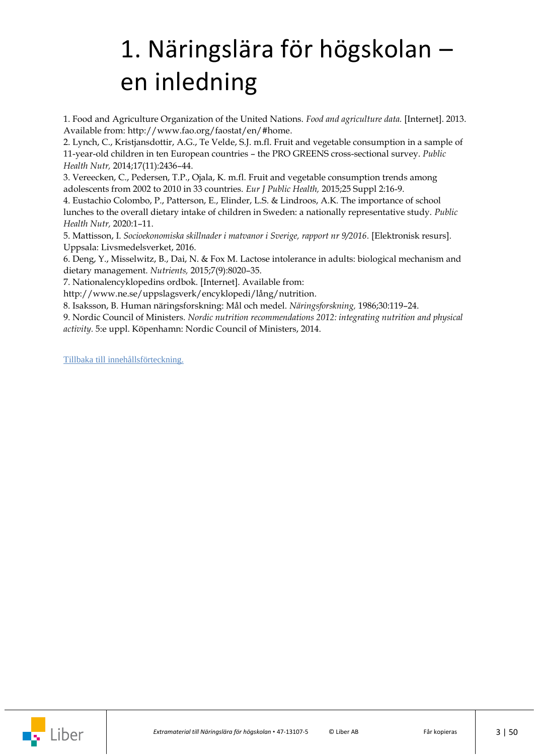# 1. Näringslära för högskolan – en inledning

1. Food and Agriculture Organization of the United Nations. *Food and agriculture data.* [Internet]. 2013. Available from: http://www.fao.org/faostat/en/#home.
2. Lynch, C., Kristjansdottir, A.G., Te Velde, S.J. m.fl. Fruit and vegetable consumption in a sample of 11-year-old children in ten European countries – the PRO GREENS cross-sectional survey. *Public Health Nutr,* 2014;17(11):2436–44.
3. Vereecken, C., Pedersen, T.P., Ojala, K. m.fl. Fruit and vegetable consumption trends among adolescents from 2002 to 2010 in 33 countries. *Eur J Public Health,* 2015;25 Suppl 2:16-9.
4. Eustachio Colombo, P., Patterson, E., Elinder, L.S. & Lindroos, A.K. The importance of school lunches to the overall dietary intake of children in Sweden: a nationally representative study. *Public Health Nutr,* 2020:1–11.
5. Mattisson, I. *Socioekonomiska skillnader i matvanor i Sverige, rapport nr 9/2016*. [Elektronisk resurs]. Uppsala: Livsmedelsverket, 2016.
6. Deng, Y., Misselwitz, B., Dai, N. & Fox M. Lactose intolerance in adults: biological mechanism and dietary management. *Nutrients,* 2015;7(9):8020–35.
7. Nationalencyklopedins ordbok. [Internet]. Available from: http://www.ne.se/uppslagsverk/encyklopedi/lång/nutrition.
8. Isaksson, B. Human näringsforskning: Mål och medel. *Näringsforskning,* 1986;30:119–24.
9. Nordic Council of Ministers. *Nordic nutrition recommendations 2012: integrating nutrition and physical activity*. 5:e uppl. Köpenhamn: Nordic Council of Ministers, 2014.

Tillbaka till innehållsförteckning.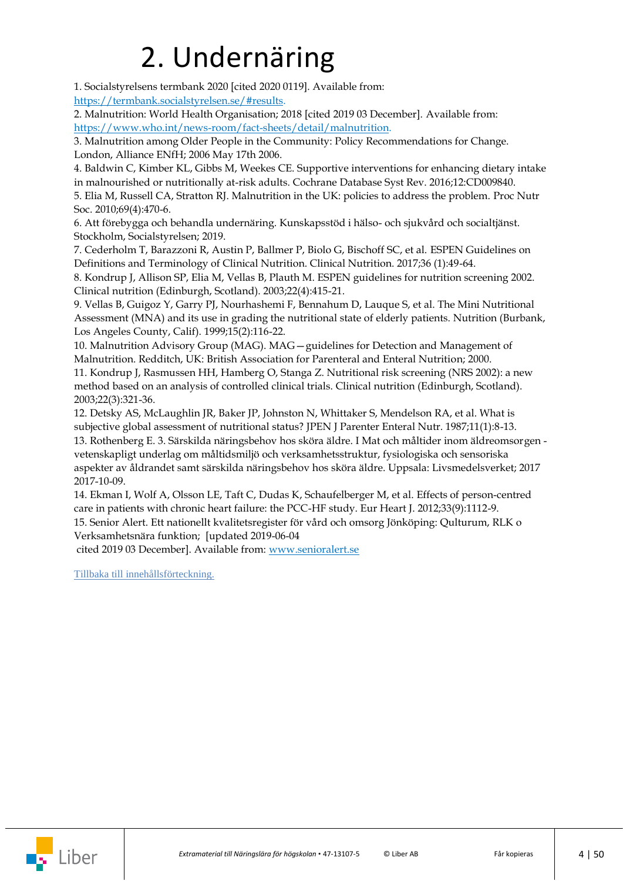# 2. Undernäring

1. Socialstyrelsens termbank 2020 [cited 2020 0119]. Available from: https://termbank.socialstyrelsen.se/#results.
2. Malnutrition: World Health Organisation; 2018 [cited 2019 03 December]. Available from: https://www.who.int/news-room/fact-sheets/detail/malnutrition.
3. Malnutrition among Older People in the Community: Policy Recommendations for Change. London, Alliance ENfH; 2006 May 17th 2006.
4. Baldwin C, Kimber KL, Gibbs M, Weekes CE. Supportive interventions for enhancing dietary intake in malnourished or nutritionally at-risk adults. Cochrane Database Syst Rev. 2016;12:CD009840.
5. Elia M, Russell CA, Stratton RJ. Malnutrition in the UK: policies to address the problem. Proc Nutr Soc. 2010;69(4):470-6.
6. Att förebygga och behandla undernäring. Kunskapsstöd i hälso- och sjukvård och socialtjänst. Stockholm, Socialstyrelsen; 2019.
7. Cederholm T, Barazzoni R, Austin P, Ballmer P, Biolo G, Bischoff SC, et al. ESPEN Guidelines on Definitions and Terminology of Clinical Nutrition. Clinical Nutrition. 2017;36 (1):49-64.
8. Kondrup J, Allison SP, Elia M, Vellas B, Plauth M. ESPEN guidelines for nutrition screening 2002. Clinical nutrition (Edinburgh, Scotland). 2003;22(4):415-21.
9. Vellas B, Guigoz Y, Garry PJ, Nourhashemi F, Bennahum D, Lauque S, et al. The Mini Nutritional Assessment (MNA) and its use in grading the nutritional state of elderly patients. Nutrition (Burbank, Los Angeles County, Calif). 1999;15(2):116-22.
10. Malnutrition Advisory Group (MAG). MAG—guidelines for Detection and Management of Malnutrition. Redditch, UK: British Association for Parenteral and Enteral Nutrition; 2000.
11. Kondrup J, Rasmussen HH, Hamberg O, Stanga Z. Nutritional risk screening (NRS 2002): a new method based on an analysis of controlled clinical trials. Clinical nutrition (Edinburgh, Scotland). 2003;22(3):321-36.
12. Detsky AS, McLaughlin JR, Baker JP, Johnston N, Whittaker S, Mendelson RA, et al. What is subjective global assessment of nutritional status? JPEN J Parenter Enteral Nutr. 1987;11(1):8-13.
13. Rothenberg E. 3. Särskilda näringsbehov hos sköra äldre. I Mat och måltider inom äldreomsorgen - vetenskapligt underlag om måltidsmiljö och verksamhetsstruktur, fysiologiska och sensoriska aspekter av åldrandet samt särskilda näringsbehov hos sköra äldre. Uppsala: Livsmedelsverket; 2017 2017-10-09.
14. Ekman I, Wolf A, Olsson LE, Taft C, Dudas K, Schaufelberger M, et al. Effects of person-centred care in patients with chronic heart failure: the PCC-HF study. Eur Heart J. 2012;33(9):1112-9.
15. Senior Alert. Ett nationellt kvalitetsregister för vård och omsorg Jönköping: Qulturum, RLK o Verksamhetsnära funktion; [updated 2019-06-04 cited 2019 03 December]. Available from: www.senioralert.se

Tillbaka till innehållsförteckning.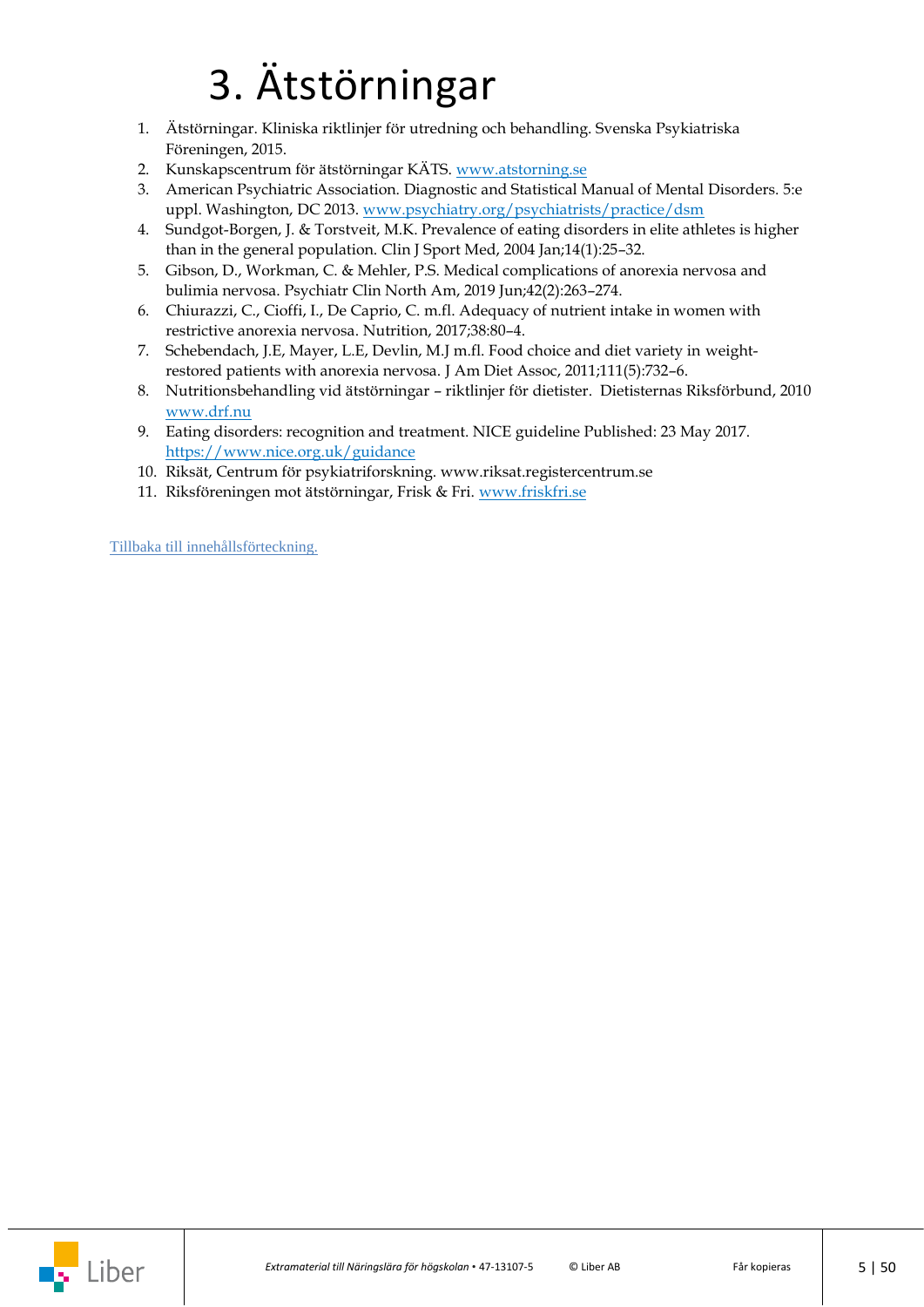# 3. Ätstörningar

1. Ätstörningar. Kliniska riktlinjer för utredning och behandling. Svenska Psykiatriska Föreningen, 2015.
2. Kunskapscentrum för ätstörningar KÄTS. [www.atstorning.se](http://www.atstorning.se)
3. American Psychiatric Association. Diagnostic and Statistical Manual of Mental Disorders. 5:e uppl. Washington, DC 2013. [www.psychiatry.org/psychiatrists/practice/dsm](http://www.psychiatry.org/psychiatrists/practice/dsm)
4. Sundgot-Borgen, J. & Torstveit, M.K. Prevalence of eating disorders in elite athletes is higher than in the general population. Clin J Sport Med, 2004 Jan;14(1):25–32.
5. Gibson, D., Workman, C. & Mehler, P.S. Medical complications of anorexia nervosa and bulimia nervosa. Psychiatr Clin North Am, 2019 Jun;42(2):263–274.
6. Chiurazzi, C., Cioffi, I., De Caprio, C. m.fl. Adequacy of nutrient intake in women with restrictive anorexia nervosa. Nutrition, 2017;38:80–4.
7. Schebendach, J.E, Mayer, L.E, Devlin, M.J m.fl. Food choice and diet variety in weight-restored patients with anorexia nervosa. J Am Diet Assoc, 2011;111(5):732–6.
8. Nutritionsbehandling vid ätstörningar – riktlinjer för dietister. Dietisternas Riksförbund, 2010 [www.drf.nu](http://www.drf.nu)
9. Eating disorders: recognition and treatment. NICE guideline Published: 23 May 2017. [https://www.nice.org.uk/guidance](https://www.nice.org.uk/guidance)
10. Riksät, Centrum för psykiatriforskning. www.riksat.registercentrum.se
11. Riksföreningen mot ätstörningar, Frisk & Fri. [www.friskfri.se](http://www.friskfri.se)

Tillbaka till innehållsförteckning.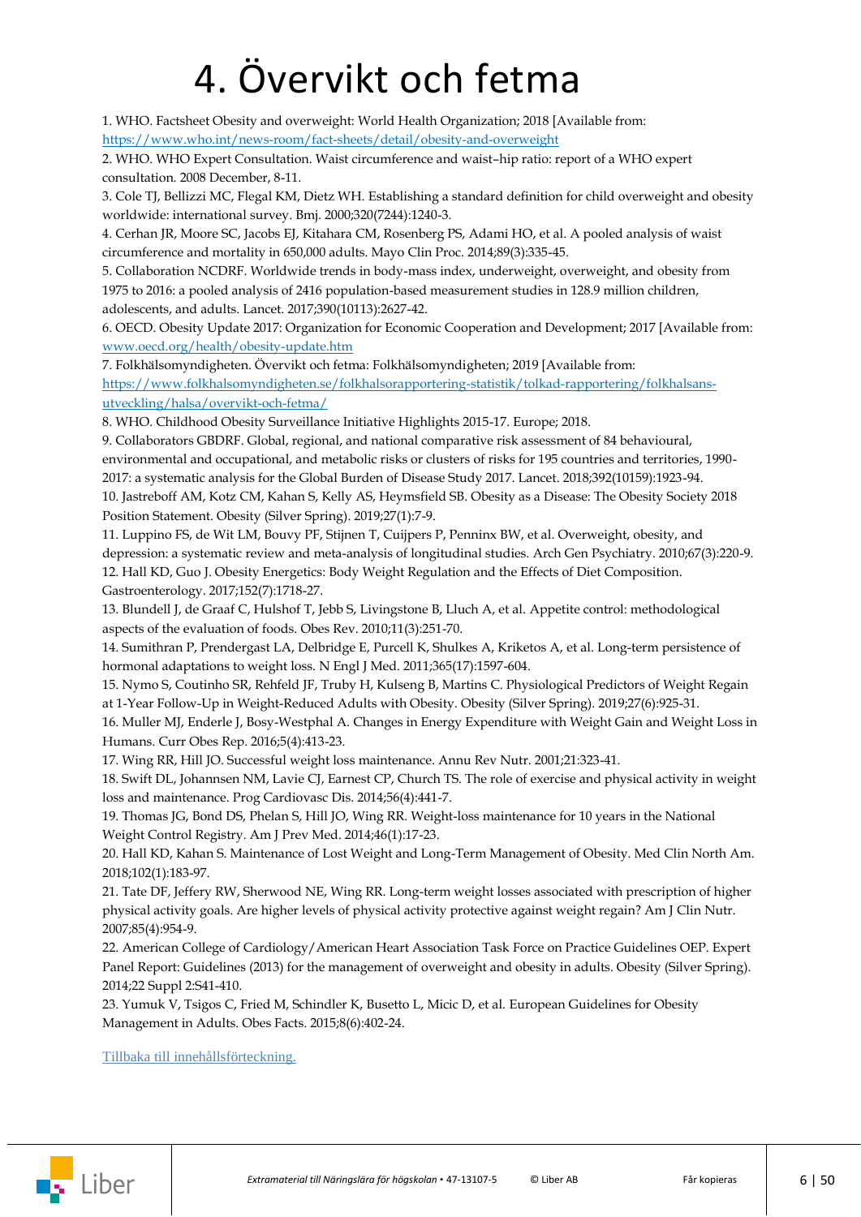# 4. Övervikt och fetma

1. WHO. Factsheet Obesity and overweight: World Health Organization; 2018 [Available from: https://www.who.int/news-room/fact-sheets/detail/obesity-and-overweight
2. WHO. WHO Expert Consultation. Waist circumference and waist–hip ratio: report of a WHO expert consultation. 2008 December, 8-11.
3. Cole TJ, Bellizzi MC, Flegal KM, Dietz WH. Establishing a standard definition for child overweight and obesity worldwide: international survey. Bmj. 2000;320(7244):1240-3.
4. Cerhan JR, Moore SC, Jacobs EJ, Kitahara CM, Rosenberg PS, Adami HO, et al. A pooled analysis of waist circumference and mortality in 650,000 adults. Mayo Clin Proc. 2014;89(3):335-45.
5. Collaboration NCDRF. Worldwide trends in body-mass index, underweight, overweight, and obesity from 1975 to 2016: a pooled analysis of 2416 population-based measurement studies in 128.9 million children, adolescents, and adults. Lancet. 2017;390(10113):2627-42.
6. OECD. Obesity Update 2017: Organization for Economic Cooperation and Development; 2017 [Available from: www.oecd.org/health/obesity-update.htm
7. Folkhälsomyndigheten. Övervikt och fetma: Folkhälsomyndigheten; 2019 [Available from: https://www.folkhalsomyndigheten.se/folkhalsorapportering-statistik/tolkad-rapportering/folkhalsans-utveckling/halsa/overvikt-och-fetma/
8. WHO. Childhood Obesity Surveillance Initiative Highlights 2015-17. Europe; 2018.
9. Collaborators GBDRF. Global, regional, and national comparative risk assessment of 84 behavioural, environmental and occupational, and metabolic risks or clusters of risks for 195 countries and territories, 1990-2017: a systematic analysis for the Global Burden of Disease Study 2017. Lancet. 2018;392(10159):1923-94.
10. Jastreboff AM, Kotz CM, Kahan S, Kelly AS, Heymsfield SB. Obesity as a Disease: The Obesity Society 2018 Position Statement. Obesity (Silver Spring). 2019;27(1):7-9.
11. Luppino FS, de Wit LM, Bouvy PF, Stijnen T, Cuijpers P, Penninx BW, et al. Overweight, obesity, and depression: a systematic review and meta-analysis of longitudinal studies. Arch Gen Psychiatry. 2010;67(3):220-9.
12. Hall KD, Guo J. Obesity Energetics: Body Weight Regulation and the Effects of Diet Composition. Gastroenterology. 2017;152(7):1718-27.
13. Blundell J, de Graaf C, Hulshof T, Jebb S, Livingstone B, Lluch A, et al. Appetite control: methodological aspects of the evaluation of foods. Obes Rev. 2010;11(3):251-70.
14. Sumithran P, Prendergast LA, Delbridge E, Purcell K, Shulkes A, Kriketos A, et al. Long-term persistence of hormonal adaptations to weight loss. N Engl J Med. 2011;365(17):1597-604.
15. Nymo S, Coutinho SR, Rehfeld JF, Truby H, Kulseng B, Martins C. Physiological Predictors of Weight Regain at 1-Year Follow-Up in Weight-Reduced Adults with Obesity. Obesity (Silver Spring). 2019;27(6):925-31.
16. Muller MJ, Enderle J, Bosy-Westphal A. Changes in Energy Expenditure with Weight Gain and Weight Loss in Humans. Curr Obes Rep. 2016;5(4):413-23.
17. Wing RR, Hill JO. Successful weight loss maintenance. Annu Rev Nutr. 2001;21:323-41.
18. Swift DL, Johannsen NM, Lavie CJ, Earnest CP, Church TS. The role of exercise and physical activity in weight loss and maintenance. Prog Cardiovasc Dis. 2014;56(4):441-7.
19. Thomas JG, Bond DS, Phelan S, Hill JO, Wing RR. Weight-loss maintenance for 10 years in the National Weight Control Registry. Am J Prev Med. 2014;46(1):17-23.
20. Hall KD, Kahan S. Maintenance of Lost Weight and Long-Term Management of Obesity. Med Clin North Am. 2018;102(1):183-97.
21. Tate DF, Jeffery RW, Sherwood NE, Wing RR. Long-term weight losses associated with prescription of higher physical activity goals. Are higher levels of physical activity protective against weight regain? Am J Clin Nutr. 2007;85(4):954-9.
22. American College of Cardiology/American Heart Association Task Force on Practice Guidelines OEP. Expert Panel Report: Guidelines (2013) for the management of overweight and obesity in adults. Obesity (Silver Spring). 2014;22 Suppl 2:S41-410.
23. Yumuk V, Tsigos C, Fried M, Schindler K, Busetto L, Micic D, et al. European Guidelines for Obesity Management in Adults. Obes Facts. 2015;8(6):402-24.

Tillbaka till innehållsförteckning.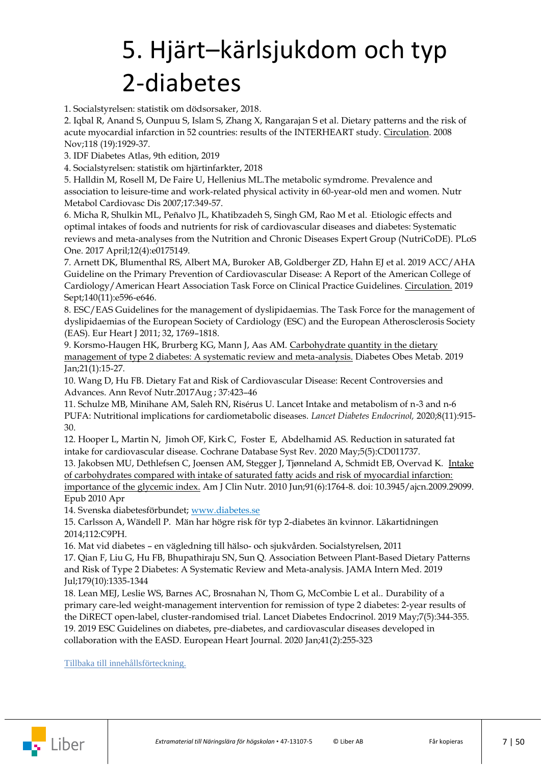# 5. Hjärt–kärlsjukdom och typ 2-diabetes

1. Socialstyrelsen: statistik om dödsorsaker, 2018.
2. Iqbal R, Anand S, Ounpuu S, Islam S, Zhang X, Rangarajan S et al. Dietary patterns and the risk of acute myocardial infarction in 52 countries: results of the INTERHEART study. Circulation. 2008 Nov;118 (19):1929-37.
3. IDF Diabetes Atlas, 9th edition, 2019
4. Socialstyrelsen: statistik om hjärtinfarkter, 2018
5. Halldin M, Rosell M, De Faire U, Hellenius ML.The metabolic symdrome. Prevalence and association to leisure-time and work-related physical activity in 60-year-old men and women. Nutr Metabol Cardiovasc Dis 2007;17:349-57.
6. Micha R, Shulkin ML, Peñalvo JL, Khatibzadeh S, Singh GM, Rao M et al. ·Etiologic effects and optimal intakes of foods and nutrients for risk of cardiovascular diseases and diabetes: Systematic reviews and meta-analyses from the Nutrition and Chronic Diseases Expert Group (NutriCoDE). PLoS One. 2017 April;12(4):e0175149.
7. Arnett DK, Blumenthal RS, Albert MA, Buroker AB, Goldberger ZD, Hahn EJ et al. 2019 ACC/AHA Guideline on the Primary Prevention of Cardiovascular Disease: A Report of the American College of Cardiology/American Heart Association Task Force on Clinical Practice Guidelines. Circulation. 2019 Sept;140(11):e596-e646.
8. ESC/EAS Guidelines for the management of dyslipidaemias. The Task Force for the management of dyslipidaemias of the European Society of Cardiology (ESC) and the European Atherosclerosis Society (EAS). Eur Heart J 2011; 32, 1769–1818.
9. Korsmo-Haugen HK, Brurberg KG, Mann J, Aas AM. Carbohydrate quantity in the dietary management of type 2 diabetes: A systematic review and meta-analysis. Diabetes Obes Metab. 2019 Jan;21(1):15-27.
10. Wang D, Hu FB. Dietary Fat and Risk of Cardiovascular Disease: Recent Controversies and Advances. Ann Revof Nutr.2017Aug ; 37:423–46
11. Schulze MB, Minihane AM, Saleh RN, Risérus U. Lancet Intake and metabolism of n-3 and n-6 PUFA: Nutritional implications for cardiometabolic diseases. *Lancet Diabetes Endocrinol,* 2020;8(11):915-30.
12. Hooper L, Martin N, Jimoh OF, Kirk C, Foster E, Abdelhamid AS. Reduction in saturated fat intake for cardiovascular disease. Cochrane Database Syst Rev. 2020 May;5(5):CD011737.
13. Jakobsen MU, Dethlefsen C, Joensen AM, Stegger J, Tjønneland A, Schmidt EB, Overvad K. Intake of carbohydrates compared with intake of saturated fatty acids and risk of myocardial infarction: importance of the glycemic index. Am J Clin Nutr. 2010 Jun;91(6):1764-8. doi: 10.3945/ajcn.2009.29099. Epub 2010 Apr
14. Svenska diabetesförbundet; www.diabetes.se
15. Carlsson A, Wändell P. Män har högre risk för typ 2-diabetes än kvinnor. Läkartidningen 2014;112:C9PH.
16. Mat vid diabetes – en vägledning till hälso- och sjukvården. Socialstyrelsen, 2011
17. Qian F, Liu G, Hu FB, Bhupathiraju SN, Sun Q. Association Between Plant-Based Dietary Patterns and Risk of Type 2 Diabetes: A Systematic Review and Meta-analysis. JAMA Intern Med. 2019 Jul;179(10):1335-1344
18. Lean MEJ, Leslie WS, Barnes AC, Brosnahan N, Thom G, McCombie L et al.. Durability of a primary care-led weight-management intervention for remission of type 2 diabetes: 2-year results of the DiRECT open-label, cluster-randomised trial. Lancet Diabetes Endocrinol. 2019 May;7(5):344-355.
19. 2019 ESC Guidelines on diabetes, pre-diabetes, and cardiovascular diseases developed in collaboration with the EASD. European Heart Journal. 2020 Jan;41(2):255-323

Tillbaka till innehållsförteckning.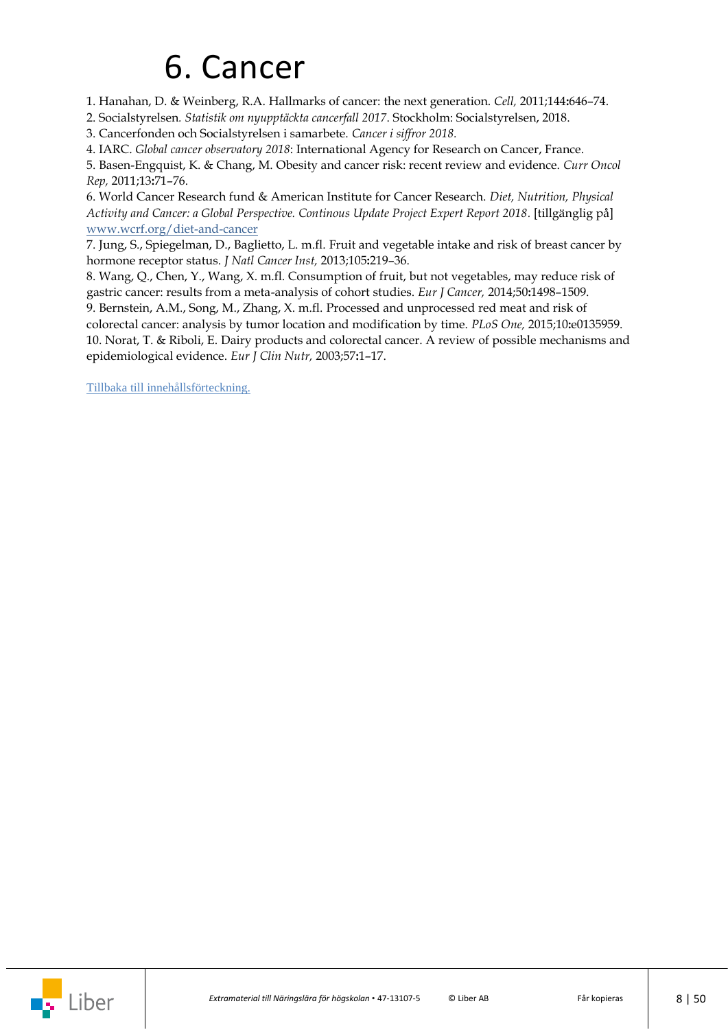# 6. Cancer

1. Hanahan, D. & Weinberg, R.A. Hallmarks of cancer: the next generation. *Cell,* 2011;144**:**646–74.
2. Socialstyrelsen. *Statistik om nyupptäckta cancerfall 2017*. Stockholm: Socialstyrelsen, 2018.
3. Cancerfonden och Socialstyrelsen i samarbete. *Cancer i siffror 2018.*
4. IARC. *Global cancer observatory 2018*: International Agency for Research on Cancer, France.
5. Basen-Engquist, K. & Chang, M. Obesity and cancer risk: recent review and evidence. *Curr Oncol Rep,* 2011;13**:**71–76.
6. World Cancer Research fund & American Institute for Cancer Research. *Diet, Nutrition, Physical Activity and Cancer: a Global Perspective. Continous Update Project Expert Report 2018*. [tillgänglig på] www.wcrf.org/diet-and-cancer
7. Jung, S., Spiegelman, D., Baglietto, L. m.fl. Fruit and vegetable intake and risk of breast cancer by hormone receptor status. *J Natl Cancer Inst,* 2013;105**:**219–36.
8. Wang, Q., Chen, Y., Wang, X. m.fl. Consumption of fruit, but not vegetables, may reduce risk of gastric cancer: results from a meta-analysis of cohort studies. *Eur J Cancer,* 2014;50**:**1498–1509.
9. Bernstein, A.M., Song, M., Zhang, X. m.fl. Processed and unprocessed red meat and risk of colorectal cancer: analysis by tumor location and modification by time. *PLoS One,* 2015;10**:**e0135959.
10. Norat, T. & Riboli, E. Dairy products and colorectal cancer. A review of possible mechanisms and epidemiological evidence. *Eur J Clin Nutr,* 2003;57**:**1–17.

Tillbaka till innehållsförteckning.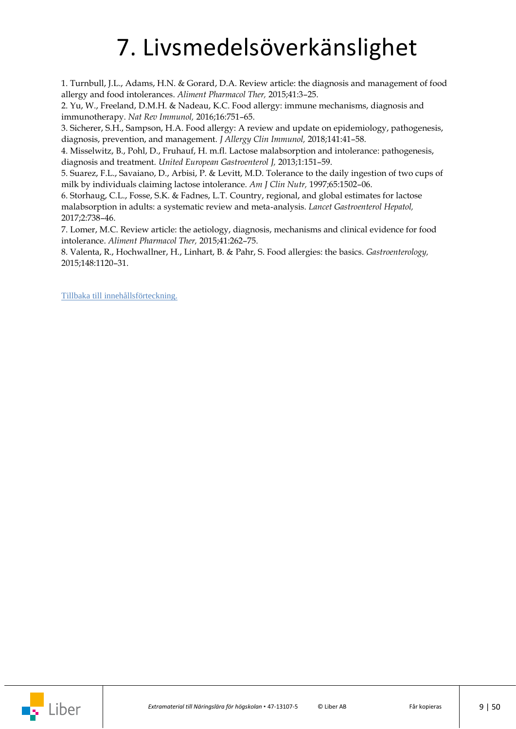# 7. Livsmedelsöverkänslighet

1. Turnbull, J.L., Adams, H.N. & Gorard, D.A. Review article: the diagnosis and management of food allergy and food intolerances. *Aliment Pharmacol Ther,* 2015;41:3–25.
2. Yu, W., Freeland, D.M.H. & Nadeau, K.C. Food allergy: immune mechanisms, diagnosis and immunotherapy. *Nat Rev Immunol,* 2016;16:751–65.
3. Sicherer, S.H., Sampson, H.A. Food allergy: A review and update on epidemiology, pathogenesis, diagnosis, prevention, and management. *J Allergy Clin Immunol,* 2018;141:41–58.
4. Misselwitz, B., Pohl, D., Fruhauf, H. m.fl. Lactose malabsorption and intolerance: pathogenesis, diagnosis and treatment. *United European Gastroenterol J,* 2013;1:151–59.
5. Suarez, F.L., Savaiano, D., Arbisi, P. & Levitt, M.D. Tolerance to the daily ingestion of two cups of milk by individuals claiming lactose intolerance. *Am J Clin Nutr,* 1997;65:1502–06.
6. Storhaug, C.L., Fosse, S.K. & Fadnes, L.T. Country, regional, and global estimates for lactose malabsorption in adults: a systematic review and meta-analysis. *Lancet Gastroenterol Hepatol,* 2017;2:738–46.
7. Lomer, M.C. Review article: the aetiology, diagnosis, mechanisms and clinical evidence for food intolerance. *Aliment Pharmacol Ther,* 2015;41:262–75.
8. Valenta, R., Hochwallner, H., Linhart, B. & Pahr, S. Food allergies: the basics. *Gastroenterology,* 2015;148:1120–31.

Tillbaka till innehållsförteckning.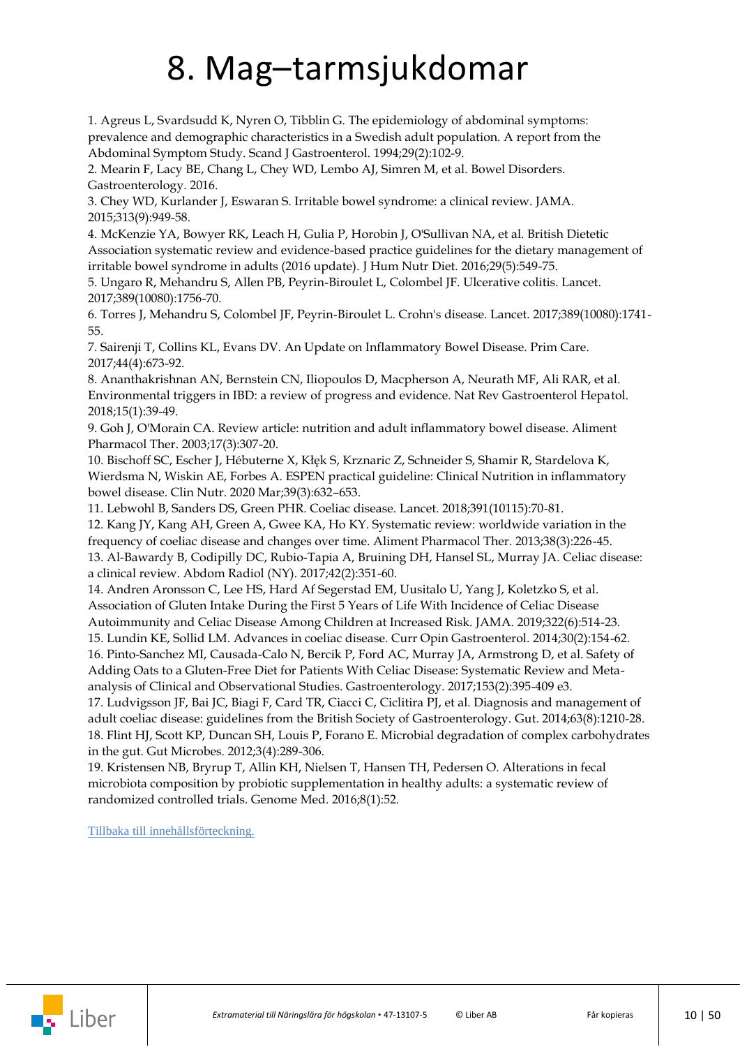# 8. Mag–tarmsjukdomar

1. Agreus L, Svardsudd K, Nyren O, Tibblin G. The epidemiology of abdominal symptoms: prevalence and demographic characteristics in a Swedish adult population. A report from the Abdominal Symptom Study. Scand J Gastroenterol. 1994;29(2):102-9.
2. Mearin F, Lacy BE, Chang L, Chey WD, Lembo AJ, Simren M, et al. Bowel Disorders. Gastroenterology. 2016.
3. Chey WD, Kurlander J, Eswaran S. Irritable bowel syndrome: a clinical review. JAMA. 2015;313(9):949-58.
4. McKenzie YA, Bowyer RK, Leach H, Gulia P, Horobin J, O'Sullivan NA, et al. British Dietetic Association systematic review and evidence-based practice guidelines for the dietary management of irritable bowel syndrome in adults (2016 update). J Hum Nutr Diet. 2016;29(5):549-75.
5. Ungaro R, Mehandru S, Allen PB, Peyrin-Biroulet L, Colombel JF. Ulcerative colitis. Lancet. 2017;389(10080):1756-70.
6. Torres J, Mehandru S, Colombel JF, Peyrin-Biroulet L. Crohn's disease. Lancet. 2017;389(10080):1741-55.
7. Sairenji T, Collins KL, Evans DV. An Update on Inflammatory Bowel Disease. Prim Care. 2017;44(4):673-92.
8. Ananthakrishnan AN, Bernstein CN, Iliopoulos D, Macpherson A, Neurath MF, Ali RAR, et al. Environmental triggers in IBD: a review of progress and evidence. Nat Rev Gastroenterol Hepatol. 2018;15(1):39-49.
9. Goh J, O'Morain CA. Review article: nutrition and adult inflammatory bowel disease. Aliment Pharmacol Ther. 2003;17(3):307-20.
10. Bischoff SC, Escher J, Hébuterne X, Kłęk S, Krznaric Z, Schneider S, Shamir R, Stardelova K, Wierdsma N, Wiskin AE, Forbes A. ESPEN practical guideline: Clinical Nutrition in inflammatory bowel disease. Clin Nutr. 2020 Mar;39(3):632–653.
11. Lebwohl B, Sanders DS, Green PHR. Coeliac disease. Lancet. 2018;391(10115):70-81.
12. Kang JY, Kang AH, Green A, Gwee KA, Ho KY. Systematic review: worldwide variation in the frequency of coeliac disease and changes over time. Aliment Pharmacol Ther. 2013;38(3):226-45.
13. Al-Bawardy B, Codipilly DC, Rubio-Tapia A, Bruining DH, Hansel SL, Murray JA. Celiac disease: a clinical review. Abdom Radiol (NY). 2017;42(2):351-60.
14. Andren Aronsson C, Lee HS, Hard Af Segerstad EM, Uusitalo U, Yang J, Koletzko S, et al. Association of Gluten Intake During the First 5 Years of Life With Incidence of Celiac Disease Autoimmunity and Celiac Disease Among Children at Increased Risk. JAMA. 2019;322(6):514-23.
15. Lundin KE, Sollid LM. Advances in coeliac disease. Curr Opin Gastroenterol. 2014;30(2):154-62.
16. Pinto-Sanchez MI, Causada-Calo N, Bercik P, Ford AC, Murray JA, Armstrong D, et al. Safety of Adding Oats to a Gluten-Free Diet for Patients With Celiac Disease: Systematic Review and Meta-analysis of Clinical and Observational Studies. Gastroenterology. 2017;153(2):395-409 e3.
17. Ludvigsson JF, Bai JC, Biagi F, Card TR, Ciacci C, Ciclitira PJ, et al. Diagnosis and management of adult coeliac disease: guidelines from the British Society of Gastroenterology. Gut. 2014;63(8):1210-28.
18. Flint HJ, Scott KP, Duncan SH, Louis P, Forano E. Microbial degradation of complex carbohydrates in the gut. Gut Microbes. 2012;3(4):289-306.
19. Kristensen NB, Bryrup T, Allin KH, Nielsen T, Hansen TH, Pedersen O. Alterations in fecal microbiota composition by probiotic supplementation in healthy adults: a systematic review of randomized controlled trials. Genome Med. 2016;8(1):52.

Tillbaka till innehållsförteckning.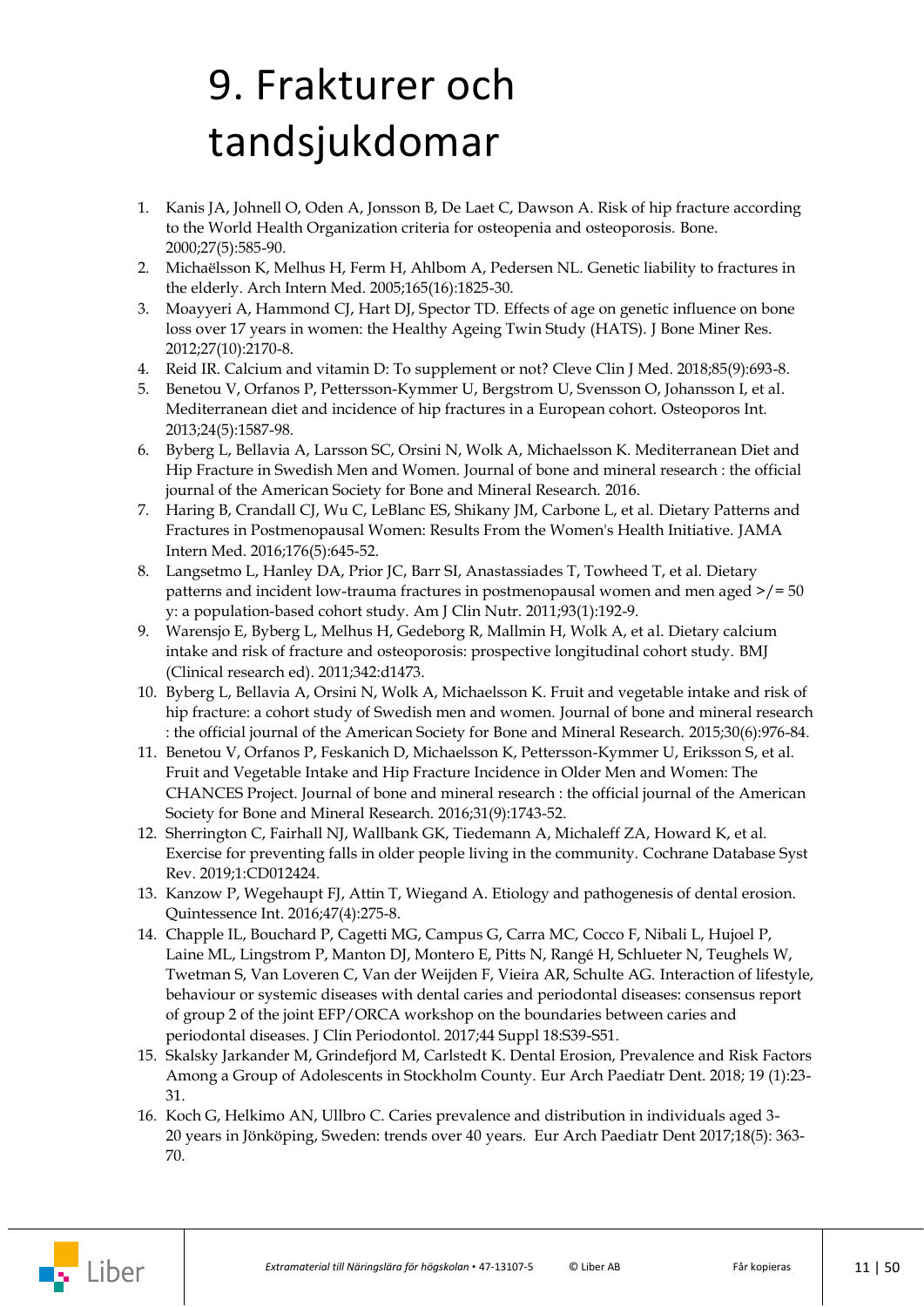# 9. Frakturer och tandsjukdomar

1. Kanis JA, Johnell O, Oden A, Jonsson B, De Laet C, Dawson A. Risk of hip fracture according to the World Health Organization criteria for osteopenia and osteoporosis. Bone. 2000;27(5):585-90.
2. Michaëlsson K, Melhus H, Ferm H, Ahlbom A, Pedersen NL. Genetic liability to fractures in the elderly. Arch Intern Med. 2005;165(16):1825-30.
3. Moayyeri A, Hammond CJ, Hart DJ, Spector TD. Effects of age on genetic influence on bone loss over 17 years in women: the Healthy Ageing Twin Study (HATS). J Bone Miner Res. 2012;27(10):2170-8.
4. Reid IR. Calcium and vitamin D: To supplement or not? Cleve Clin J Med. 2018;85(9):693-8.
5. Benetou V, Orfanos P, Pettersson-Kymmer U, Bergstrom U, Svensson O, Johansson I, et al. Mediterranean diet and incidence of hip fractures in a European cohort. Osteoporos Int. 2013;24(5):1587-98.
6. Byberg L, Bellavia A, Larsson SC, Orsini N, Wolk A, Michaelsson K. Mediterranean Diet and Hip Fracture in Swedish Men and Women. Journal of bone and mineral research : the official journal of the American Society for Bone and Mineral Research. 2016.
7. Haring B, Crandall CJ, Wu C, LeBlanc ES, Shikany JM, Carbone L, et al. Dietary Patterns and Fractures in Postmenopausal Women: Results From the Women's Health Initiative. JAMA Intern Med. 2016;176(5):645-52.
8. Langsetmo L, Hanley DA, Prior JC, Barr SI, Anastassiades T, Towheed T, et al. Dietary patterns and incident low-trauma fractures in postmenopausal women and men aged >/= 50 y: a population-based cohort study. Am J Clin Nutr. 2011;93(1):192-9.
9. Warensjo E, Byberg L, Melhus H, Gedeborg R, Mallmin H, Wolk A, et al. Dietary calcium intake and risk of fracture and osteoporosis: prospective longitudinal cohort study. BMJ (Clinical research ed). 2011;342:d1473.
10. Byberg L, Bellavia A, Orsini N, Wolk A, Michaelsson K. Fruit and vegetable intake and risk of hip fracture: a cohort study of Swedish men and women. Journal of bone and mineral research : the official journal of the American Society for Bone and Mineral Research. 2015;30(6):976-84.
11. Benetou V, Orfanos P, Feskanich D, Michaelsson K, Pettersson-Kymmer U, Eriksson S, et al. Fruit and Vegetable Intake and Hip Fracture Incidence in Older Men and Women: The CHANCES Project. Journal of bone and mineral research : the official journal of the American Society for Bone and Mineral Research. 2016;31(9):1743-52.
12. Sherrington C, Fairhall NJ, Wallbank GK, Tiedemann A, Michaleff ZA, Howard K, et al. Exercise for preventing falls in older people living in the community. Cochrane Database Syst Rev. 2019;1:CD012424.
13. Kanzow P, Wegehaupt FJ, Attin T, Wiegand A. Etiology and pathogenesis of dental erosion. Quintessence Int. 2016;47(4):275-8.
14. Chapple IL, Bouchard P, Cagetti MG, Campus G, Carra MC, Cocco F, Nibali L, Hujoel P, Laine ML, Lingstrom P, Manton DJ, Montero E, Pitts N, Rangé H, Schlueter N, Teughels W, Twetman S, Van Loveren C, Van der Weijden F, Vieira AR, Schulte AG. Interaction of lifestyle, behaviour or systemic diseases with dental caries and periodontal diseases: consensus report of group 2 of the joint EFP/ORCA workshop on the boundaries between caries and periodontal diseases. J Clin Periodontol. 2017;44 Suppl 18:S39-S51.
15. Skalsky Jarkander M, Grindefjord M, Carlstedt K. Dental Erosion, Prevalence and Risk Factors Among a Group of Adolescents in Stockholm County. Eur Arch Paediatr Dent. 2018; 19 (1):23-31.
16. Koch G, Helkimo AN, Ullbro C. Caries prevalence and distribution in individuals aged 3-20 years in Jönköping, Sweden: trends over 40 years. Eur Arch Paediatr Dent 2017;18(5): 363-70.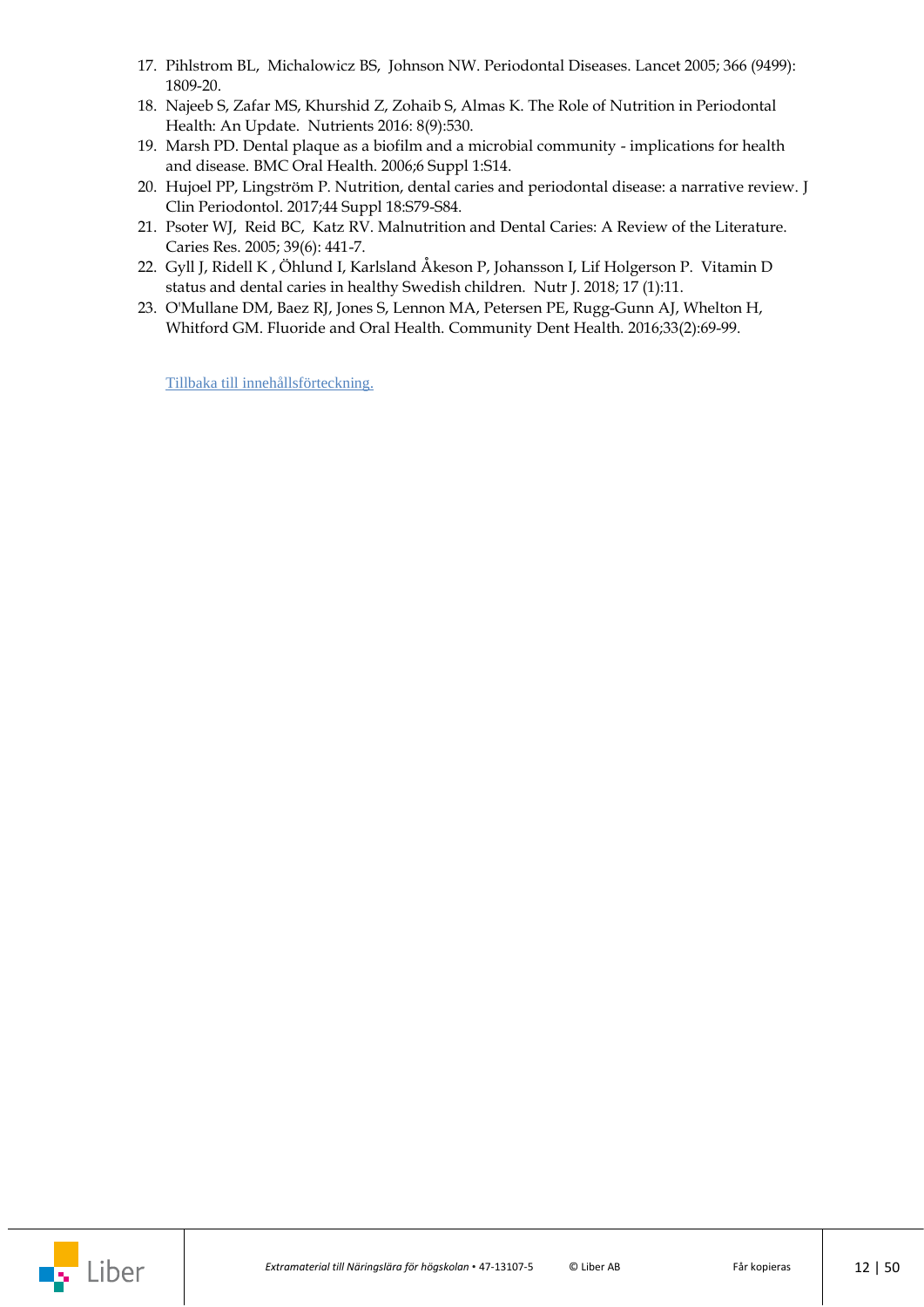17. Pihlstrom BL, Michalowicz BS, Johnson NW. Periodontal Diseases. Lancet 2005; 366 (9499): 1809-20.
18. Najeeb S, Zafar MS, Khurshid Z, Zohaib S, Almas K. The Role of Nutrition in Periodontal Health: An Update. Nutrients 2016: 8(9):530.
19. Marsh PD. Dental plaque as a biofilm and a microbial community - implications for health and disease. BMC Oral Health. 2006;6 Suppl 1:S14.
20. Hujoel PP, Lingström P. Nutrition, dental caries and periodontal disease: a narrative review. J Clin Periodontol. 2017;44 Suppl 18:S79-S84.
21. Psoter WJ, Reid BC, Katz RV. Malnutrition and Dental Caries: A Review of the Literature. Caries Res. 2005; 39(6): 441-7.
22. Gyll J, Ridell K , Öhlund I, Karlsland Åkeson P, Johansson I, Lif Holgerson P. Vitamin D status and dental caries in healthy Swedish children. Nutr J. 2018; 17 (1):11.
23. O'Mullane DM, Baez RJ, Jones S, Lennon MA, Petersen PE, Rugg-Gunn AJ, Whelton H, Whitford GM. Fluoride and Oral Health. Community Dent Health. 2016;33(2):69-99.

Tillbaka till innehållsförteckning.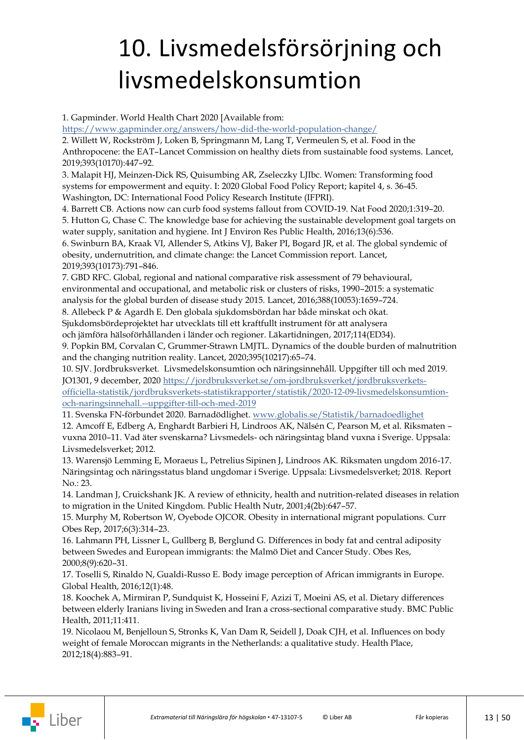# 10. Livsmedelsförsörjning och livsmedelskonsumtion

1. Gapminder. World Health Chart 2020 [Available from: https://www.gapminder.org/answers/how-did-the-world-population-change/
2. Willett W, Rockström J, Loken B, Springmann M, Lang T, Vermeulen S, et al. Food in the Anthropocene: the EAT–Lancet Commission on healthy diets from sustainable food systems. Lancet, 2019;393(10170):447–92.
3. Malapit HJ, Meinzen-Dick RS, Quisumbing AR, Zseleczky LJIbc. Women: Transforming food systems for empowerment and equity. I: 2020 Global Food Policy Report; kapitel 4, s. 36-45. Washington, DC: International Food Policy Research Institute (IFPRI).
4. Barrett CB. Actions now can curb food systems fallout from COVID-19. Nat Food 2020;1:319–20.
5. Hutton G, Chase C. The knowledge base for achieving the sustainable development goal targets on water supply, sanitation and hygiene. Int J Environ Res Public Health, 2016;13(6):536.
6. Swinburn BA, Kraak VI, Allender S, Atkins VJ, Baker PI, Bogard JR, et al. The global syndemic of obesity, undernutrition, and climate change: the Lancet Commission report. Lancet, 2019;393(10173):791–846.
7. GBD RFC. Global, regional and national comparative risk assessment of 79 behavioural, environmental and occupational, and metabolic risk or clusters of risks, 1990–2015: a systematic analysis for the global burden of disease study 2015. Lancet, 2016;388(10053):1659–724.
8. Allebeck P & Agardh E. Den globala sjukdomsbördan har både minskat och ökat. Sjukdomsbördeprojektet har utvecklats till ett kraftfullt instrument för att analysera och jämföra hälsoförhållanden i länder och regioner. Läkartidningen, 2017;114(ED34).
9. Popkin BM, Corvalan C, Grummer-Strawn LMJTL. Dynamics of the double burden of malnutrition and the changing nutrition reality. Lancet, 2020;395(10217):65–74.
10. SJV. Jordbruksverket. Livsmedelskonsumtion och näringsinnehåll. Uppgifter till och med 2019. JO1301, 9 december, 2020 https://jordbruksverket.se/om-jordbruksverket/jordbruksverkets-officiella-statistik/jordbruksverkets-statistikrapporter/statistik/2020-12-09-livsmedelskonsumtion-och-naringsinnehall.--uppgifter-till-och-med-2019
11. Svenska FN-förbundet 2020. Barnadödlighet. www.globalis.se/Statistik/barnadoedlighet
12. Amcoff E, Edberg A, Enghardt Barbieri H, Lindroos AK, Nälsén C, Pearson M, et al. Riksmaten – vuxna 2010–11. Vad äter svenskarna? Livsmedels- och näringsintag bland vuxna i Sverige. Uppsala: Livsmedelsverket; 2012.
13. Warensjö Lemming E, Moraeus L, Petrelius Sipinen J, Lindroos AK. Riksmaten ungdom 2016-17. Näringsintag och näringsstatus bland ungdomar i Sverige. Uppsala: Livsmedelsverket; 2018. Report No.: 23.
14. Landman J, Cruickshank JK. A review of ethnicity, health and nutrition-related diseases in relation to migration in the United Kingdom. Public Health Nutr, 2001;4(2b):647–57.
15. Murphy M, Robertson W, Oyebode OJCOR. Obesity in international migrant populations. Curr Obes Rep, 2017;6(3):314–23.
16. Lahmann PH, Lissner L, Gullberg B, Berglund G. Differences in body fat and central adiposity between Swedes and European immigrants: the Malmö Diet and Cancer Study. Obes Res, 2000;8(9):620–31.
17. Toselli S, Rinaldo N, Gualdi-Russo E. Body image perception of African immigrants in Europe. Global Health, 2016;12(1):48.
18. Koochek A, Mirmiran P, Sundquist K, Hosseini F, Azizi T, Moeini AS, et al. Dietary differences between elderly Iranians living in Sweden and Iran a cross-sectional comparative study. BMC Public Health, 2011;11:411.
19. Nicolaou M, Benjelloun S, Stronks K, Van Dam R, Seidell J, Doak CJH, et al. Influences on body weight of female Moroccan migrants in the Netherlands: a qualitative study. Health Place, 2012;18(4):883–91.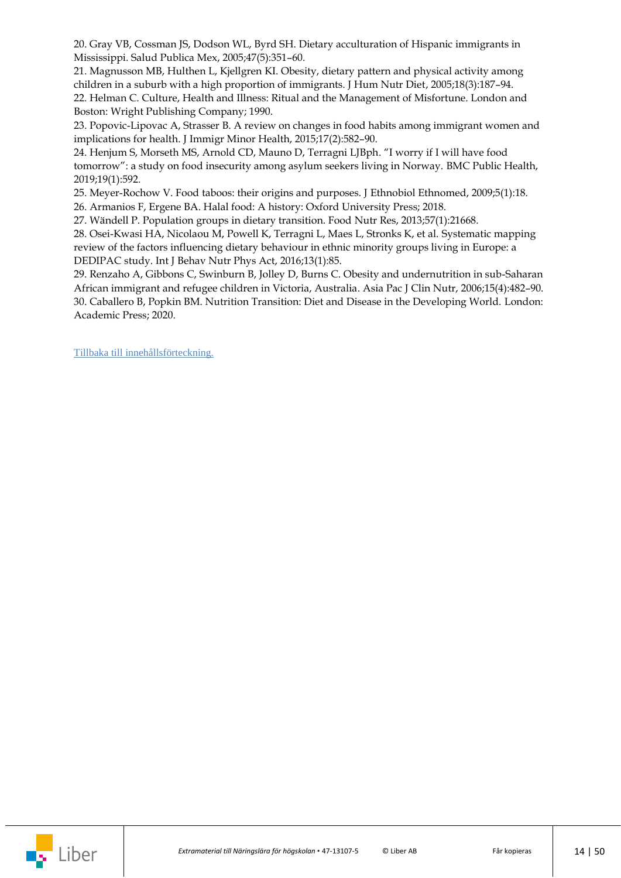20. Gray VB, Cossman JS, Dodson WL, Byrd SH. Dietary acculturation of Hispanic immigrants in Mississippi. Salud Publica Mex, 2005;47(5):351–60.

21. Magnusson MB, Hulthen L, Kjellgren KI. Obesity, dietary pattern and physical activity among children in a suburb with a high proportion of immigrants. J Hum Nutr Diet, 2005;18(3):187–94.

22. Helman C. Culture, Health and Illness: Ritual and the Management of Misfortune. London and Boston: Wright Publishing Company; 1990.

23. Popovic-Lipovac A, Strasser B. A review on changes in food habits among immigrant women and implications for health. J Immigr Minor Health, 2015;17(2):582–90.

24. Henjum S, Morseth MS, Arnold CD, Mauno D, Terragni LJBph. "I worry if I will have food tomorrow": a study on food insecurity among asylum seekers living in Norway. BMC Public Health, 2019;19(1):592.

25. Meyer-Rochow V. Food taboos: their origins and purposes. J Ethnobiol Ethnomed, 2009;5(1):18.

26. Armanios F, Ergene BA. Halal food: A history: Oxford University Press; 2018.

27. Wändell P. Population groups in dietary transition. Food Nutr Res, 2013;57(1):21668.

28. Osei-Kwasi HA, Nicolaou M, Powell K, Terragni L, Maes L, Stronks K, et al. Systematic mapping review of the factors influencing dietary behaviour in ethnic minority groups living in Europe: a DEDIPAC study. Int J Behav Nutr Phys Act, 2016;13(1):85.

29. Renzaho A, Gibbons C, Swinburn B, Jolley D, Burns C. Obesity and undernutrition in sub-Saharan African immigrant and refugee children in Victoria, Australia. Asia Pac J Clin Nutr, 2006;15(4):482–90.

30. Caballero B, Popkin BM. Nutrition Transition: Diet and Disease in the Developing World. London: Academic Press; 2020.

Tillbaka till innehållsförteckning.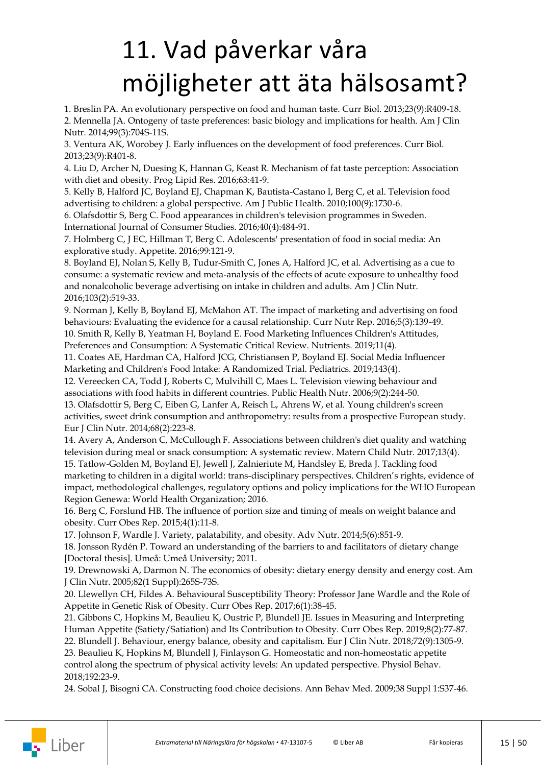# 11. Vad påverkar våra möjligheter att äta hälsosamt?

1. Breslin PA. An evolutionary perspective on food and human taste. Curr Biol. 2013;23(9):R409-18.
2. Mennella JA. Ontogeny of taste preferences: basic biology and implications for health. Am J Clin Nutr. 2014;99(3):704S-11S.
3. Ventura AK, Worobey J. Early influences on the development of food preferences. Curr Biol. 2013;23(9):R401-8.
4. Liu D, Archer N, Duesing K, Hannan G, Keast R. Mechanism of fat taste perception: Association with diet and obesity. Prog Lipid Res. 2016;63:41-9.
5. Kelly B, Halford JC, Boyland EJ, Chapman K, Bautista-Castano I, Berg C, et al. Television food advertising to children: a global perspective. Am J Public Health. 2010;100(9):1730-6.
6. Olafsdottir S, Berg C. Food appearances in children's television programmes in Sweden. International Journal of Consumer Studies. 2016;40(4):484-91.
7. Holmberg C, J EC, Hillman T, Berg C. Adolescents' presentation of food in social media: An explorative study. Appetite. 2016;99:121-9.
8. Boyland EJ, Nolan S, Kelly B, Tudur-Smith C, Jones A, Halford JC, et al. Advertising as a cue to consume: a systematic review and meta-analysis of the effects of acute exposure to unhealthy food and nonalcoholic beverage advertising on intake in children and adults. Am J Clin Nutr. 2016;103(2):519-33.
9. Norman J, Kelly B, Boyland EJ, McMahon AT. The impact of marketing and advertising on food behaviours: Evaluating the evidence for a causal relationship. Curr Nutr Rep. 2016;5(3):139-49.
10. Smith R, Kelly B, Yeatman H, Boyland E. Food Marketing Influences Children's Attitudes, Preferences and Consumption: A Systematic Critical Review. Nutrients. 2019;11(4).
11. Coates AE, Hardman CA, Halford JCG, Christiansen P, Boyland EJ. Social Media Influencer Marketing and Children's Food Intake: A Randomized Trial. Pediatrics. 2019;143(4).
12. Vereecken CA, Todd J, Roberts C, Mulvihill C, Maes L. Television viewing behaviour and associations with food habits in different countries. Public Health Nutr. 2006;9(2):244-50.
13. Olafsdottir S, Berg C, Eiben G, Lanfer A, Reisch L, Ahrens W, et al. Young children's screen activities, sweet drink consumption and anthropometry: results from a prospective European study. Eur J Clin Nutr. 2014;68(2):223-8.
14. Avery A, Anderson C, McCullough F. Associations between children's diet quality and watching television during meal or snack consumption: A systematic review. Matern Child Nutr. 2017;13(4).
15. Tatlow-Golden M, Boyland EJ, Jewell J, Zalnieriute M, Handsley E, Breda J. Tackling food marketing to children in a digital world: trans-disciplinary perspectives. Children's rights, evidence of impact, methodological challenges, regulatory options and policy implications for the WHO European Region Genewa: World Health Organization; 2016.
16. Berg C, Forslund HB. The influence of portion size and timing of meals on weight balance and obesity. Curr Obes Rep. 2015;4(1):11-8.
17. Johnson F, Wardle J. Variety, palatability, and obesity. Adv Nutr. 2014;5(6):851-9.
18. Jonsson Rydén P. Toward an understanding of the barriers to and facilitators of dietary change [Doctoral thesis]. Umeå: Umeå University; 2011.
19. Drewnowski A, Darmon N. The economics of obesity: dietary energy density and energy cost. Am J Clin Nutr. 2005;82(1 Suppl):265S-73S.
20. Llewellyn CH, Fildes A. Behavioural Susceptibility Theory: Professor Jane Wardle and the Role of Appetite in Genetic Risk of Obesity. Curr Obes Rep. 2017;6(1):38-45.
21. Gibbons C, Hopkins M, Beaulieu K, Oustric P, Blundell JE. Issues in Measuring and Interpreting Human Appetite (Satiety/Satiation) and Its Contribution to Obesity. Curr Obes Rep. 2019;8(2):77-87.
22. Blundell J. Behaviour, energy balance, obesity and capitalism. Eur J Clin Nutr. 2018;72(9):1305-9.
23. Beaulieu K, Hopkins M, Blundell J, Finlayson G. Homeostatic and non-homeostatic appetite control along the spectrum of physical activity levels: An updated perspective. Physiol Behav. 2018;192:23-9.
24. Sobal J, Bisogni CA. Constructing food choice decisions. Ann Behav Med. 2009;38 Suppl 1:S37-46.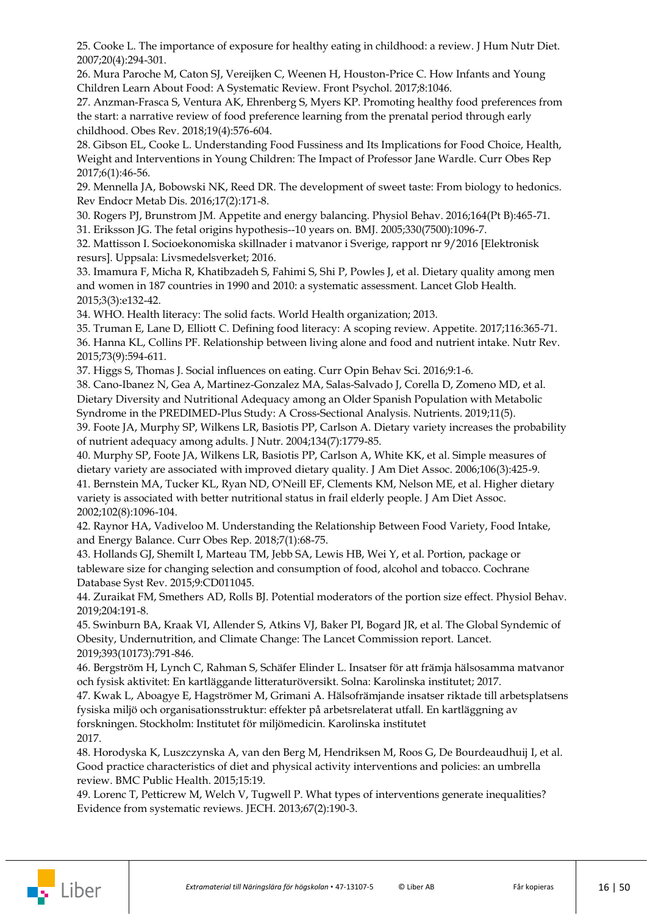25. Cooke L. The importance of exposure for healthy eating in childhood: a review. J Hum Nutr Diet. 2007;20(4):294-301.
26. Mura Paroche M, Caton SJ, Vereijken C, Weenen H, Houston-Price C. How Infants and Young Children Learn About Food: A Systematic Review. Front Psychol. 2017;8:1046.
27. Anzman-Frasca S, Ventura AK, Ehrenberg S, Myers KP. Promoting healthy food preferences from the start: a narrative review of food preference learning from the prenatal period through early childhood. Obes Rev. 2018;19(4):576-604.
28. Gibson EL, Cooke L. Understanding Food Fussiness and Its Implications for Food Choice, Health, Weight and Interventions in Young Children: The Impact of Professor Jane Wardle. Curr Obes Rep 2017;6(1):46-56.
29. Mennella JA, Bobowski NK, Reed DR. The development of sweet taste: From biology to hedonics. Rev Endocr Metab Dis. 2016;17(2):171-8.
30. Rogers PJ, Brunstrom JM. Appetite and energy balancing. Physiol Behav. 2016;164(Pt B):465-71.
31. Eriksson JG. The fetal origins hypothesis--10 years on. BMJ. 2005;330(7500):1096-7.
32. Mattisson I. Socioekonomiska skillnader i matvanor i Sverige, rapport nr 9/2016 [Elektronisk resurs]. Uppsala: Livsmedelsverket; 2016.
33. Imamura F, Micha R, Khatibzadeh S, Fahimi S, Shi P, Powles J, et al. Dietary quality among men and women in 187 countries in 1990 and 2010: a systematic assessment. Lancet Glob Health. 2015;3(3):e132-42.
34. WHO. Health literacy: The solid facts. World Health organization; 2013.
35. Truman E, Lane D, Elliott C. Defining food literacy: A scoping review. Appetite. 2017;116:365-71.
36. Hanna KL, Collins PF. Relationship between living alone and food and nutrient intake. Nutr Rev. 2015;73(9):594-611.
37. Higgs S, Thomas J. Social influences on eating. Curr Opin Behav Sci. 2016;9:1-6.
38. Cano-Ibanez N, Gea A, Martinez-Gonzalez MA, Salas-Salvado J, Corella D, Zomeno MD, et al. Dietary Diversity and Nutritional Adequacy among an Older Spanish Population with Metabolic Syndrome in the PREDIMED-Plus Study: A Cross-Sectional Analysis. Nutrients. 2019;11(5).
39. Foote JA, Murphy SP, Wilkens LR, Basiotis PP, Carlson A. Dietary variety increases the probability of nutrient adequacy among adults. J Nutr. 2004;134(7):1779-85.
40. Murphy SP, Foote JA, Wilkens LR, Basiotis PP, Carlson A, White KK, et al. Simple measures of dietary variety are associated with improved dietary quality. J Am Diet Assoc. 2006;106(3):425-9.
41. Bernstein MA, Tucker KL, Ryan ND, O'Neill EF, Clements KM, Nelson ME, et al. Higher dietary variety is associated with better nutritional status in frail elderly people. J Am Diet Assoc. 2002;102(8):1096-104.
42. Raynor HA, Vadiveloo M. Understanding the Relationship Between Food Variety, Food Intake, and Energy Balance. Curr Obes Rep. 2018;7(1):68-75.
43. Hollands GJ, Shemilt I, Marteau TM, Jebb SA, Lewis HB, Wei Y, et al. Portion, package or tableware size for changing selection and consumption of food, alcohol and tobacco. Cochrane Database Syst Rev. 2015;9:CD011045.
44. Zuraikat FM, Smethers AD, Rolls BJ. Potential moderators of the portion size effect. Physiol Behav. 2019;204:191-8.
45. Swinburn BA, Kraak VI, Allender S, Atkins VJ, Baker PI, Bogard JR, et al. The Global Syndemic of Obesity, Undernutrition, and Climate Change: The Lancet Commission report. Lancet. 2019;393(10173):791-846.
46. Bergström H, Lynch C, Rahman S, Schäfer Elinder L. Insatser för att främja hälsosamma matvanor och fysisk aktivitet: En kartläggande litteraturöversikt. Solna: Karolinska institutet; 2017.
47. Kwak L, Aboagye E, Hagströmer M, Grimani A. Hälsofrämjande insatser riktade till arbetsplatsens fysiska miljö och organisationsstruktur: effekter på arbetsrelaterat utfall. En kartläggning av forskningen. Stockholm: Institutet för miljömedicin. Karolinska institutet 2017.
48. Horodyska K, Luszczynska A, van den Berg M, Hendriksen M, Roos G, De Bourdeaudhuij I, et al. Good practice characteristics of diet and physical activity interventions and policies: an umbrella review. BMC Public Health. 2015;15:19.
49. Lorenc T, Petticrew M, Welch V, Tugwell P. What types of interventions generate inequalities? Evidence from systematic reviews. JECH. 2013;67(2):190-3.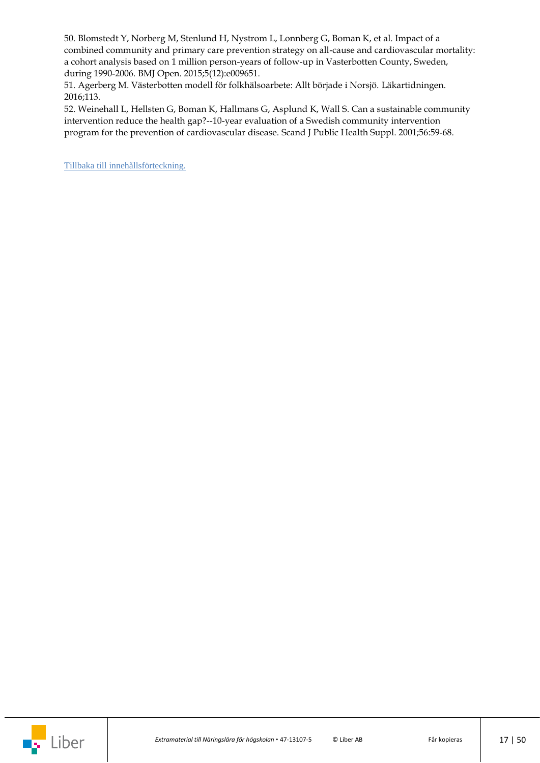50. Blomstedt Y, Norberg M, Stenlund H, Nystrom L, Lonnberg G, Boman K, et al. Impact of a combined community and primary care prevention strategy on all-cause and cardiovascular mortality: a cohort analysis based on 1 million person-years of follow-up in Vasterbotten County, Sweden, during 1990-2006. BMJ Open. 2015;5(12):e009651.

51. Agerberg M. Västerbotten modell för folkhälsoarbete: Allt började i Norsjö. Läkartidningen. 2016;113.

52. Weinehall L, Hellsten G, Boman K, Hallmans G, Asplund K, Wall S. Can a sustainable community intervention reduce the health gap?--10-year evaluation of a Swedish community intervention program for the prevention of cardiovascular disease. Scand J Public Health Suppl. 2001;56:59-68.

Tillbaka till innehållsförteckning.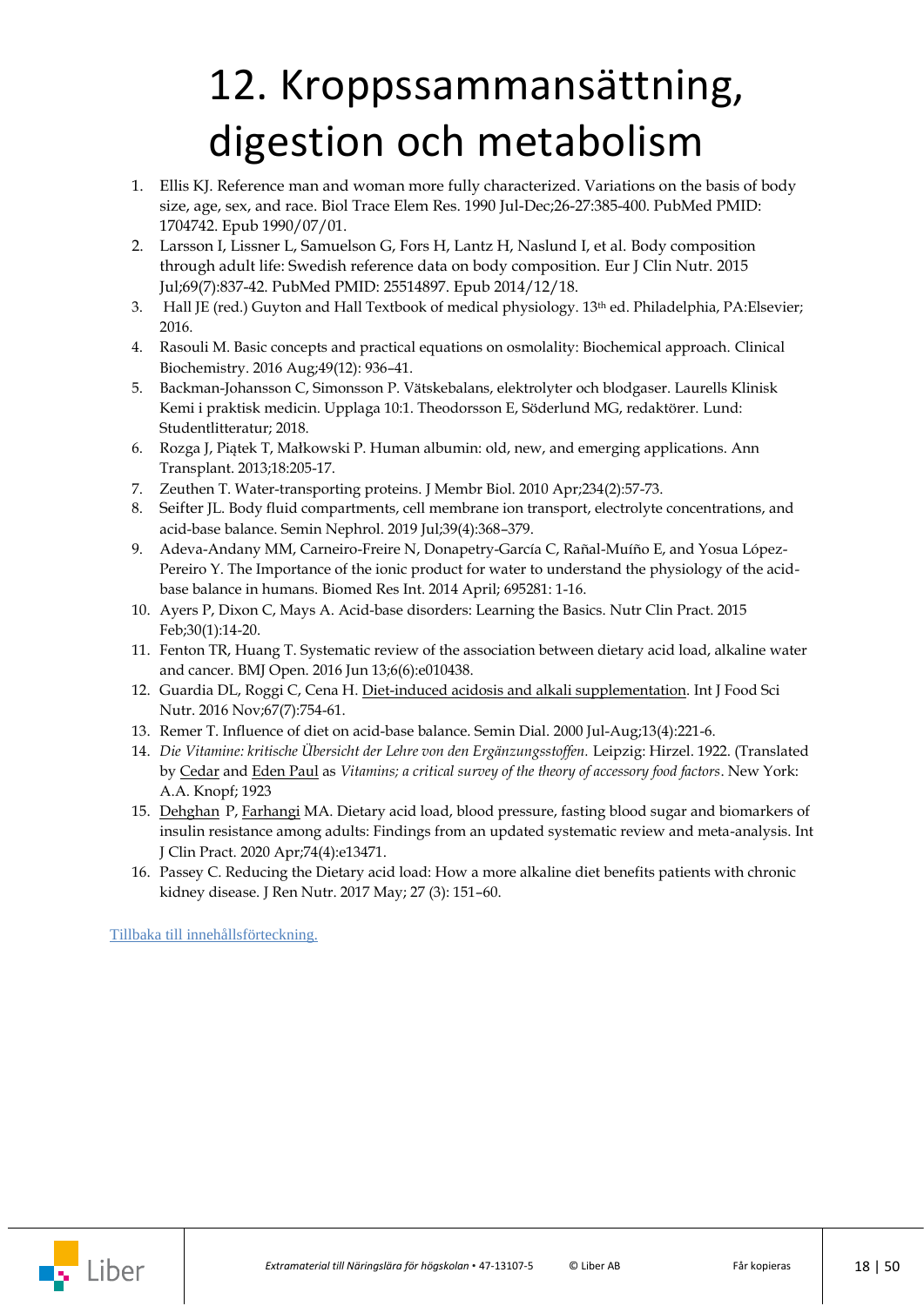# 12. Kroppssammansättning, digestion och metabolism

1. Ellis KJ. Reference man and woman more fully characterized. Variations on the basis of body size, age, sex, and race. Biol Trace Elem Res. 1990 Jul-Dec;26-27:385-400. PubMed PMID: 1704742. Epub 1990/07/01.
2. Larsson I, Lissner L, Samuelson G, Fors H, Lantz H, Naslund I, et al. Body composition through adult life: Swedish reference data on body composition. Eur J Clin Nutr. 2015 Jul;69(7):837-42. PubMed PMID: 25514897. Epub 2014/12/18.
3. Hall JE (red.) Guyton and Hall Textbook of medical physiology. 13th ed. Philadelphia, PA:Elsevier; 2016.
4. Rasouli M. Basic concepts and practical equations on osmolality: Biochemical approach. Clinical Biochemistry. 2016 Aug;49(12): 936–41.
5. Backman-Johansson C, Simonsson P. Vätskebalans, elektrolyter och blodgaser. Laurells Klinisk Kemi i praktisk medicin. Upplaga 10:1. Theodorsson E, Söderlund MG, redaktörer. Lund: Studentlitteratur; 2018.
6. Rozga J, Piątek T, Małkowski P. Human albumin: old, new, and emerging applications. Ann Transplant. 2013;18:205-17.
7. Zeuthen T. Water-transporting proteins. J Membr Biol. 2010 Apr;234(2):57-73.
8. Seifter JL. Body fluid compartments, cell membrane ion transport, electrolyte concentrations, and acid-base balance. Semin Nephrol. 2019 Jul;39(4):368–379.
9. Adeva-Andany MM, Carneiro-Freire N, Donapetry-García C, Rañal-Muíño E, and Yosua López-Pereiro Y. The Importance of the ionic product for water to understand the physiology of the acid-base balance in humans. Biomed Res Int. 2014 April; 695281: 1-16.
10. Ayers P, Dixon C, Mays A. Acid-base disorders: Learning the Basics. Nutr Clin Pract. 2015 Feb;30(1):14-20.
11. Fenton TR, Huang T. Systematic review of the association between dietary acid load, alkaline water and cancer. BMJ Open. 2016 Jun 13;6(6):e010438.
12. Guardia DL, Roggi C, Cena H. Diet-induced acidosis and alkali supplementation. Int J Food Sci Nutr. 2016 Nov;67(7):754-61.
13. Remer T. Influence of diet on acid-base balance. Semin Dial. 2000 Jul-Aug;13(4):221-6.
14. *Die Vitamine: kritische Übersicht der Lehre von den Ergänzungsstoffen.* Leipzig: Hirzel. 1922. (Translated by Cedar and Eden Paul as *Vitamins; a critical survey of the theory of accessory food factors*. New York: A.A. Knopf; 1923
15. Dehghan P, Farhangi MA. Dietary acid load, blood pressure, fasting blood sugar and biomarkers of insulin resistance among adults: Findings from an updated systematic review and meta-analysis. Int J Clin Pract. 2020 Apr;74(4):e13471.
16. Passey C. Reducing the Dietary acid load: How a more alkaline diet benefits patients with chronic kidney disease. J Ren Nutr. 2017 May; 27 (3): 151–60.

Tillbaka till innehållsförteckning.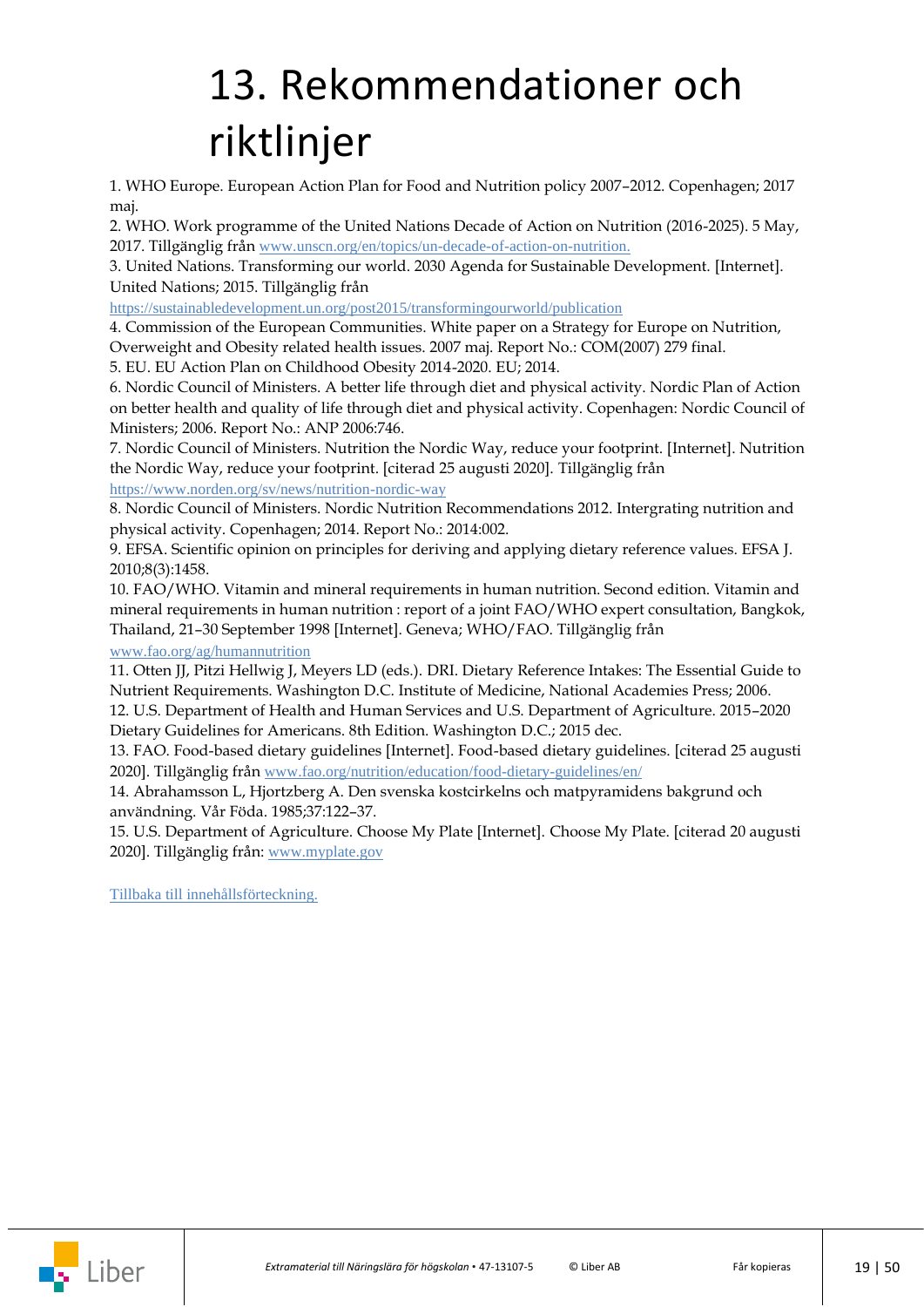# 13. Rekommendationer och riktlinjer

1. WHO Europe. European Action Plan for Food and Nutrition policy 2007–2012. Copenhagen; 2017 maj.
2. WHO. Work programme of the United Nations Decade of Action on Nutrition (2016-2025). 5 May, 2017. Tillgänglig från www.unscn.org/en/topics/un-decade-of-action-on-nutrition.
3. United Nations. Transforming our world. 2030 Agenda for Sustainable Development. [Internet]. United Nations; 2015. Tillgänglig från https://sustainabledevelopment.un.org/post2015/transformingourworld/publication
4. Commission of the European Communities. White paper on a Strategy for Europe on Nutrition, Overweight and Obesity related health issues. 2007 maj. Report No.: COM(2007) 279 final.
5. EU. EU Action Plan on Childhood Obesity 2014-2020. EU; 2014.
6. Nordic Council of Ministers. A better life through diet and physical activity. Nordic Plan of Action on better health and quality of life through diet and physical activity. Copenhagen: Nordic Council of Ministers; 2006. Report No.: ANP 2006:746.
7. Nordic Council of Ministers. Nutrition the Nordic Way, reduce your footprint. [Internet]. Nutrition the Nordic Way, reduce your footprint. [citerad 25 augusti 2020]. Tillgänglig från https://www.norden.org/sv/news/nutrition-nordic-way
8. Nordic Council of Ministers. Nordic Nutrition Recommendations 2012. Intergrating nutrition and physical activity. Copenhagen; 2014. Report No.: 2014:002.
9. EFSA. Scientific opinion on principles for deriving and applying dietary reference values. EFSA J. 2010;8(3):1458.
10. FAO/WHO. Vitamin and mineral requirements in human nutrition. Second edition. Vitamin and mineral requirements in human nutrition : report of a joint FAO/WHO expert consultation, Bangkok, Thailand, 21–30 September 1998 [Internet]. Geneva; WHO/FAO. Tillgänglig från www.fao.org/ag/humannutrition
11. Otten JJ, Pitzi Hellwig J, Meyers LD (eds.). DRI. Dietary Reference Intakes: The Essential Guide to Nutrient Requirements. Washington D.C. Institute of Medicine, National Academies Press; 2006.
12. U.S. Department of Health and Human Services and U.S. Department of Agriculture. 2015–2020 Dietary Guidelines for Americans. 8th Edition. Washington D.C.; 2015 dec.
13. FAO. Food-based dietary guidelines [Internet]. Food-based dietary guidelines. [citerad 25 augusti 2020]. Tillgänglig från www.fao.org/nutrition/education/food-dietary-guidelines/en/
14. Abrahamsson L, Hjortzberg A. Den svenska kostcirkelns och matpyramidens bakgrund och användning. Vår Föda. 1985;37:122–37.
15. U.S. Department of Agriculture. Choose My Plate [Internet]. Choose My Plate. [citerad 20 augusti 2020]. Tillgänglig från: www.myplate.gov

Tillbaka till innehållsförteckning.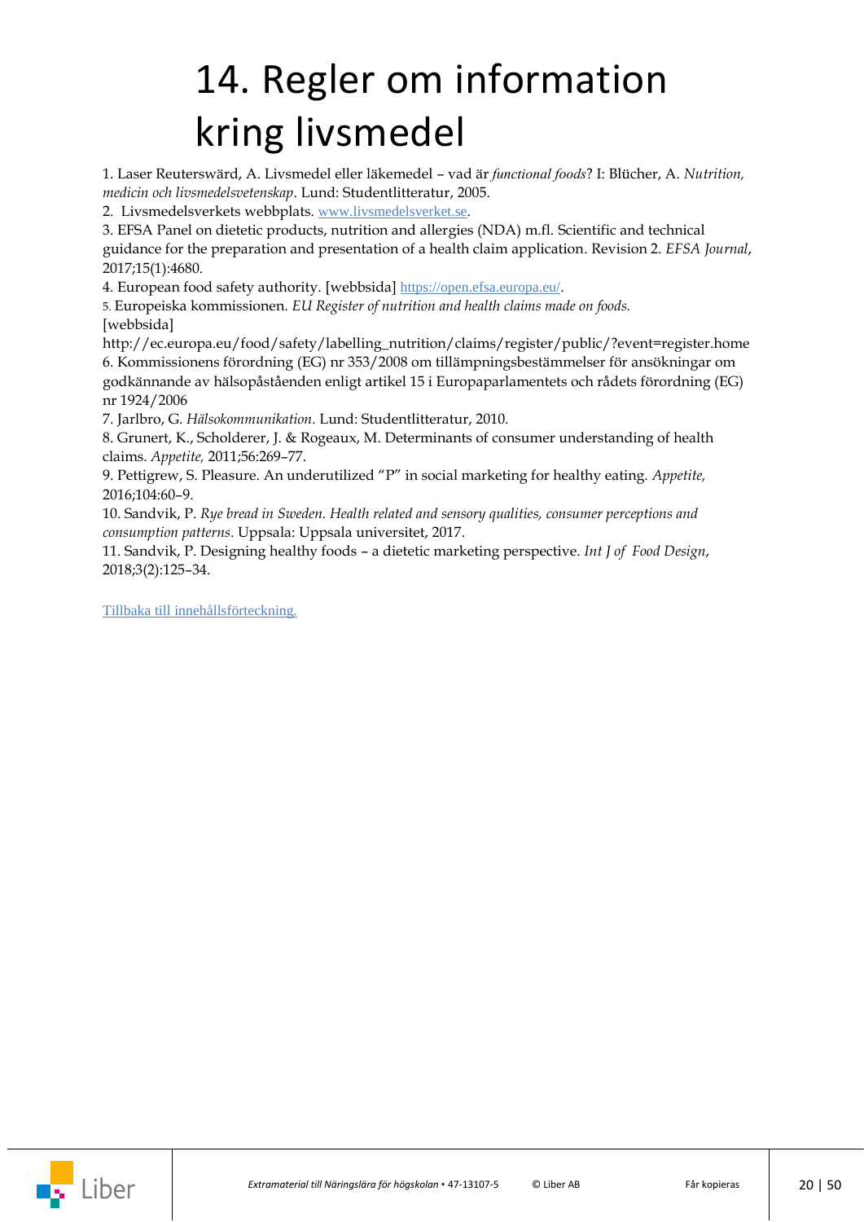# 14. Regler om information kring livsmedel

1. Laser Reutersward, A. Livsmedel eller läkemedel – vad är *functional foods*? I: Blücher, A. *Nutrition, medicin och livsmedelsvetenskap*. Lund: Studentlitteratur, 2005.
2. Livsmedelsverkets webbplats. [www.livsmedelsverket.se](http://www.livsmedelsverket.se).
3. EFSA Panel on dietetic products, nutrition and allergies (NDA) m.fl. Scientific and technical guidance for the preparation and presentation of a health claim application. Revision 2. *EFSA Journal*, 2017;15(1):4680.
4. European food safety authority. [webbsida] [https://open.efsa.europa.eu/](https://open.efsa.europa.eu/).
5. Europeiska kommissionen. *EU Register of nutrition and health claims made on foods.* [webbsida] http://ec.europa.eu/food/safety/labelling_nutrition/claims/register/public/?event=register.home
6. Kommissionens förordning (EG) nr 353/2008 om tillämpningsbestämmelser för ansökningar om godkännande av hälsopåståenden enligt artikel 15 i Europaparlamentets och rådets förordning (EG) nr 1924/2006
7. Jarlbro, G. *Hälsokommunikation*. Lund: Studentlitteratur, 2010.
8. Grunert, K., Scholderer, J. & Rogeaux, M. Determinants of consumer understanding of health claims. *Appetite,* 2011;56:269–77.
9. Pettigrew, S. Pleasure. An underutilized "P" in social marketing for healthy eating. *Appetite,* 2016;104:60–9.
10. Sandvik, P. *Rye bread in Sweden. Health related and sensory qualities, consumer perceptions and consumption patterns*. Uppsala: Uppsala universitet, 2017.
11. Sandvik, P. Designing healthy foods – a dietetic marketing perspective. *Int J of Food Design*, 2018;3(2):125–34.

Tillbaka till innehållsförteckning.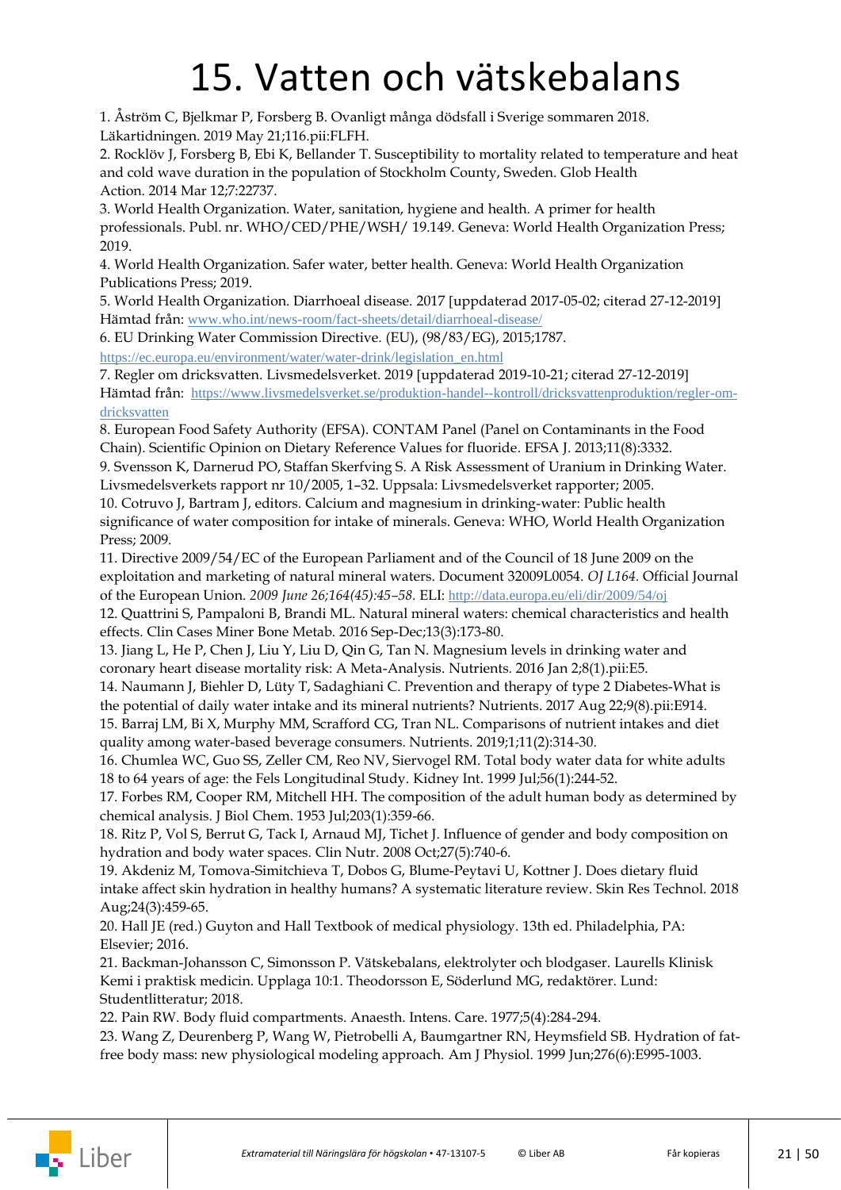# 15. Vatten och vätskebalans

1. Åström C, Bjelkmar P, Forsberg B. Ovanligt många dödsfall i Sverige sommaren 2018. Läkartidningen. 2019 May 21;116.pii:FLFH.
2. Rocklöv J, Forsberg B, Ebi K, Bellander T. Susceptibility to mortality related to temperature and heat and cold wave duration in the population of Stockholm County, Sweden. Glob Health Action. 2014 Mar 12;7:22737.
3. World Health Organization. Water, sanitation, hygiene and health. A primer for health professionals. Publ. nr. WHO/CED/PHE/WSH/ 19.149. Geneva: World Health Organization Press; 2019.
4. World Health Organization. Safer water, better health. Geneva: World Health Organization Publications Press; 2019.
5. World Health Organization. Diarrhoeal disease. 2017 [uppdaterad 2017-05-02; citerad 27-12-2019] Hämtad från: www.who.int/news-room/fact-sheets/detail/diarrhoeal-disease/
6. EU Drinking Water Commission Directive. (EU), (98/83/EG), 2015;1787. https://ec.europa.eu/environment/water/water-drink/legislation_en.html
7. Regler om dricksvatten. Livsmedelsverket. 2019 [uppdaterad 2019-10-21; citerad 27-12-2019] Hämtad från: https://www.livsmedelsverket.se/produktion-handel--kontroll/dricksvattenproduktion/regler-om-dricksvatten
8. European Food Safety Authority (EFSA). CONTAM Panel (Panel on Contaminants in the Food Chain). Scientific Opinion on Dietary Reference Values for fluoride. EFSA J. 2013;11(8):3332.
9. Svensson K, Darnerud PO, Staffan Skerfving S. A Risk Assessment of Uranium in Drinking Water. Livsmedelsverkets rapport nr 10/2005, 1–32. Uppsala: Livsmedelsverket rapporter; 2005.
10. Cotruvo J, Bartram J, editors. Calcium and magnesium in drinking-water: Public health significance of water composition for intake of minerals. Geneva: WHO, World Health Organization Press; 2009.
11. Directive 2009/54/EC of the European Parliament and of the Council of 18 June 2009 on the exploitation and marketing of natural mineral waters. Document 32009L0054. *OJ L164.* Official Journal of the European Union. *2009 June 26;164(45):45–58.* ELI: http://data.europa.eu/eli/dir/2009/54/oj
12. Quattrini S, Pampaloni B, Brandi ML. Natural mineral waters: chemical characteristics and health effects. Clin Cases Miner Bone Metab. 2016 Sep-Dec;13(3):173-80.
13. Jiang L, He P, Chen J, Liu Y, Liu D, Qin G, Tan N. Magnesium levels in drinking water and coronary heart disease mortality risk: A Meta-Analysis. Nutrients. 2016 Jan 2;8(1).pii:E5.
14. Naumann J, Biehler D, Lüty T, Sadaghiani C. Prevention and therapy of type 2 Diabetes-What is the potential of daily water intake and its mineral nutrients? Nutrients. 2017 Aug 22;9(8).pii:E914.
15. Barraj LM, Bi X, Murphy MM, Scrafford CG, Tran NL. Comparisons of nutrient intakes and diet quality among water-based beverage consumers. Nutrients. 2019;1;11(2):314-30.
16. Chumlea WC, Guo SS, Zeller CM, Reo NV, Siervogel RM. Total body water data for white adults 18 to 64 years of age: the Fels Longitudinal Study. Kidney Int. 1999 Jul;56(1):244-52.
17. Forbes RM, Cooper RM, Mitchell HH. The composition of the adult human body as determined by chemical analysis. J Biol Chem. 1953 Jul;203(1):359-66.
18. Ritz P, Vol S, Berrut G, Tack I, Arnaud MJ, Tichet J. Influence of gender and body composition on hydration and body water spaces. Clin Nutr. 2008 Oct;27(5):740-6.
19. Akdeniz M, Tomova-Simitchieva T, Dobos G, Blume-Peytavi U, Kottner J. Does dietary fluid intake affect skin hydration in healthy humans? A systematic literature review. Skin Res Technol. 2018 Aug;24(3):459-65.
20. Hall JE (red.) Guyton and Hall Textbook of medical physiology. 13th ed. Philadelphia, PA: Elsevier; 2016.
21. Backman-Johansson C, Simonsson P. Vätskebalans, elektrolyter och blodgaser. Laurells Klinisk Kemi i praktisk medicin. Upplaga 10:1. Theodorsson E, Söderlund MG, redaktörer. Lund: Studentlitteratur; 2018.
22. Pain RW. Body fluid compartments. Anaesth. Intens. Care. 1977;5(4):284-294.
23. Wang Z, Deurenberg P, Wang W, Pietrobelli A, Baumgartner RN, Heymsfield SB. Hydration of fat-free body mass: new physiological modeling approach. Am J Physiol. 1999 Jun;276(6):E995-1003.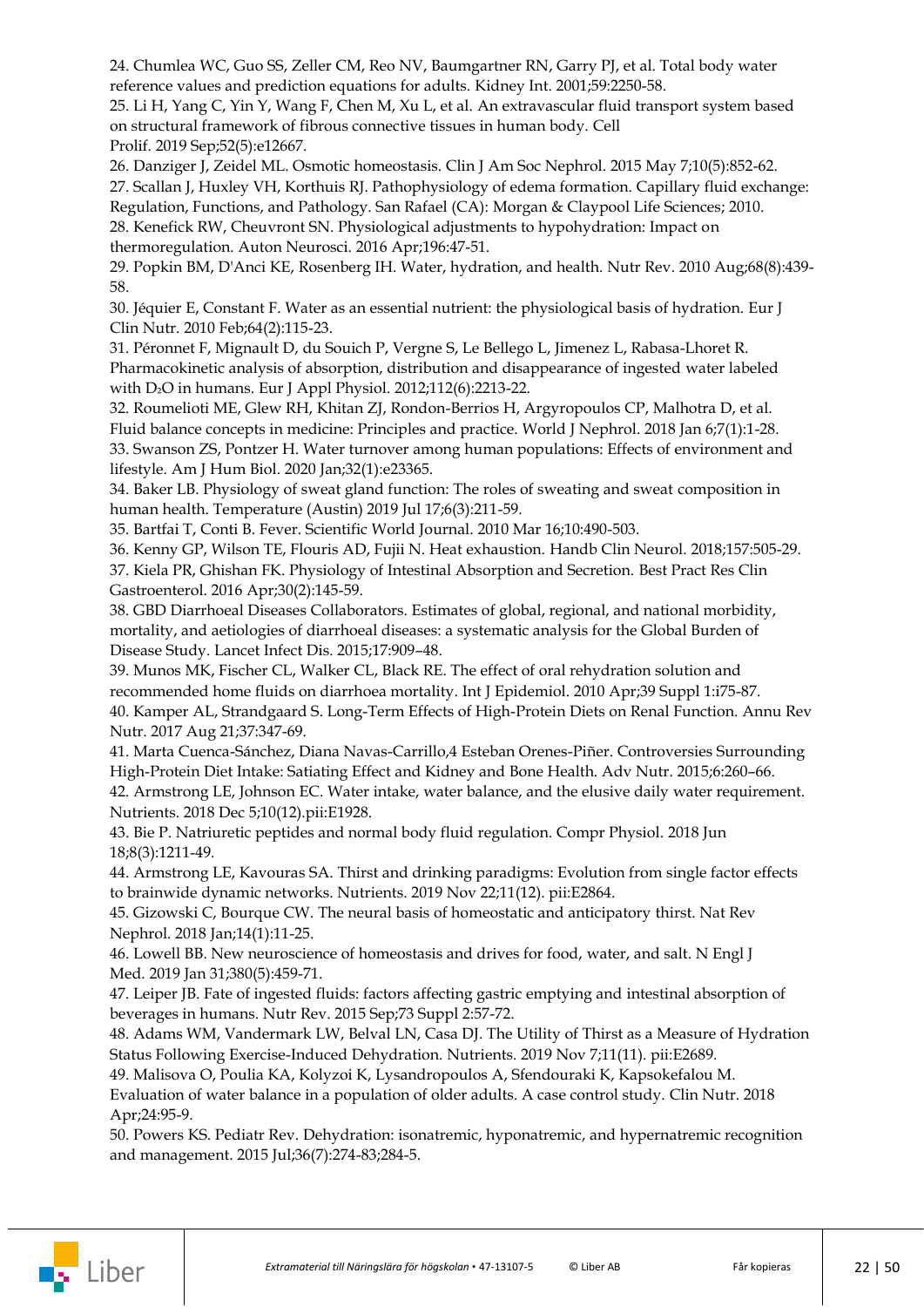24. Chumlea WC, Guo SS, Zeller CM, Reo NV, Baumgartner RN, Garry PJ, et al. Total body water reference values and prediction equations for adults. Kidney Int. 2001;59:2250-58.

25. Li H, Yang C, Yin Y, Wang F, Chen M, Xu L, et al. An extravascular fluid transport system based on structural framework of fibrous connective tissues in human body. Cell Prolif. 2019 Sep;52(5):e12667.

26. Danziger J, Zeidel ML. Osmotic homeostasis. Clin J Am Soc Nephrol. 2015 May 7;10(5):852-62.

27. Scallan J, Huxley VH, Korthuis RJ. Pathophysiology of edema formation. Capillary fluid exchange: Regulation, Functions, and Pathology. San Rafael (CA): Morgan & Claypool Life Sciences; 2010.

28. Kenefick RW, Cheuvront SN. Physiological adjustments to hypohydration: Impact on thermoregulation. Auton Neurosci. 2016 Apr;196:47-51.

29. Popkin BM, D'Anci KE, Rosenberg IH. Water, hydration, and health. Nutr Rev. 2010 Aug;68(8):439-58.

30. Jéquier E, Constant F. Water as an essential nutrient: the physiological basis of hydration. Eur J Clin Nutr. 2010 Feb;64(2):115-23.

31. Péronnet F, Mignault D, du Souich P, Vergne S, Le Bellego L, Jimenez L, Rabasa-Lhoret R. Pharmacokinetic analysis of absorption, distribution and disappearance of ingested water labeled with $D_2O$ in humans. Eur J Appl Physiol. 2012;112(6):2213-22.

32. Roumelioti ME, Glew RH, Khitan ZJ, Rondon-Berrios H, Argyropoulos CP, Malhotra D, et al. Fluid balance concepts in medicine: Principles and practice. World J Nephrol. 2018 Jan 6;7(1):1-28.

33. Swanson ZS, Pontzer H. Water turnover among human populations: Effects of environment and lifestyle. Am J Hum Biol. 2020 Jan;32(1):e23365.

34. Baker LB. Physiology of sweat gland function: The roles of sweating and sweat composition in human health. Temperature (Austin) 2019 Jul 17;6(3):211-59.

35. Bartfai T, Conti B. Fever. Scientific World Journal. 2010 Mar 16;10:490-503.

36. Kenny GP, Wilson TE, Flouris AD, Fujii N. Heat exhaustion. Handb Clin Neurol. 2018;157:505-29.

37. Kiela PR, Ghishan FK. Physiology of Intestinal Absorption and Secretion. Best Pract Res Clin Gastroenterol. 2016 Apr;30(2):145-59.

38. GBD Diarrhoeal Diseases Collaborators. Estimates of global, regional, and national morbidity, mortality, and aetiologies of diarrhoeal diseases: a systematic analysis for the Global Burden of Disease Study. Lancet Infect Dis. 2015;17:909–48.

39. Munos MK, Fischer CL, Walker CL, Black RE. The effect of oral rehydration solution and recommended home fluids on diarrhoea mortality. Int J Epidemiol. 2010 Apr;39 Suppl 1:i75-87.

40. Kamper AL, Strandgaard S. Long-Term Effects of High-Protein Diets on Renal Function. Annu Rev Nutr. 2017 Aug 21;37:347-69.

41. Marta Cuenca-Sánchez, Diana Navas-Carrillo,4 Esteban Orenes-Piñer. Controversies Surrounding High-Protein Diet Intake: Satiating Effect and Kidney and Bone Health. Adv Nutr. 2015;6:260–66.

42. Armstrong LE, Johnson EC. Water intake, water balance, and the elusive daily water requirement. Nutrients. 2018 Dec 5;10(12).pii:E1928.

43. Bie P. Natriuretic peptides and normal body fluid regulation. Compr Physiol. 2018 Jun 18;8(3):1211-49.

44. Armstrong LE, Kavouras SA. Thirst and drinking paradigms: Evolution from single factor effects to brainwide dynamic networks. Nutrients. 2019 Nov 22;11(12). pii:E2864.

45. Gizowski C, Bourque CW. The neural basis of homeostatic and anticipatory thirst. Nat Rev Nephrol. 2018 Jan;14(1):11-25.

46. Lowell BB. New neuroscience of homeostasis and drives for food, water, and salt. N Engl J Med. 2019 Jan 31;380(5):459-71.

47. Leiper JB. Fate of ingested fluids: factors affecting gastric emptying and intestinal absorption of beverages in humans. Nutr Rev. 2015 Sep;73 Suppl 2:57-72.

48. Adams WM, Vandermark LW, Belval LN, Casa DJ. The Utility of Thirst as a Measure of Hydration Status Following Exercise-Induced Dehydration. Nutrients. 2019 Nov 7;11(11). pii:E2689.

49. Malisova O, Poulia KA, Kolyzoi K, Lysandropoulos A, Sfendouraki K, Kapsokefalou M. Evaluation of water balance in a population of older adults. A case control study. Clin Nutr. 2018 Apr;24:95-9.

50. Powers KS. Pediatr Rev. Dehydration: isonatremic, hyponatremic, and hypernatremic recognition and management. 2015 Jul;36(7):274-83;284-5.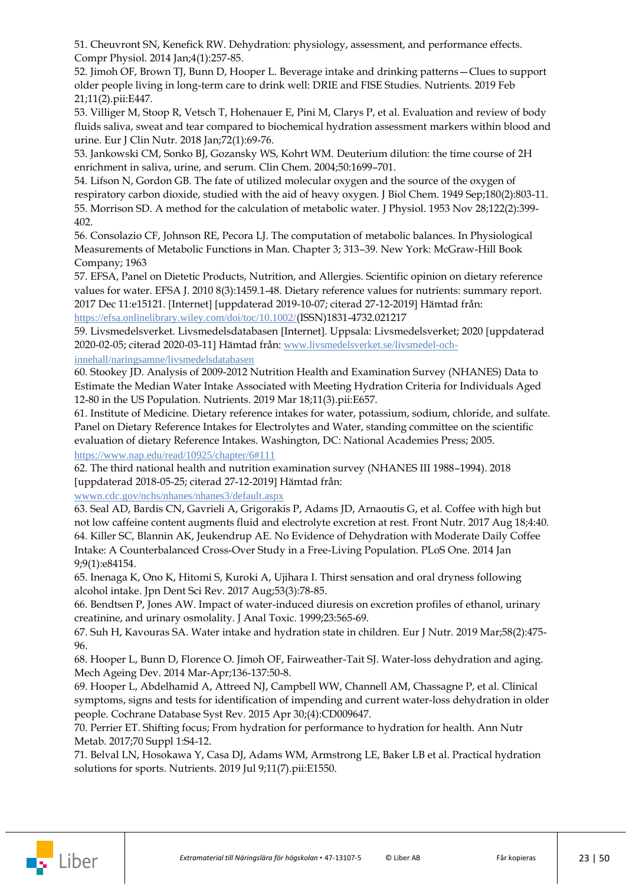51. Cheuvront SN, Kenefick RW. Dehydration: physiology, assessment, and performance effects. Compr Physiol. 2014 Jan;4(1):257-85.

52. Jimoh OF, Brown TJ, Bunn D, Hooper L. Beverage intake and drinking patterns—Clues to support older people living in long-term care to drink well: DRIE and FISE Studies. Nutrients. 2019 Feb 21;11(2).pii:E447.

53. Villiger M, Stoop R, Vetsch T, Hohenauer E, Pini M, Clarys P, et al. Evaluation and review of body fluids saliva, sweat and tear compared to biochemical hydration assessment markers within blood and urine. Eur J Clin Nutr. 2018 Jan;72(1):69-76.

53. Jankowski CM, Sonko BJ, Gozansky WS, Kohrt WM. Deuterium dilution: the time course of 2H enrichment in saliva, urine, and serum. Clin Chem. 2004;50:1699–701.

54. Lifson N, Gordon GB. The fate of utilized molecular oxygen and the source of the oxygen of respiratory carbon dioxide, studied with the aid of heavy oxygen. J Biol Chem. 1949 Sep;180(2):803-11.

55. Morrison SD. A method for the calculation of metabolic water. J Physiol. 1953 Nov 28;122(2):399-402.

56. Consolazio CF, Johnson RE, Pecora LJ. The computation of metabolic balances. In Physiological Measurements of Metabolic Functions in Man. Chapter 3; 313–39. New York: McGraw-Hill Book Company; 1963

57. EFSA, Panel on Dietetic Products, Nutrition, and Allergies. Scientific opinion on dietary reference values for water. EFSA J. 2010 8(3):1459.1-48. Dietary reference values for nutrients: summary report. 2017 Dec 11:e15121. [Internet] [uppdaterad 2019-10-07; citerad 27-12-2019] Hämtad från: https://efsa.onlinelibrary.wiley.com/doi/toc/10.1002/(ISSN)1831-4732.021217

59. Livsmedelsverket. Livsmedelsdatabasen [Internet]. Uppsala: Livsmedelsverket; 2020 [uppdaterad 2020-02-05; citerad 2020-03-11] Hämtad från: www.livsmedelsverket.se/livsmedel-och-innehall/naringsamne/livsmedelsdatabasen

60. Stookey JD. Analysis of 2009-2012 Nutrition Health and Examination Survey (NHANES) Data to Estimate the Median Water Intake Associated with Meeting Hydration Criteria for Individuals Aged 12-80 in the US Population. Nutrients. 2019 Mar 18;11(3).pii:E657.

61. Institute of Medicine. Dietary reference intakes for water, potassium, sodium, chloride, and sulfate. Panel on Dietary Reference Intakes for Electrolytes and Water, standing committee on the scientific evaluation of dietary Reference Intakes. Washington, DC: National Academies Press; 2005. https://www.nap.edu/read/10925/chapter/6#111

62. The third national health and nutrition examination survey (NHANES III 1988–1994). 2018 [uppdaterad 2018-05-25; citerad 27-12-2019] Hämtad från: wwwn.cdc.gov/nchs/nhanes/nhanes3/default.aspx

63. Seal AD, Bardis CN, Gavrieli A, Grigorakis P, Adams JD, Arnaoutis G, et al. Coffee with high but not low caffeine content augments fluid and electrolyte excretion at rest. Front Nutr. 2017 Aug 18;4:40.

64. Killer SC, Blannin AK, Jeukendrup AE. No Evidence of Dehydration with Moderate Daily Coffee Intake: A Counterbalanced Cross-Over Study in a Free-Living Population. PLoS One. 2014 Jan 9;9(1):e84154.

65. Inenaga K, Ono K, Hitomi S, Kuroki A, Ujihara I. Thirst sensation and oral dryness following alcohol intake. Jpn Dent Sci Rev. 2017 Aug;53(3):78-85.

66. Bendtsen P, Jones AW. Impact of water-induced diuresis on excretion profiles of ethanol, urinary creatinine, and urinary osmolality. J Anal Toxic. 1999;23:565-69.

67. Suh H, Kavouras SA. Water intake and hydration state in children. Eur J Nutr. 2019 Mar;58(2):475-96.

68. Hooper L, Bunn D, Florence O. Jimoh OF, Fairweather-Tait SJ. Water-loss dehydration and aging. Mech Ageing Dev. 2014 Mar-Apr;136-137:50-8.

69. Hooper L, Abdelhamid A, Attreed NJ, Campbell WW, Channell AM, Chassagne P, et al. Clinical symptoms, signs and tests for identification of impending and current water-loss dehydration in older people. Cochrane Database Syst Rev. 2015 Apr 30;(4):CD009647.

70. Perrier ET. Shifting focus; From hydration for performance to hydration for health. Ann Nutr Metab. 2017;70 Suppl 1:S4-12.

71. Belval LN, Hosokawa Y, Casa DJ, Adams WM, Armstrong LE, Baker LB et al. Practical hydration solutions for sports. Nutrients. 2019 Jul 9;11(7).pii:E1550.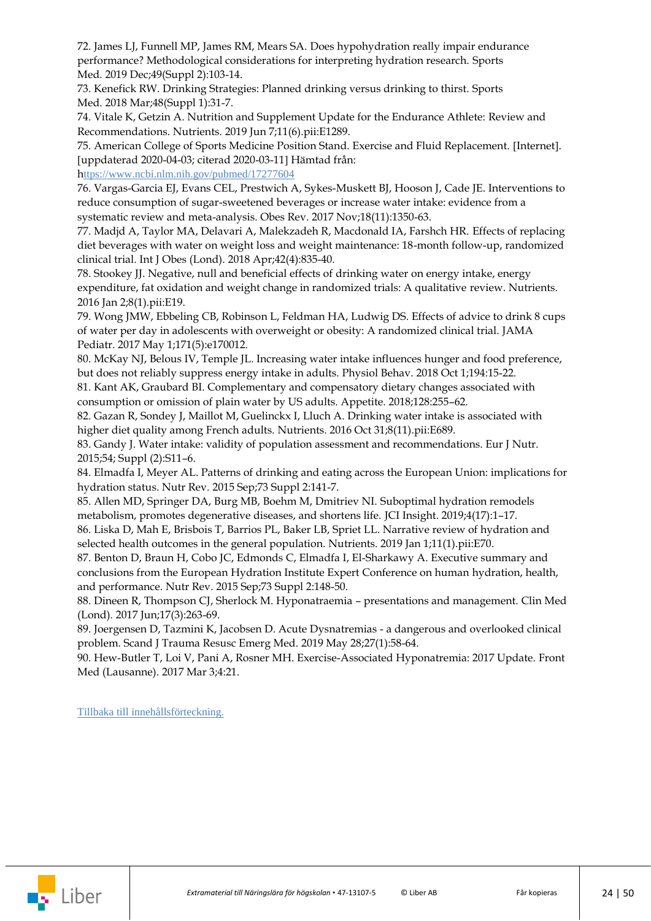72. James LJ, Funnell MP, James RM, Mears SA. Does hypohydration really impair endurance performance? Methodological considerations for interpreting hydration research. Sports Med. 2019 Dec;49(Suppl 2):103-14.

73. Kenefick RW. Drinking Strategies: Planned drinking versus drinking to thirst. Sports Med. 2018 Mar;48(Suppl 1):31-7.

74. Vitale K, Getzin A. Nutrition and Supplement Update for the Endurance Athlete: Review and Recommendations. Nutrients. 2019 Jun 7;11(6).pii:E1289.

75. American College of Sports Medicine Position Stand. Exercise and Fluid Replacement. [Internet]. [uppdaterad 2020-04-03; citerad 2020-03-11] Hämtad från: https://www.ncbi.nlm.nih.gov/pubmed/17277604

76. Vargas-Garcia EJ, Evans CEL, Prestwich A, Sykes-Muskett BJ, Hooson J, Cade JE. Interventions to reduce consumption of sugar-sweetened beverages or increase water intake: evidence from a systematic review and meta-analysis. Obes Rev. 2017 Nov;18(11):1350-63.

77. Madjd A, Taylor MA, Delavari A, Malekzadeh R, Macdonald IA, Farshch HR. Effects of replacing diet beverages with water on weight loss and weight maintenance: 18-month follow-up, randomized clinical trial. Int J Obes (Lond). 2018 Apr;42(4):835-40.

78. Stookey JJ. Negative, null and beneficial effects of drinking water on energy intake, energy expenditure, fat oxidation and weight change in randomized trials: A qualitative review. Nutrients. 2016 Jan 2;8(1).pii:E19.

79. Wong JMW, Ebbeling CB, Robinson L, Feldman HA, Ludwig DS. Effects of advice to drink 8 cups of water per day in adolescents with overweight or obesity: A randomized clinical trial. JAMA Pediatr. 2017 May 1;171(5):e170012.

80. McKay NJ, Belous IV, Temple JL. Increasing water intake influences hunger and food preference, but does not reliably suppress energy intake in adults. Physiol Behav. 2018 Oct 1;194:15-22.

81. Kant AK, Graubard BI. Complementary and compensatory dietary changes associated with consumption or omission of plain water by US adults. Appetite. 2018;128:255–62.

82. Gazan R, Sondey J, Maillot M, Guelinckx I, Lluch A. Drinking water intake is associated with higher diet quality among French adults. Nutrients. 2016 Oct 31;8(11).pii:E689.

83. Gandy J. Water intake: validity of population assessment and recommendations. Eur J Nutr. 2015;54; Suppl (2):S11–6.

84. Elmadfa I, Meyer AL. Patterns of drinking and eating across the European Union: implications for hydration status. Nutr Rev. 2015 Sep;73 Suppl 2:141-7.

85. Allen MD, Springer DA, Burg MB, Boehm M, Dmitriev NI. Suboptimal hydration remodels metabolism, promotes degenerative diseases, and shortens life. JCI Insight. 2019;4(17):1–17.

86. Liska D, Mah E, Brisbois T, Barrios PL, Baker LB, Spriet LL. Narrative review of hydration and selected health outcomes in the general population. Nutrients. 2019 Jan 1;11(1).pii:E70.

87. Benton D, Braun H, Cobo JC, Edmonds C, Elmadfa I, El-Sharkawy A. Executive summary and conclusions from the European Hydration Institute Expert Conference on human hydration, health, and performance. Nutr Rev. 2015 Sep;73 Suppl 2:148-50.

88. Dineen R, Thompson CJ, Sherlock M. Hyponatraemia – presentations and management. Clin Med (Lond). 2017 Jun;17(3):263-69.

89. Joergensen D, Tazmini K, Jacobsen D. Acute Dysnatremias - a dangerous and overlooked clinical problem. Scand J Trauma Resusc Emerg Med. 2019 May 28;27(1):58-64.

90. Hew-Butler T, Loi V, Pani A, Rosner MH. Exercise-Associated Hyponatremia: 2017 Update. Front Med (Lausanne). 2017 Mar 3;4:21.

Tillbaka till innehållsförteckning.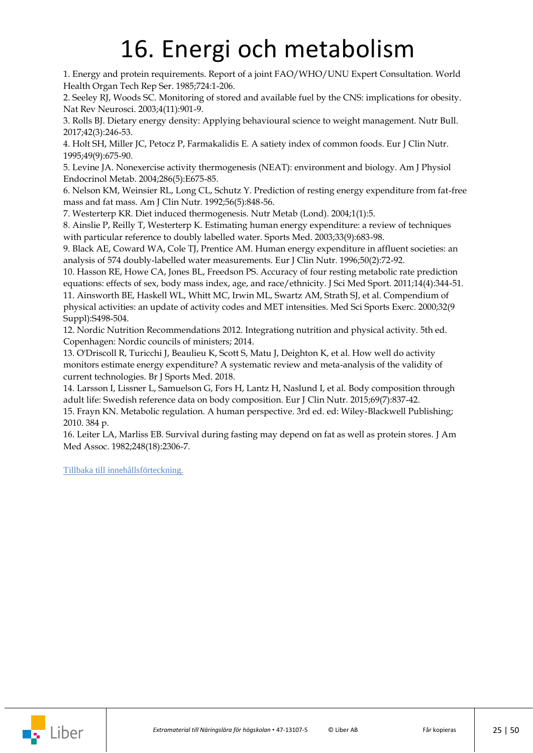# 16. Energi och metabolism

1. Energy and protein requirements. Report of a joint FAO/WHO/UNU Expert Consultation. World Health Organ Tech Rep Ser. 1985;724:1-206.
2. Seeley RJ, Woods SC. Monitoring of stored and available fuel by the CNS: implications for obesity. Nat Rev Neurosci. 2003;4(11):901-9.
3. Rolls BJ. Dietary energy density: Applying behavioural science to weight management. Nutr Bull. 2017;42(3):246-53.
4. Holt SH, Miller JC, Petocz P, Farmakalidis E. A satiety index of common foods. Eur J Clin Nutr. 1995;49(9):675-90.
5. Levine JA. Nonexercise activity thermogenesis (NEAT): environment and biology. Am J Physiol Endocrinol Metab. 2004;286(5):E675-85.
6. Nelson KM, Weinsier RL, Long CL, Schutz Y. Prediction of resting energy expenditure from fat-free mass and fat mass. Am J Clin Nutr. 1992;56(5):848-56.
7. Westerterp KR. Diet induced thermogenesis. Nutr Metab (Lond). 2004;1(1):5.
8. Ainslie P, Reilly T, Westerterp K. Estimating human energy expenditure: a review of techniques with particular reference to doubly labelled water. Sports Med. 2003;33(9):683-98.
9. Black AE, Coward WA, Cole TJ, Prentice AM. Human energy expenditure in affluent societies: an analysis of 574 doubly-labelled water measurements. Eur J Clin Nutr. 1996;50(2):72-92.
10. Hasson RE, Howe CA, Jones BL, Freedson PS. Accuracy of four resting metabolic rate prediction equations: effects of sex, body mass index, age, and race/ethnicity. J Sci Med Sport. 2011;14(4):344-51.
11. Ainsworth BE, Haskell WL, Whitt MC, Irwin ML, Swartz AM, Strath SJ, et al. Compendium of physical activities: an update of activity codes and MET intensities. Med Sci Sports Exerc. 2000;32(9 Suppl):S498-504.
12. Nordic Nutrition Recommendations 2012. Integrationg nutrition and physical activity. 5th ed. Copenhagen: Nordic councils of ministers; 2014.
13. O'Driscoll R, Turicchi J, Beaulieu K, Scott S, Matu J, Deighton K, et al. How well do activity monitors estimate energy expenditure? A systematic review and meta-analysis of the validity of current technologies. Br J Sports Med. 2018.
14. Larsson I, Lissner L, Samuelson G, Fors H, Lantz H, Naslund I, et al. Body composition through adult life: Swedish reference data on body composition. Eur J Clin Nutr. 2015;69(7):837-42.
15. Frayn KN. Metabolic regulation. A human perspective. 3rd ed. ed: Wiley-Blackwell Publishing; 2010. 384 p.
16. Leiter LA, Marliss EB. Survival during fasting may depend on fat as well as protein stores. J Am Med Assoc. 1982;248(18):2306-7.

Tillbaka till innehållsförteckning.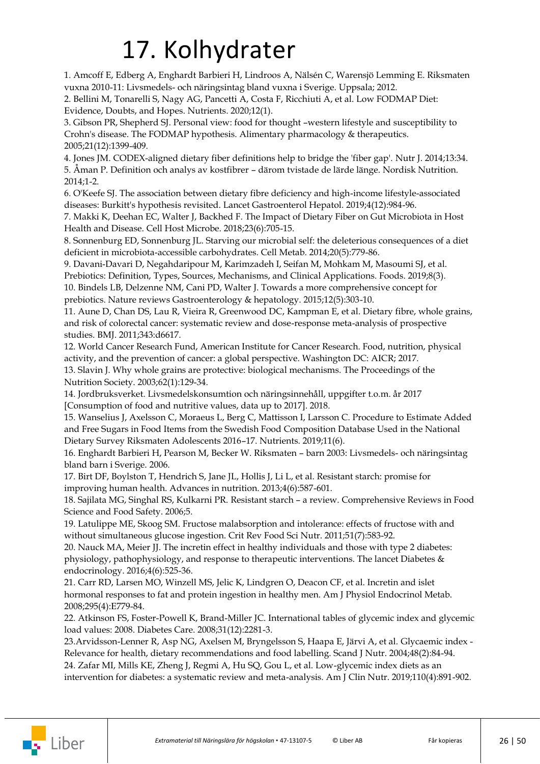# 17. Kolhydrater

1. Amcoff E, Edberg A, Enghardt Barbieri H, Lindroos A, Nälsén C, Warensjö Lemming E. Riksmaten vuxna 2010-11: Livsmedels- och näringsintag bland vuxna i Sverige. Uppsala; 2012.
2. Bellini M, Tonarelli S, Nagy AG, Pancetti A, Costa F, Ricchiuti A, et al. Low FODMAP Diet: Evidence, Doubts, and Hopes. Nutrients. 2020;12(1).
3. Gibson PR, Shepherd SJ. Personal view: food for thought –western lifestyle and susceptibility to Crohn's disease. The FODMAP hypothesis. Alimentary pharmacology & therapeutics. 2005;21(12):1399-409.
4. Jones JM. CODEX-aligned dietary fiber definitions help to bridge the 'fiber gap'. Nutr J. 2014;13:34.
5. Åman P. Definition och analys av kostfibrer – därom tvistade de lärde länge. Nordisk Nutrition. 2014;1-2.
6. O'Keefe SJ. The association between dietary fibre deficiency and high-income lifestyle-associated diseases: Burkitt's hypothesis revisited. Lancet Gastroenterol Hepatol. 2019;4(12):984-96.
7. Makki K, Deehan EC, Walter J, Backhed F. The Impact of Dietary Fiber on Gut Microbiota in Host Health and Disease. Cell Host Microbe. 2018;23(6):705-15.
8. Sonnenburg ED, Sonnenburg JL. Starving our microbial self: the deleterious consequences of a diet deficient in microbiota-accessible carbohydrates. Cell Metab. 2014;20(5):779-86.
9. Davani-Davari D, Negahdaripour M, Karimzadeh I, Seifan M, Mohkam M, Masoumi SJ, et al. Prebiotics: Definition, Types, Sources, Mechanisms, and Clinical Applications. Foods. 2019;8(3).
10. Bindels LB, Delzenne NM, Cani PD, Walter J. Towards a more comprehensive concept for prebiotics. Nature reviews Gastroenterology & hepatology. 2015;12(5):303-10.
11. Aune D, Chan DS, Lau R, Vieira R, Greenwood DC, Kampman E, et al. Dietary fibre, whole grains, and risk of colorectal cancer: systematic review and dose-response meta-analysis of prospective studies. BMJ. 2011;343:d6617.
12. World Cancer Research Fund, American Institute for Cancer Research. Food, nutrition, physical activity, and the prevention of cancer: a global perspective. Washington DC: AICR; 2017.
13. Slavin J. Why whole grains are protective: biological mechanisms. The Proceedings of the Nutrition Society. 2003;62(1):129-34.
14. Jordbruksverket. Livsmedelskonsumtion och näringsinnehåll, uppgifter t.o.m. år 2017 [Consumption of food and nutritive values, data up to 2017]. 2018.
15. Wanselius J, Axelsson C, Moraeus L, Berg C, Mattisson I, Larsson C. Procedure to Estimate Added and Free Sugars in Food Items from the Swedish Food Composition Database Used in the National Dietary Survey Riksmaten Adolescents 2016–17. Nutrients. 2019;11(6).
16. Enghardt Barbieri H, Pearson M, Becker W. Riksmaten – barn 2003: Livsmedels- och näringsintag bland barn i Sverige. 2006.
17. Birt DF, Boylston T, Hendrich S, Jane JL, Hollis J, Li L, et al. Resistant starch: promise for improving human health. Advances in nutrition. 2013;4(6):587-601.
18. Sajilata MG, Singhal RS, Kulkarni PR. Resistant starch – a review. Comprehensive Reviews in Food Science and Food Safety. 2006;5.
19. Latulippe ME, Skoog SM. Fructose malabsorption and intolerance: effects of fructose with and without simultaneous glucose ingestion. Crit Rev Food Sci Nutr. 2011;51(7):583-92.
20. Nauck MA, Meier JJ. The incretin effect in healthy individuals and those with type 2 diabetes: physiology, pathophysiology, and response to therapeutic interventions. The lancet Diabetes & endocrinology. 2016;4(6):525-36.
21. Carr RD, Larsen MO, Winzell MS, Jelic K, Lindgren O, Deacon CF, et al. Incretin and islet hormonal responses to fat and protein ingestion in healthy men. Am J Physiol Endocrinol Metab. 2008;295(4):E779-84.
22. Atkinson FS, Foster-Powell K, Brand-Miller JC. International tables of glycemic index and glycemic load values: 2008. Diabetes Care. 2008;31(12):2281-3.
23. Arvidsson-Lenner R, Asp NG, Axelsen M, Bryngelsson S, Haapa E, Järvi A, et al. Glycaemic index - Relevance for health, dietary recommendations and food labelling. Scand J Nutr. 2004;48(2):84-94.
24. Zafar MI, Mills KE, Zheng J, Regmi A, Hu SQ, Gou L, et al. Low-glycemic index diets as an intervention for diabetes: a systematic review and meta-analysis. Am J Clin Nutr. 2019;110(4):891-902.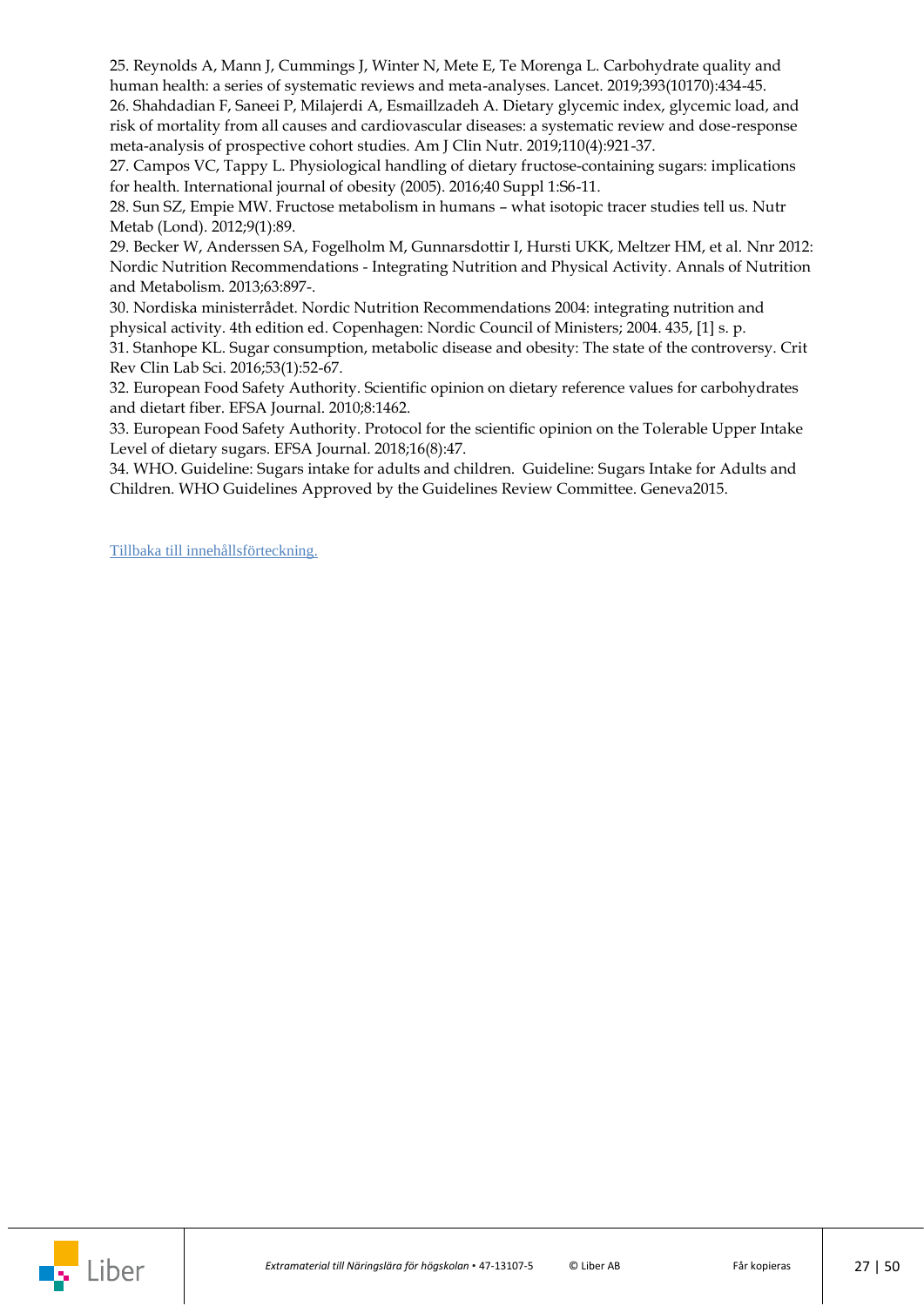25. Reynolds A, Mann J, Cummings J, Winter N, Mete E, Te Morenga L. Carbohydrate quality and human health: a series of systematic reviews and meta-analyses. Lancet. 2019;393(10170):434-45.
26. Shahdadian F, Saneei P, Milajerdi A, Esmaillzadeh A. Dietary glycemic index, glycemic load, and risk of mortality from all causes and cardiovascular diseases: a systematic review and dose-response meta-analysis of prospective cohort studies. Am J Clin Nutr. 2019;110(4):921-37.
27. Campos VC, Tappy L. Physiological handling of dietary fructose-containing sugars: implications for health. International journal of obesity (2005). 2016;40 Suppl 1:S6-11.
28. Sun SZ, Empie MW. Fructose metabolism in humans – what isotopic tracer studies tell us. Nutr Metab (Lond). 2012;9(1):89.
29. Becker W, Anderssen SA, Fogelholm M, Gunnarsdottir I, Hursti UKK, Meltzer HM, et al. Nnr 2012: Nordic Nutrition Recommendations - Integrating Nutrition and Physical Activity. Annals of Nutrition and Metabolism. 2013;63:897-.
30. Nordiska ministerrådet. Nordic Nutrition Recommendations 2004: integrating nutrition and physical activity. 4th edition ed. Copenhagen: Nordic Council of Ministers; 2004. 435, [1] s. p.
31. Stanhope KL. Sugar consumption, metabolic disease and obesity: The state of the controversy. Crit Rev Clin Lab Sci. 2016;53(1):52-67.
32. European Food Safety Authority. Scientific opinion on dietary reference values for carbohydrates and dietart fiber. EFSA Journal. 2010;8:1462.
33. European Food Safety Authority. Protocol for the scientific opinion on the Tolerable Upper Intake Level of dietary sugars. EFSA Journal. 2018;16(8):47.
34. WHO. Guideline: Sugars intake for adults and children. Guideline: Sugars Intake for Adults and Children. WHO Guidelines Approved by the Guidelines Review Committee. Geneva2015.

Tillbaka till innehållsförteckning.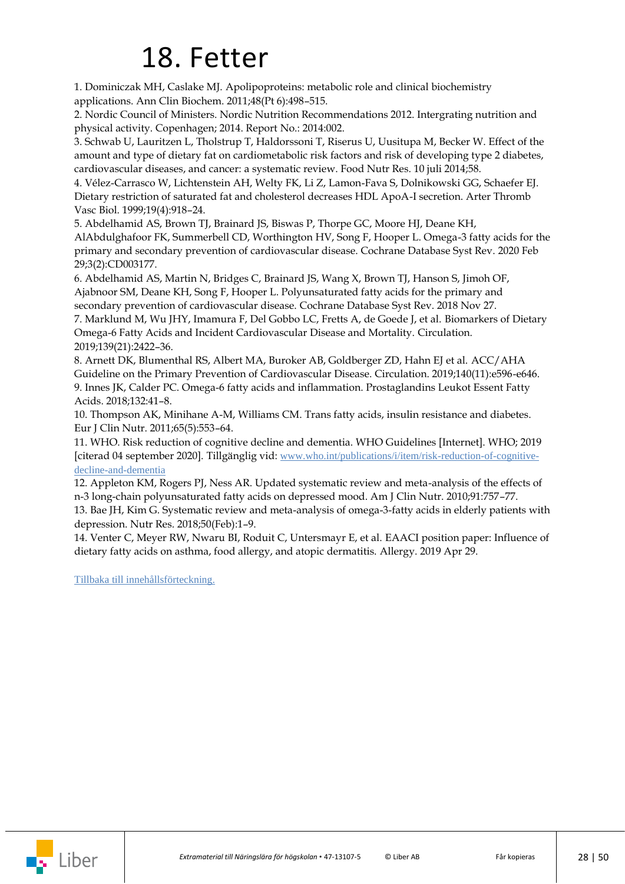# 18. Fetter

1. Dominiczak MH, Caslake MJ. Apolipoproteins: metabolic role and clinical biochemistry applications. Ann Clin Biochem. 2011;48(Pt 6):498–515.
2. Nordic Council of Ministers. Nordic Nutrition Recommendations 2012. Intergrating nutrition and physical activity. Copenhagen; 2014. Report No.: 2014:002.
3. Schwab U, Lauritzen L, Tholstrup T, Haldorssoni T, Riserus U, Uusitupa M, Becker W. Effect of the amount and type of dietary fat on cardiometabolic risk factors and risk of developing type 2 diabetes, cardiovascular diseases, and cancer: a systematic review. Food Nutr Res. 10 juli 2014;58.
4. Vélez-Carrasco W, Lichtenstein AH, Welty FK, Li Z, Lamon-Fava S, Dolnikowski GG, Schaefer EJ. Dietary restriction of saturated fat and cholesterol decreases HDL ApoA-I secretion. Arter Thromb Vasc Biol. 1999;19(4):918–24.
5. Abdelhamid AS, Brown TJ, Brainard JS, Biswas P, Thorpe GC, Moore HJ, Deane KH, AlAbdulghafoor FK, Summerbell CD, Worthington HV, Song F, Hooper L. Omega-3 fatty acids for the primary and secondary prevention of cardiovascular disease. Cochrane Database Syst Rev. 2020 Feb 29;3(2):CD003177.
6. Abdelhamid AS, Martin N, Bridges C, Brainard JS, Wang X, Brown TJ, Hanson S, Jimoh OF, Ajabnoor SM, Deane KH, Song F, Hooper L. Polyunsaturated fatty acids for the primary and secondary prevention of cardiovascular disease. Cochrane Database Syst Rev. 2018 Nov 27.
7. Marklund M, Wu JHY, Imamura F, Del Gobbo LC, Fretts A, de Goede J, et al. Biomarkers of Dietary Omega-6 Fatty Acids and Incident Cardiovascular Disease and Mortality. Circulation. 2019;139(21):2422–36.
8. Arnett DK, Blumenthal RS, Albert MA, Buroker AB, Goldberger ZD, Hahn EJ et al. ACC/AHA Guideline on the Primary Prevention of Cardiovascular Disease. Circulation. 2019;140(11):e596-e646.
9. Innes JK, Calder PC. Omega-6 fatty acids and inflammation. Prostaglandins Leukot Essent Fatty Acids. 2018;132:41–8.
10. Thompson AK, Minihane A-M, Williams CM. Trans fatty acids, insulin resistance and diabetes. Eur J Clin Nutr. 2011;65(5):553–64.
11. WHO. Risk reduction of cognitive decline and dementia. WHO Guidelines [Internet]. WHO; 2019 [citerad 04 september 2020]. Tillgänglig vid: www.who.int/publications/i/item/risk-reduction-of-cognitive-decline-and-dementia
12. Appleton KM, Rogers PJ, Ness AR. Updated systematic review and meta-analysis of the effects of n-3 long-chain polyunsaturated fatty acids on depressed mood. Am J Clin Nutr. 2010;91:757–77.
13. Bae JH, Kim G. Systematic review and meta-analysis of omega-3-fatty acids in elderly patients with depression. Nutr Res. 2018;50(Feb):1–9.
14. Venter C, Meyer RW, Nwaru BI, Roduit C, Untersmayr E, et al. EAACI position paper: Influence of dietary fatty acids on asthma, food allergy, and atopic dermatitis. Allergy. 2019 Apr 29.

Tillbaka till innehållsförteckning.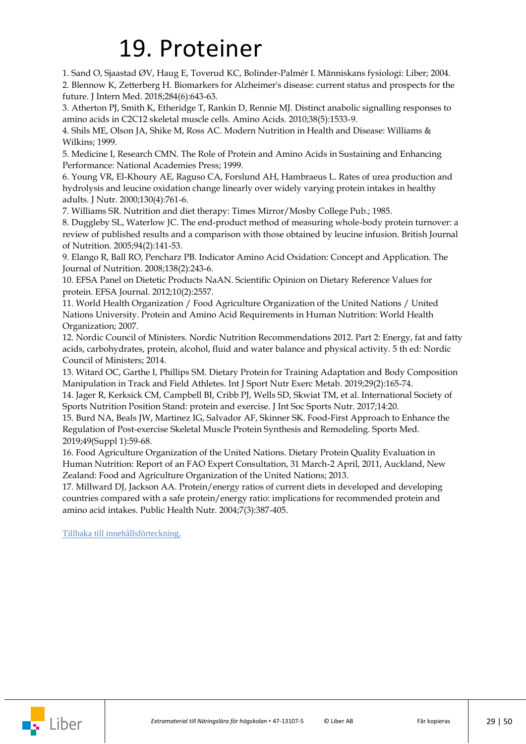# 19. Proteiner

1. Sand O, Sjaastad ØV, Haug E, Toverud KC, Bolinder-Palmér I. Människans fysiologi: Liber; 2004.
2. Blennow K, Zetterberg H. Biomarkers for Alzheimer's disease: current status and prospects for the future. J Intern Med. 2018;284(6):643-63.
3. Atherton PJ, Smith K, Etheridge T, Rankin D, Rennie MJ. Distinct anabolic signalling responses to amino acids in C2C12 skeletal muscle cells. Amino Acids. 2010;38(5):1533-9.
4. Shils ME, Olson JA, Shike M, Ross AC. Modern Nutrition in Health and Disease: Williams & Wilkins; 1999.
5. Medicine I, Research CMN. The Role of Protein and Amino Acids in Sustaining and Enhancing Performance: National Academies Press; 1999.
6. Young VR, El-Khoury AE, Raguso CA, Forslund AH, Hambraeus L. Rates of urea production and hydrolysis and leucine oxidation change linearly over widely varying protein intakes in healthy adults. J Nutr. 2000;130(4):761-6.
7. Williams SR. Nutrition and diet therapy: Times Mirror/Mosby College Pub.; 1985.
8. Duggleby SL, Waterlow JC. The end-product method of measuring whole-body protein turnover: a review of published results and a comparison with those obtained by leucine infusion. British Journal of Nutrition. 2005;94(2):141-53.
9. Elango R, Ball RO, Pencharz PB. Indicator Amino Acid Oxidation: Concept and Application. The Journal of Nutrition. 2008;138(2):243-6.
10. EFSA Panel on Dietetic Products NaAN. Scientific Opinion on Dietary Reference Values for protein. EFSA Journal. 2012;10(2):2557.
11. World Health Organization / Food Agriculture Organization of the United Nations / United Nations University. Protein and Amino Acid Requirements in Human Nutrition: World Health Organization; 2007.
12. Nordic Council of Ministers. Nordic Nutrition Recommendations 2012. Part 2: Energy, fat and fatty acids, carbohydrates, protein, alcohol, fluid and water balance and physical activity. 5 th ed: Nordic Council of Ministers; 2014.
13. Witard OC, Garthe I, Phillips SM. Dietary Protein for Training Adaptation and Body Composition Manipulation in Track and Field Athletes. Int J Sport Nutr Exerc Metab. 2019;29(2):165-74.
14. Jager R, Kerksick CM, Campbell BI, Cribb PJ, Wells SD, Skwiat TM, et al. International Society of Sports Nutrition Position Stand: protein and exercise. J Int Soc Sports Nutr. 2017;14:20.
15. Burd NA, Beals JW, Martinez IG, Salvador AF, Skinner SK. Food-First Approach to Enhance the Regulation of Post-exercise Skeletal Muscle Protein Synthesis and Remodeling. Sports Med. 2019;49(Suppl 1):59-68.
16. Food Agriculture Organization of the United Nations. Dietary Protein Quality Evaluation in Human Nutrition: Report of an FAO Expert Consultation, 31 March-2 April, 2011, Auckland, New Zealand: Food and Agriculture Organization of the United Nations; 2013.
17. Millward DJ, Jackson AA. Protein/energy ratios of current diets in developed and developing countries compared with a safe protein/energy ratio: implications for recommended protein and amino acid intakes. Public Health Nutr. 2004;7(3):387-405.

Tillbaka till innehållsförteckning.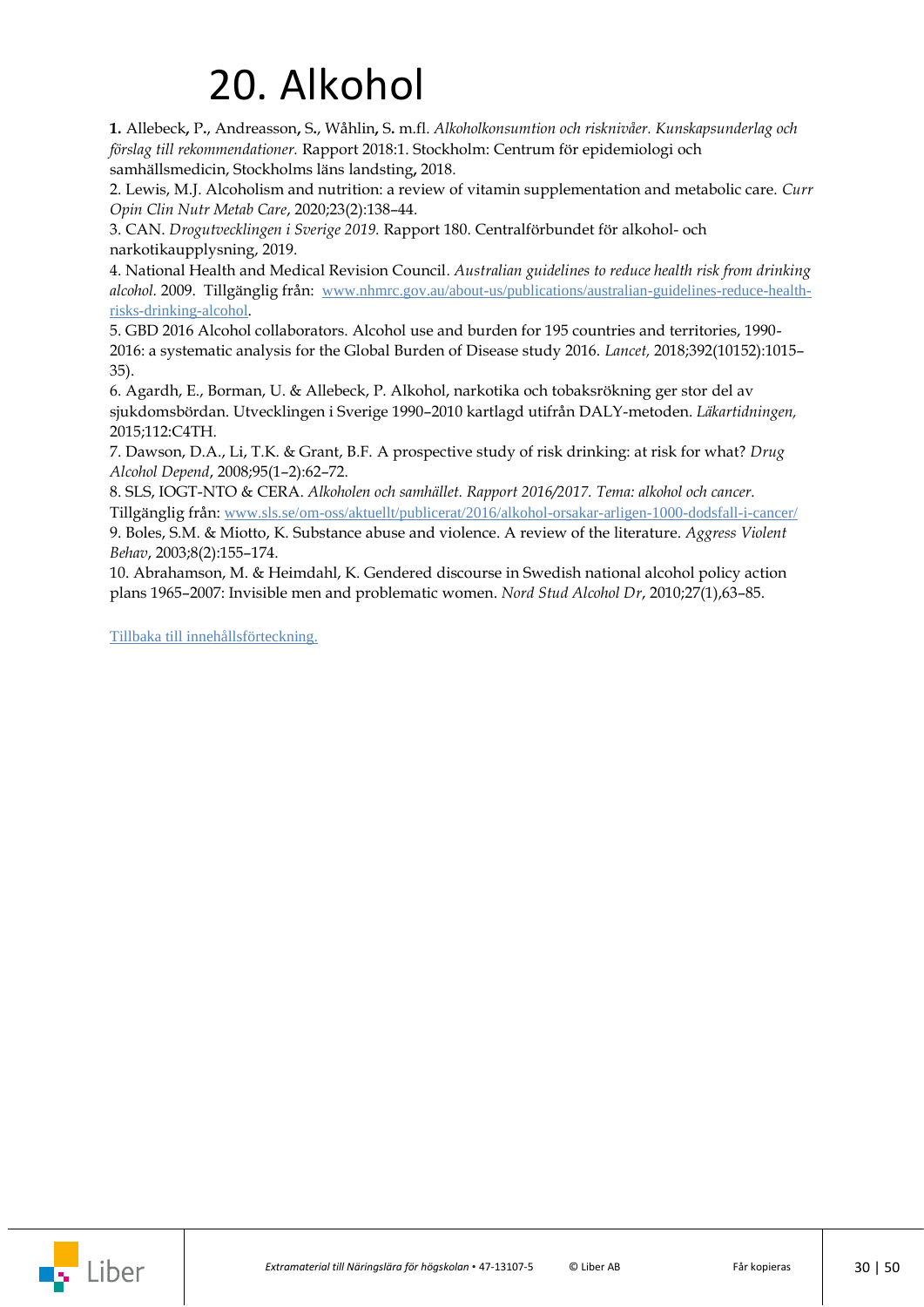# 20. Alkohol

**1.** Allebeck**,** P.**,** Andreasson**,** S**.**, Wåhlin**,** S**.** m.fl. *Alkoholkonsumtion och risknivåer. Kunskapsunderlag och förslag till rekommendationer.* Rapport 2018:1. Stockholm: Centrum för epidemiologi och samhällsmedicin, Stockholms läns landsting**,** 2018.

2. Lewis, M.J. Alcoholism and nutrition: a review of vitamin supplementation and metabolic care. *Curr Opin Clin Nutr Metab Care*, 2020;23(2):138–44.

3. CAN. *Drogutvecklingen i Sverige 2019.* Rapport 180. Centralförbundet för alkohol- och narkotikaupplysning, 2019.

4. National Health and Medical Revision Council. *Australian guidelines to reduce health risk from drinking alcohol.* 2009. Tillgänglig från: [www.nhmrc.gov.au/about-us/publications/australian-guidelines-reduce-health-risks-drinking-alcohol](www.nhmrc.gov.au/about-us/publications/australian-guidelines-reduce-health-risks-drinking-alcohol).

5. GBD 2016 Alcohol collaborators. Alcohol use and burden for 195 countries and territories, 1990-2016: a systematic analysis for the Global Burden of Disease study 2016. *Lancet,* 2018;392(10152):1015–35).

6. Agardh, E., Borman, U. & Allebeck, P. Alkohol, narkotika och tobaksrökning ger stor del av sjukdomsbördan. Utvecklingen i Sverige 1990–2010 kartlagd utifrån DALY-metoden. *Läkartidningen,* 2015;112:C4TH.

7. Dawson, D.A., Li, T.K. & Grant, B.F. A prospective study of risk drinking: at risk for what? *Drug Alcohol Depend*, 2008;95(1–2):62–72.

8. SLS, IOGT-NTO & CERA. *Alkoholen och samhället. Rapport 2016/2017. Tema: alkohol och cancer.* Tillgänglig från: [www.sls.se/om-oss/aktuellt/publicerat/2016/alkohol-orsakar-arligen-1000-dodsfall-i-cancer/](www.sls.se/om-oss/aktuellt/publicerat/2016/alkohol-orsakar-arligen-1000-dodsfall-i-cancer/)

9. Boles, S.M. & Miotto, K. Substance abuse and violence. A review of the literature. *Aggress Violent Behav*, 2003;8(2):155–174.

10. Abrahamson, M. & Heimdahl, K. Gendered discourse in Swedish national alcohol policy action plans 1965–2007: Invisible men and problematic women. *Nord Stud Alcohol Dr*, 2010;27(1),63–85.

Tillbaka till innehållsförteckning.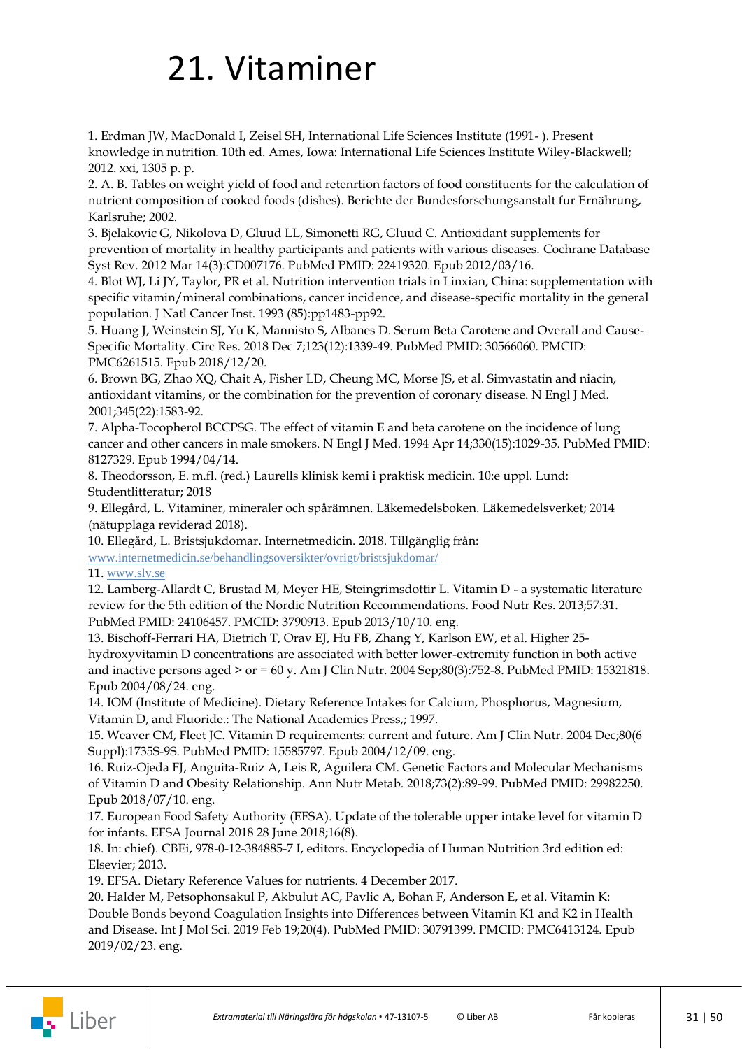# 21. Vitaminer

1. Erdman JW, MacDonald I, Zeisel SH, International Life Sciences Institute (1991- ). Present knowledge in nutrition. 10th ed. Ames, Iowa: International Life Sciences Institute Wiley-Blackwell; 2012. xxi, 1305 p. p.
2. A. B. Tables on weight yield of food and retenrtion factors of food constituents for the calculation of nutrient composition of cooked foods (dishes). Berichte der Bundesforschungsanstalt fur Ernährung, Karlsruhe; 2002.
3. Bjelakovic G, Nikolova D, Gluud LL, Simonetti RG, Gluud C. Antioxidant supplements for prevention of mortality in healthy participants and patients with various diseases. Cochrane Database Syst Rev. 2012 Mar 14(3):CD007176. PubMed PMID: 22419320. Epub 2012/03/16.
4. Blot WJ, Li JY, Taylor, PR et al. Nutrition intervention trials in Linxian, China: supplementation with specific vitamin/mineral combinations, cancer incidence, and disease-specific mortality in the general population. J Natl Cancer Inst. 1993 (85):pp1483-pp92.
5. Huang J, Weinstein SJ, Yu K, Mannisto S, Albanes D. Serum Beta Carotene and Overall and Cause-Specific Mortality. Circ Res. 2018 Dec 7;123(12):1339-49. PubMed PMID: 30566060. PMCID: PMC6261515. Epub 2018/12/20.
6. Brown BG, Zhao XQ, Chait A, Fisher LD, Cheung MC, Morse JS, et al. Simvastatin and niacin, antioxidant vitamins, or the combination for the prevention of coronary disease. N Engl J Med. 2001;345(22):1583-92.
7. Alpha-Tocopherol BCCPSG. The effect of vitamin E and beta carotene on the incidence of lung cancer and other cancers in male smokers. N Engl J Med. 1994 Apr 14;330(15):1029-35. PubMed PMID: 8127329. Epub 1994/04/14.
8. Theodorsson, E. m.fl. (red.) Laurells klinisk kemi i praktisk medicin. 10:e uppl. Lund: Studentlitteratur; 2018
9. Ellegård, L. Vitaminer, mineraler och spårämnen. Läkemedelsboken. Läkemedelsverket; 2014 (nätupplaga reviderad 2018).
10. Ellegård, L. Bristsjukdomar. Internetmedicin. 2018. Tillgänglig från: www.internetmedicin.se/behandlingsoversikter/ovrigt/bristsjukdomar/
11. www.slv.se
12. Lamberg-Allardt C, Brustad M, Meyer HE, Steingrimsdottir L. Vitamin D - a systematic literature review for the 5th edition of the Nordic Nutrition Recommendations. Food Nutr Res. 2013;57:31. PubMed PMID: 24106457. PMCID: 3790913. Epub 2013/10/10. eng.
13. Bischoff-Ferrari HA, Dietrich T, Orav EJ, Hu FB, Zhang Y, Karlson EW, et al. Higher 25-hydroxyvitamin D concentrations are associated with better lower-extremity function in both active and inactive persons aged > or = 60 y. Am J Clin Nutr. 2004 Sep;80(3):752-8. PubMed PMID: 15321818. Epub 2004/08/24. eng.
14. IOM (Institute of Medicine). Dietary Reference Intakes for Calcium, Phosphorus, Magnesium, Vitamin D, and Fluoride.: The National Academies Press,; 1997.
15. Weaver CM, Fleet JC. Vitamin D requirements: current and future. Am J Clin Nutr. 2004 Dec;80(6 Suppl):1735S-9S. PubMed PMID: 15585797. Epub 2004/12/09. eng.
16. Ruiz-Ojeda FJ, Anguita-Ruiz A, Leis R, Aguilera CM. Genetic Factors and Molecular Mechanisms of Vitamin D and Obesity Relationship. Ann Nutr Metab. 2018;73(2):89-99. PubMed PMID: 29982250. Epub 2018/07/10. eng.
17. European Food Safety Authority (EFSA). Update of the tolerable upper intake level for vitamin D for infants. EFSA Journal 2018 28 June 2018;16(8).
18. In: chief). CBEi, 978-0-12-384885-7 I, editors. Encyclopedia of Human Nutrition 3rd edition ed: Elsevier; 2013.
19. EFSA. Dietary Reference Values for nutrients. 4 December 2017.
20. Halder M, Petsophonsakul P, Akbulut AC, Pavlic A, Bohan F, Anderson E, et al. Vitamin K: Double Bonds beyond Coagulation Insights into Differences between Vitamin K1 and K2 in Health and Disease. Int J Mol Sci. 2019 Feb 19;20(4). PubMed PMID: 30791399. PMCID: PMC6413124. Epub 2019/02/23. eng.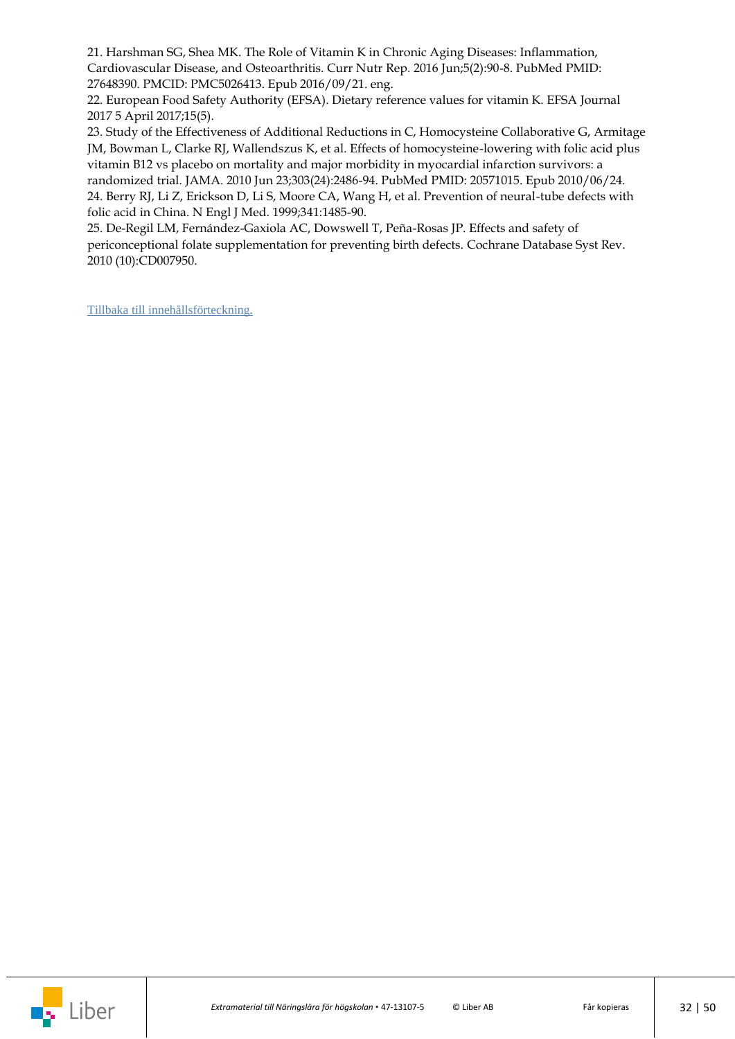21. Harshman SG, Shea MK. The Role of Vitamin K in Chronic Aging Diseases: Inflammation, Cardiovascular Disease, and Osteoarthritis. Curr Nutr Rep. 2016 Jun;5(2):90-8. PubMed PMID: 27648390. PMCID: PMC5026413. Epub 2016/09/21. eng.
22. European Food Safety Authority (EFSA). Dietary reference values for vitamin K. EFSA Journal 2017 5 April 2017;15(5).
23. Study of the Effectiveness of Additional Reductions in C, Homocysteine Collaborative G, Armitage JM, Bowman L, Clarke RJ, Wallendszus K, et al. Effects of homocysteine-lowering with folic acid plus vitamin B12 vs placebo on mortality and major morbidity in myocardial infarction survivors: a randomized trial. JAMA. 2010 Jun 23;303(24):2486-94. PubMed PMID: 20571015. Epub 2010/06/24.
24. Berry RJ, Li Z, Erickson D, Li S, Moore CA, Wang H, et al. Prevention of neural-tube defects with folic acid in China. N Engl J Med. 1999;341:1485-90.
25. De-Regil LM, Fernández-Gaxiola AC, Dowswell T, Peña-Rosas JP. Effects and safety of periconceptional folate supplementation for preventing birth defects. Cochrane Database Syst Rev. 2010 (10):CD007950.

Tillbaka till innehållsförteckning.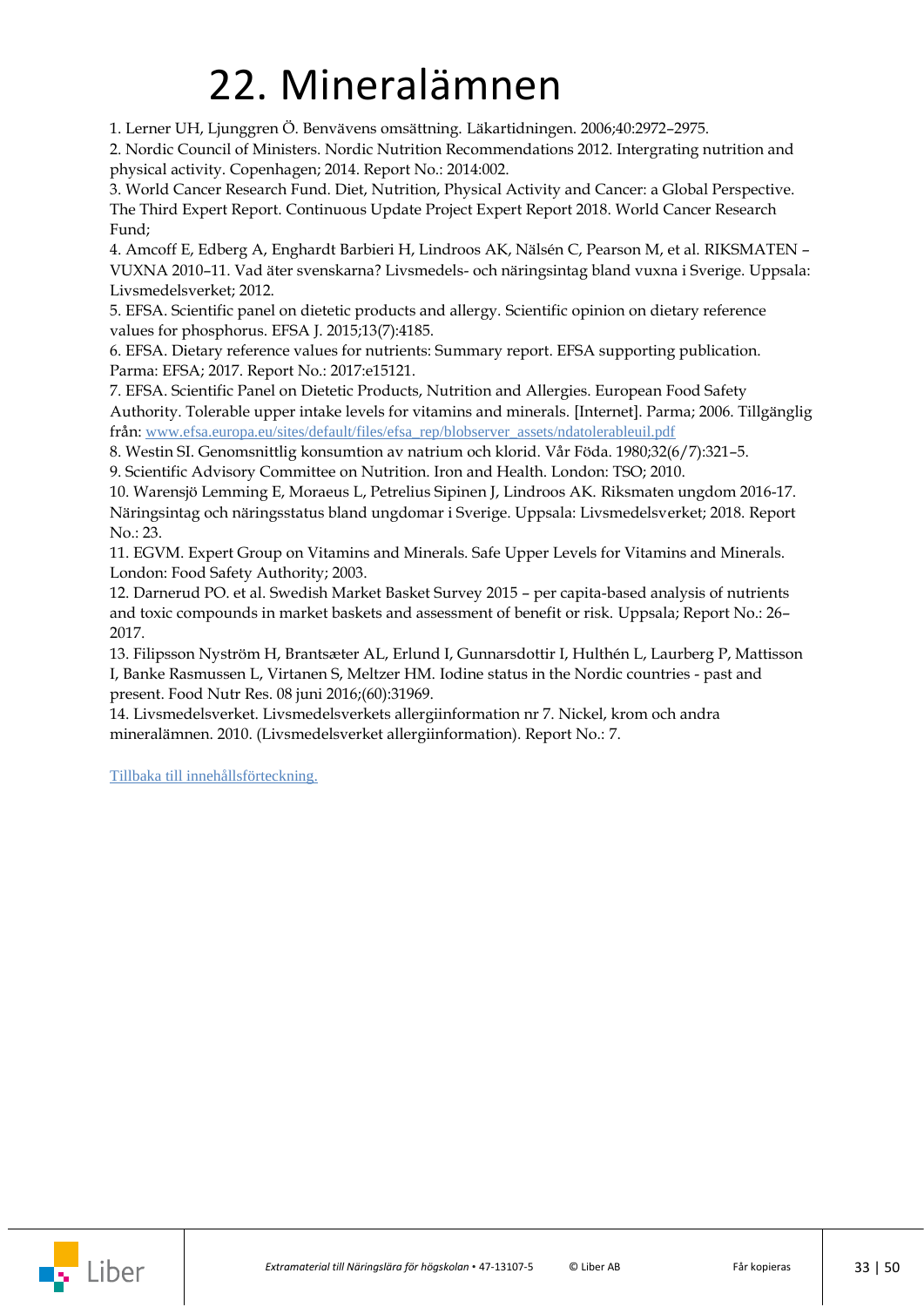# 22. Mineralämnen

1. Lerner UH, Ljunggren Ö. Benvävens omsättning. Läkartidningen. 2006;40:2972–2975.
2. Nordic Council of Ministers. Nordic Nutrition Recommendations 2012. Intergrating nutrition and physical activity. Copenhagen; 2014. Report No.: 2014:002.
3. World Cancer Research Fund. Diet, Nutrition, Physical Activity and Cancer: a Global Perspective. The Third Expert Report. Continuous Update Project Expert Report 2018. World Cancer Research Fund;
4. Amcoff E, Edberg A, Enghardt Barbieri H, Lindroos AK, Nälsén C, Pearson M, et al. RIKSMATEN – VUXNA 2010–11. Vad äter svenskarna? Livsmedels- och näringsintag bland vuxna i Sverige. Uppsala: Livsmedelsverket; 2012.
5. EFSA. Scientific panel on dietetic products and allergy. Scientific opinion on dietary reference values for phosphorus. EFSA J. 2015;13(7):4185.
6. EFSA. Dietary reference values for nutrients: Summary report. EFSA supporting publication. Parma: EFSA; 2017. Report No.: 2017:e15121.
7. EFSA. Scientific Panel on Dietetic Products, Nutrition and Allergies. European Food Safety Authority. Tolerable upper intake levels for vitamins and minerals. [Internet]. Parma; 2006. Tillgänglig från: www.efsa.europa.eu/sites/default/files/efsa_rep/blobserver_assets/ndatolerableuil.pdf
8. Westin SI. Genomsnittlig konsumtion av natrium och klorid. Vår Föda. 1980;32(6/7):321–5.
9. Scientific Advisory Committee on Nutrition. Iron and Health. London: TSO; 2010.
10. Warensjö Lemming E, Moraeus L, Petrelius Sipinen J, Lindroos AK. Riksmaten ungdom 2016-17. Näringsintag och näringsstatus bland ungdomar i Sverige. Uppsala: Livsmedelsverket; 2018. Report No.: 23.
11. EGVM. Expert Group on Vitamins and Minerals. Safe Upper Levels for Vitamins and Minerals. London: Food Safety Authority; 2003.
12. Darnerud PO. et al. Swedish Market Basket Survey 2015 – per capita-based analysis of nutrients and toxic compounds in market baskets and assessment of benefit or risk. Uppsala; Report No.: 26–2017.
13. Filipsson Nyström H, Brantsæter AL, Erlund I, Gunnarsdottir I, Hulthén L, Laurberg P, Mattisson I, Banke Rasmussen L, Virtanen S, Meltzer HM. Iodine status in the Nordic countries - past and present. Food Nutr Res. 08 juni 2016;(60):31969.
14. Livsmedelsverket. Livsmedelsverkets allergiinformation nr 7. Nickel, krom och andra mineralämnen. 2010. (Livsmedelsverket allergiinformation). Report No.: 7.

Tillbaka till innehållsförteckning.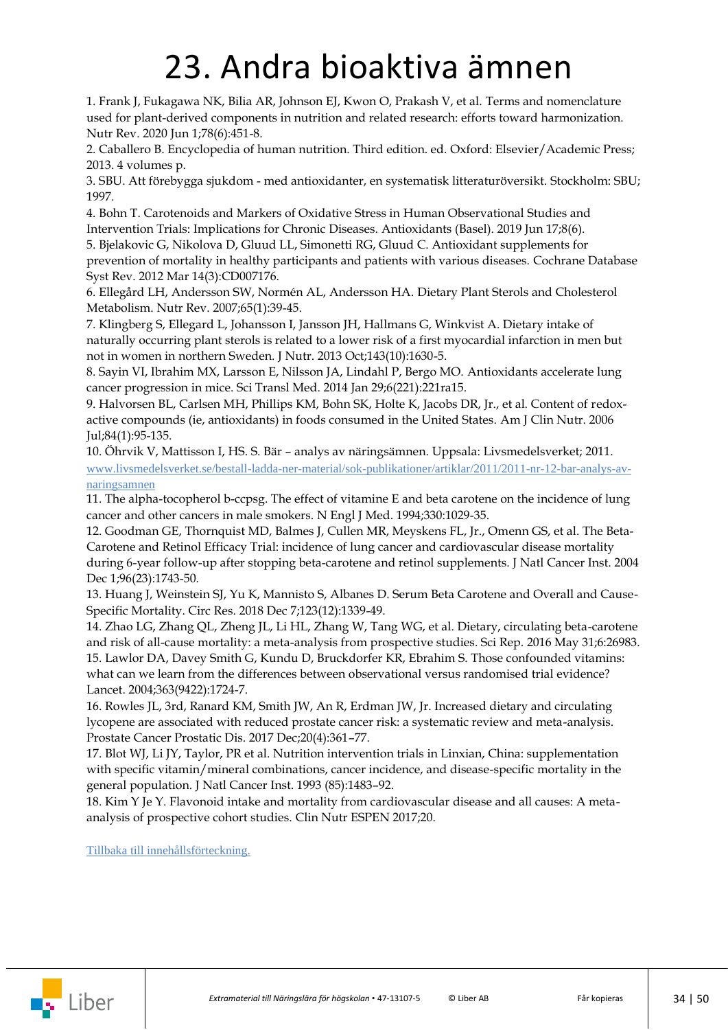# 23. Andra bioaktiva ämnen

1. Frank J, Fukagawa NK, Bilia AR, Johnson EJ, Kwon O, Prakash V, et al. Terms and nomenclature used for plant-derived components in nutrition and related research: efforts toward harmonization. Nutr Rev. 2020 Jun 1;78(6):451-8.
2. Caballero B. Encyclopedia of human nutrition. Third edition. ed. Oxford: Elsevier/Academic Press; 2013. 4 volumes p.
3. SBU. Att förebygga sjukdom - med antioxidanter, en systematisk litteraturöversikt. Stockholm: SBU; 1997.
4. Bohn T. Carotenoids and Markers of Oxidative Stress in Human Observational Studies and Intervention Trials: Implications for Chronic Diseases. Antioxidants (Basel). 2019 Jun 17;8(6).
5. Bjelakovic G, Nikolova D, Gluud LL, Simonetti RG, Gluud C. Antioxidant supplements for prevention of mortality in healthy participants and patients with various diseases. Cochrane Database Syst Rev. 2012 Mar 14(3):CD007176.
6. Ellegård LH, Andersson SW, Normén AL, Andersson HA. Dietary Plant Sterols and Cholesterol Metabolism. Nutr Rev. 2007;65(1):39-45.
7. Klingberg S, Ellegard L, Johansson I, Jansson JH, Hallmans G, Winkvist A. Dietary intake of naturally occurring plant sterols is related to a lower risk of a first myocardial infarction in men but not in women in northern Sweden. J Nutr. 2013 Oct;143(10):1630-5.
8. Sayin VI, Ibrahim MX, Larsson E, Nilsson JA, Lindahl P, Bergo MO. Antioxidants accelerate lung cancer progression in mice. Sci Transl Med. 2014 Jan 29;6(221):221ra15.
9. Halvorsen BL, Carlsen MH, Phillips KM, Bohn SK, Holte K, Jacobs DR, Jr., et al. Content of redox-active compounds (ie, antioxidants) in foods consumed in the United States. Am J Clin Nutr. 2006 Jul;84(1):95-135.
10. Öhrvik V, Mattisson I, HS. S. Bär – analys av näringsämnen. Uppsala: Livsmedelsverket; 2011. [www.livsmedelsverket.se/bestall-ladda-ner-material/sok-publikationer/artiklar/2011/2011-nr-12-bar-analys-av-naringsamnen](www.livsmedelsverket.se/bestall-ladda-ner-material/sok-publikationer/artiklar/2011/2011-nr-12-bar-analys-av-naringsamnen)
11. The alpha-tocopherol b-ccpsg. The effect of vitamine E and beta carotene on the incidence of lung cancer and other cancers in male smokers. N Engl J Med. 1994;330:1029-35.
12. Goodman GE, Thornquist MD, Balmes J, Cullen MR, Meyskens FL, Jr., Omenn GS, et al. The Beta-Carotene and Retinol Efficacy Trial: incidence of lung cancer and cardiovascular disease mortality during 6-year follow-up after stopping beta-carotene and retinol supplements. J Natl Cancer Inst. 2004 Dec 1;96(23):1743-50.
13. Huang J, Weinstein SJ, Yu K, Mannisto S, Albanes D. Serum Beta Carotene and Overall and Cause-Specific Mortality. Circ Res. 2018 Dec 7;123(12):1339-49.
14. Zhao LG, Zhang QL, Zheng JL, Li HL, Zhang W, Tang WG, et al. Dietary, circulating beta-carotene and risk of all-cause mortality: a meta-analysis from prospective studies. Sci Rep. 2016 May 31;6:26983.
15. Lawlor DA, Davey Smith G, Kundu D, Bruckdorfer KR, Ebrahim S. Those confounded vitamins: what can we learn from the differences between observational versus randomised trial evidence? Lancet. 2004;363(9422):1724-7.
16. Rowles JL, 3rd, Ranard KM, Smith JW, An R, Erdman JW, Jr. Increased dietary and circulating lycopene are associated with reduced prostate cancer risk: a systematic review and meta-analysis. Prostate Cancer Prostatic Dis. 2017 Dec;20(4):361–77.
17. Blot WJ, Li JY, Taylor, PR et al. Nutrition intervention trials in Linxian, China: supplementation with specific vitamin/mineral combinations, cancer incidence, and disease-specific mortality in the general population. J Natl Cancer Inst. 1993 (85):1483–92.
18. Kim Y Je Y. Flavonoid intake and mortality from cardiovascular disease and all causes: A meta-analysis of prospective cohort studies. Clin Nutr ESPEN 2017;20.

Tillbaka till innehållsförteckning.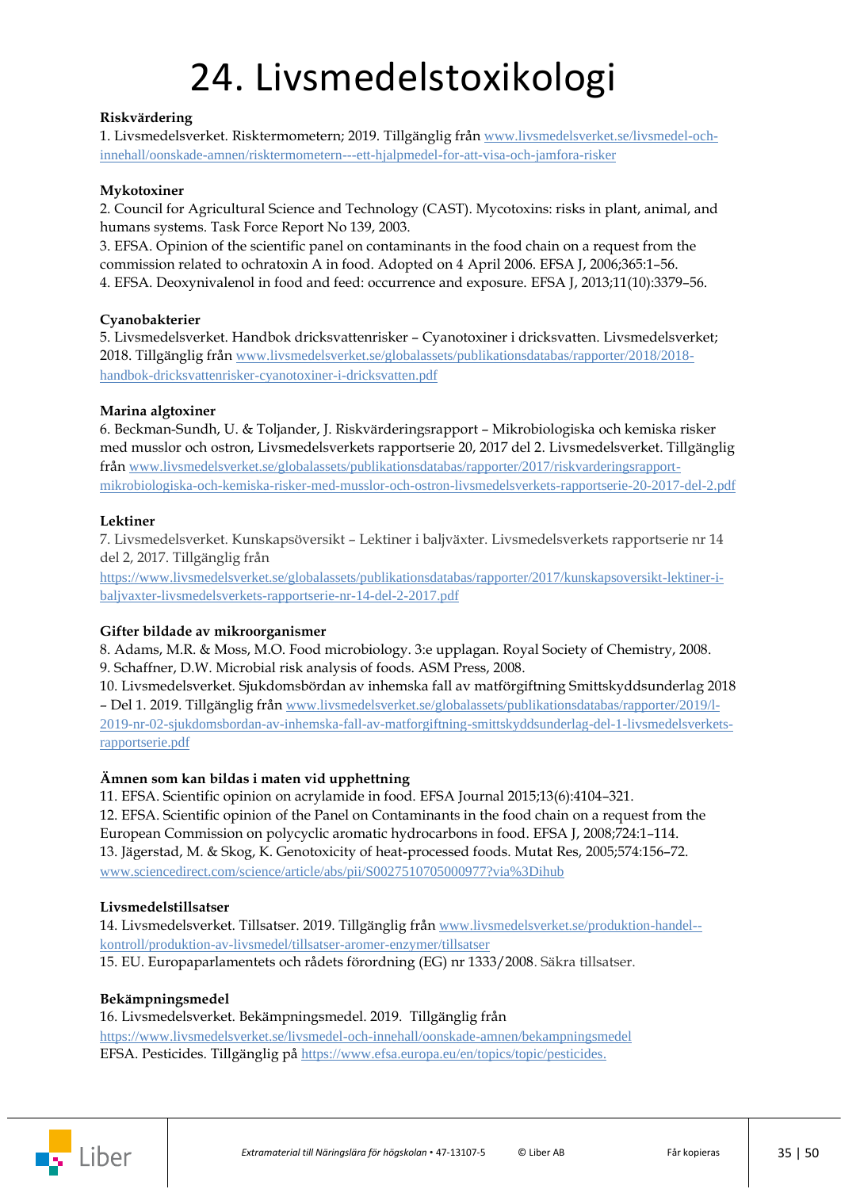# 24. Livsmedelstoxikologi

**Riskvärdering**

1. Livsmedelsverket. Risktermometern; 2019. Tillgänglig från www.livsmedelsverket.se/livsmedel-och-innehall/oonskade-amnen/risktermometern---ett-hjalpmedel-for-att-visa-och-jamfora-risker

**Mykotoxiner**

2. Council for Agricultural Science and Technology (CAST). Mycotoxins: risks in plant, animal, and humans systems. Task Force Report No 139, 2003.
3. EFSA. Opinion of the scientific panel on contaminants in the food chain on a request from the commission related to ochratoxin A in food. Adopted on 4 April 2006. EFSA J, 2006;365:1–56.
4. EFSA. Deoxynivalenol in food and feed: occurrence and exposure. EFSA J, 2013;11(10):3379–56.

**Cyanobakterier**

5. Livsmedelsverket. Handbok dricksvattenrisker – Cyanotoxiner i dricksvatten. Livsmedelsverket; 2018. Tillgänglig från www.livsmedelsverket.se/globalassets/publikationsdatabas/rapporter/2018/2018-handbok-dricksvattenrisker-cyanotoxiner-i-dricksvatten.pdf

**Marina algtoxiner**

6. Beckman-Sundh, U. & Toljander, J. Riskvärderingsrapport – Mikrobiologiska och kemiska risker med musslor och ostron, Livsmedelsverkets rapportserie 20, 2017 del 2. Livsmedelsverket. Tillgänglig från www.livsmedelsverket.se/globalassets/publikationsdatabas/rapporter/2017/riskvarderingsrapport-mikrobiologiska-och-kemiska-risker-med-musslor-och-ostron-livsmedelsverkets-rapportserie-20-2017-del-2.pdf

**Lektiner**

7. Livsmedelsverket. Kunskapsöversikt – Lektiner i baljväxter. Livsmedelsverkets rapportserie nr 14 del 2, 2017. Tillgänglig från https://www.livsmedelsverket.se/globalassets/publikationsdatabas/rapporter/2017/kunskapsoversikt-lektiner-i-baljvaxter-livsmedelsverkets-rapportserie-nr-14-del-2-2017.pdf

**Gifter bildade av mikroorganismer**

8. Adams, M.R. & Moss, M.O. Food microbiology. 3:e upplagan. Royal Society of Chemistry, 2008.
9. Schaffner, D.W. Microbial risk analysis of foods. ASM Press, 2008.
10. Livsmedelsverket. Sjukdomsbördan av inhemska fall av matförgiftning Smittskyddsunderlag 2018 – Del 1. 2019. Tillgänglig från www.livsmedelsverket.se/globalassets/publikationsdatabas/rapporter/2019/l-2019-nr-02-sjukdomsbordan-av-inhemska-fall-av-matforgiftning-smittskyddsunderlag-del-1-livsmedelsverkets-rapportserie.pdf

**Ämnen som kan bildas i maten vid upphettning**

11. EFSA. Scientific opinion on acrylamide in food. EFSA Journal 2015;13(6):4104–321.
12. EFSA. Scientific opinion of the Panel on Contaminants in the food chain on a request from the European Commission on polycyclic aromatic hydrocarbons in food. EFSA J, 2008;724:1–114.
13. Jägerstad, M. & Skog, K. Genotoxicity of heat-processed foods. Mutat Res, 2005;574:156–72. www.sciencedirect.com/science/article/abs/pii/S0027510705000977?via%3Dihub

**Livsmedelstillsatser**

14. Livsmedelsverket. Tillsatser. 2019. Tillgänglig från www.livsmedelsverket.se/produktion-handel--kontroll/produktion-av-livsmedel/tillsatser-aromer-enzymer/tillsatser
15. EU. Europaparlamentets och rådets förordning (EG) nr 1333/2008. Säkra tillsatser.

**Bekämpningsmedel**

16. Livsmedelsverket. Bekämpningsmedel. 2019. Tillgänglig från https://www.livsmedelsverket.se/livsmedel-och-innehall/oonskade-amnen/bekampningsmedel

EFSA. Pesticides. Tillgänglig på https://www.efsa.europa.eu/en/topics/topic/pesticides.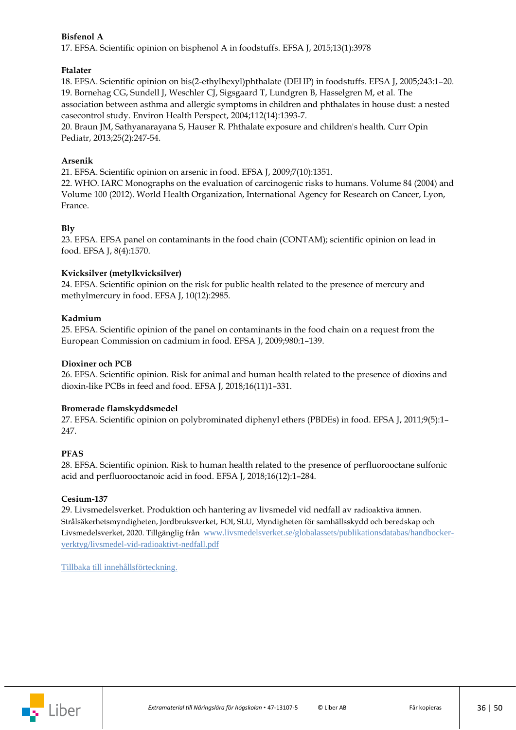**Bisfenol A**

17. EFSA. Scientific opinion on bisphenol A in foodstuffs. EFSA J, 2015;13(1):3978

**Ftalater**

18. EFSA. Scientific opinion on bis(2-ethylhexyl)phthalate (DEHP) in foodstuffs. EFSA J, 2005;243:1–20.
19. Bornehag CG, Sundell J, Weschler CJ, Sigsgaard T, Lundgren B, Hasselgren M, et al. The association between asthma and allergic symptoms in children and phthalates in house dust: a nested casecontrol study. Environ Health Perspect, 2004;112(14):1393-7.
20. Braun JM, Sathyanarayana S, Hauser R. Phthalate exposure and children's health. Curr Opin Pediatr, 2013;25(2):247-54.

**Arsenik**

21. EFSA. Scientific opinion on arsenic in food. EFSA J, 2009;7(10):1351.
22. WHO. IARC Monographs on the evaluation of carcinogenic risks to humans. Volume 84 (2004) and Volume 100 (2012). World Health Organization, International Agency for Research on Cancer, Lyon, France.

**Bly**

23. EFSA. EFSA panel on contaminants in the food chain (CONTAM); scientific opinion on lead in food. EFSA J, 8(4):1570.

**Kvicksilver (metylkvicksilver)**

24. EFSA. Scientific opinion on the risk for public health related to the presence of mercury and methylmercury in food. EFSA J, 10(12):2985.

**Kadmium**

25. EFSA. Scientific opinion of the panel on contaminants in the food chain on a request from the European Commission on cadmium in food. EFSA J, 2009;980:1–139.

**Dioxiner och PCB**

26. EFSA. Scientific opinion. Risk for animal and human health related to the presence of dioxins and dioxin-like PCBs in feed and food. EFSA J, 2018;16(11)1–331.

**Bromerade flamskyddsmedel**

27. EFSA. Scientific opinion on polybrominated diphenyl ethers (PBDEs) in food. EFSA J, 2011;9(5):1–247.

**PFAS**

28. EFSA. Scientific opinion. Risk to human health related to the presence of perfluorooctane sulfonic acid and perfluorooctanoic acid in food. EFSA J, 2018;16(12):1–284.

**Cesium-137**

29. Livsmedelsverket. Produktion och hantering av livsmedel vid nedfall av radioaktiva ämnen. Strålsäkerhetsmyndigheten, Jordbruksverket, FOI, SLU, Myndigheten för samhällsskydd och beredskap och Livsmedelsverket, 2020. Tillgänglig från [www.livsmedelsverket.se/globalassets/publikationsdatabas/handbocker-verktyg/livsmedel-vid-radioaktivt-nedfall.pdf](www.livsmedelsverket.se/globalassets/publikationsdatabas/handbocker-verktyg/livsmedel-vid-radioaktivt-nedfall.pdf)

Tillbaka till innehållsförteckning.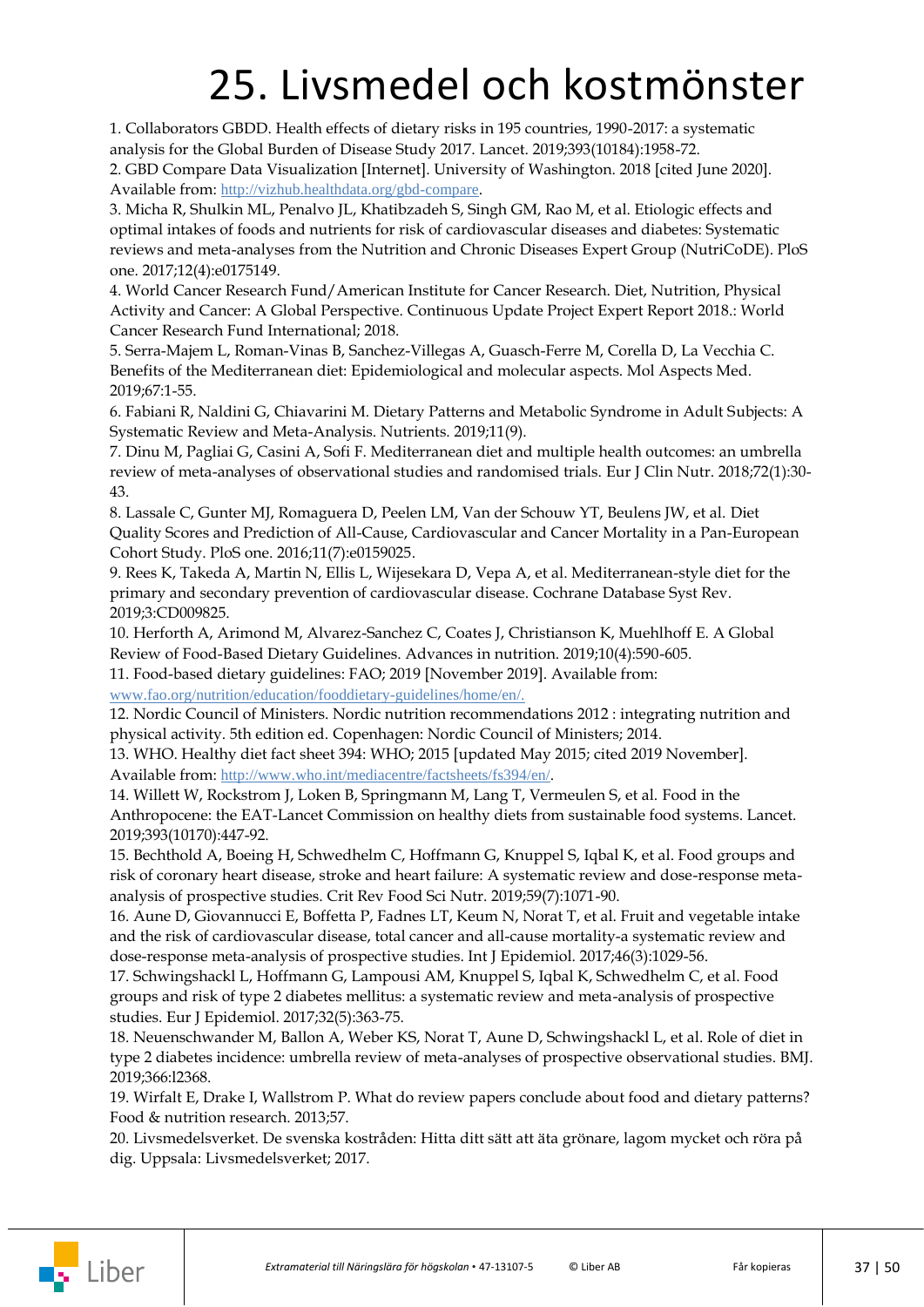# 25. Livsmedel och kostmönster

1. Collaborators GBDD. Health effects of dietary risks in 195 countries, 1990-2017: a systematic analysis for the Global Burden of Disease Study 2017. Lancet. 2019;393(10184):1958-72.
2. GBD Compare Data Visualization [Internet]. University of Washington. 2018 [cited June 2020]. Available from: http://vizhub.healthdata.org/gbd-compare.
3. Micha R, Shulkin ML, Penalvo JL, Khatibzadeh S, Singh GM, Rao M, et al. Etiologic effects and optimal intakes of foods and nutrients for risk of cardiovascular diseases and diabetes: Systematic reviews and meta-analyses from the Nutrition and Chronic Diseases Expert Group (NutriCoDE). PloS one. 2017;12(4):e0175149.
4. World Cancer Research Fund/American Institute for Cancer Research. Diet, Nutrition, Physical Activity and Cancer: A Global Perspective. Continuous Update Project Expert Report 2018.: World Cancer Research Fund International; 2018.
5. Serra-Majem L, Roman-Vinas B, Sanchez-Villegas A, Guasch-Ferre M, Corella D, La Vecchia C. Benefits of the Mediterranean diet: Epidemiological and molecular aspects. Mol Aspects Med. 2019;67:1-55.
6. Fabiani R, Naldini G, Chiavarini M. Dietary Patterns and Metabolic Syndrome in Adult Subjects: A Systematic Review and Meta-Analysis. Nutrients. 2019;11(9).
7. Dinu M, Pagliai G, Casini A, Sofi F. Mediterranean diet and multiple health outcomes: an umbrella review of meta-analyses of observational studies and randomised trials. Eur J Clin Nutr. 2018;72(1):30-43.
8. Lassale C, Gunter MJ, Romaguera D, Peelen LM, Van der Schouw YT, Beulens JW, et al. Diet Quality Scores and Prediction of All-Cause, Cardiovascular and Cancer Mortality in a Pan-European Cohort Study. PloS one. 2016;11(7):e0159025.
9. Rees K, Takeda A, Martin N, Ellis L, Wijesekara D, Vepa A, et al. Mediterranean-style diet for the primary and secondary prevention of cardiovascular disease. Cochrane Database Syst Rev. 2019;3:CD009825.
10. Herforth A, Arimond M, Alvarez-Sanchez C, Coates J, Christianson K, Muehlhoff E. A Global Review of Food-Based Dietary Guidelines. Advances in nutrition. 2019;10(4):590-605.
11. Food-based dietary guidelines: FAO; 2019 [November 2019]. Available from: www.fao.org/nutrition/education/fooddietary-guidelines/home/en/.
12. Nordic Council of Ministers. Nordic nutrition recommendations 2012 : integrating nutrition and physical activity. 5th edition ed. Copenhagen: Nordic Council of Ministers; 2014.
13. WHO. Healthy diet fact sheet 394: WHO; 2015 [updated May 2015; cited 2019 November]. Available from: http://www.who.int/mediacentre/factsheets/fs394/en/.
14. Willett W, Rockstrom J, Loken B, Springmann M, Lang T, Vermeulen S, et al. Food in the Anthropocene: the EAT-Lancet Commission on healthy diets from sustainable food systems. Lancet. 2019;393(10170):447-92.
15. Bechthold A, Boeing H, Schwedhelm C, Hoffmann G, Knuppel S, Iqbal K, et al. Food groups and risk of coronary heart disease, stroke and heart failure: A systematic review and dose-response meta-analysis of prospective studies. Crit Rev Food Sci Nutr. 2019;59(7):1071-90.
16. Aune D, Giovannucci E, Boffetta P, Fadnes LT, Keum N, Norat T, et al. Fruit and vegetable intake and the risk of cardiovascular disease, total cancer and all-cause mortality-a systematic review and dose-response meta-analysis of prospective studies. Int J Epidemiol. 2017;46(3):1029-56.
17. Schwingshackl L, Hoffmann G, Lampousi AM, Knuppel S, Iqbal K, Schwedhelm C, et al. Food groups and risk of type 2 diabetes mellitus: a systematic review and meta-analysis of prospective studies. Eur J Epidemiol. 2017;32(5):363-75.
18. Neuenschwander M, Ballon A, Weber KS, Norat T, Aune D, Schwingshackl L, et al. Role of diet in type 2 diabetes incidence: umbrella review of meta-analyses of prospective observational studies. BMJ. 2019;366:l2368.
19. Wirfalt E, Drake I, Wallstrom P. What do review papers conclude about food and dietary patterns? Food & nutrition research. 2013;57.
20. Livsmedelsverket. De svenska kostråden: Hitta ditt sätt att äta grönare, lagom mycket och röra på dig. Uppsala: Livsmedelsverket; 2017.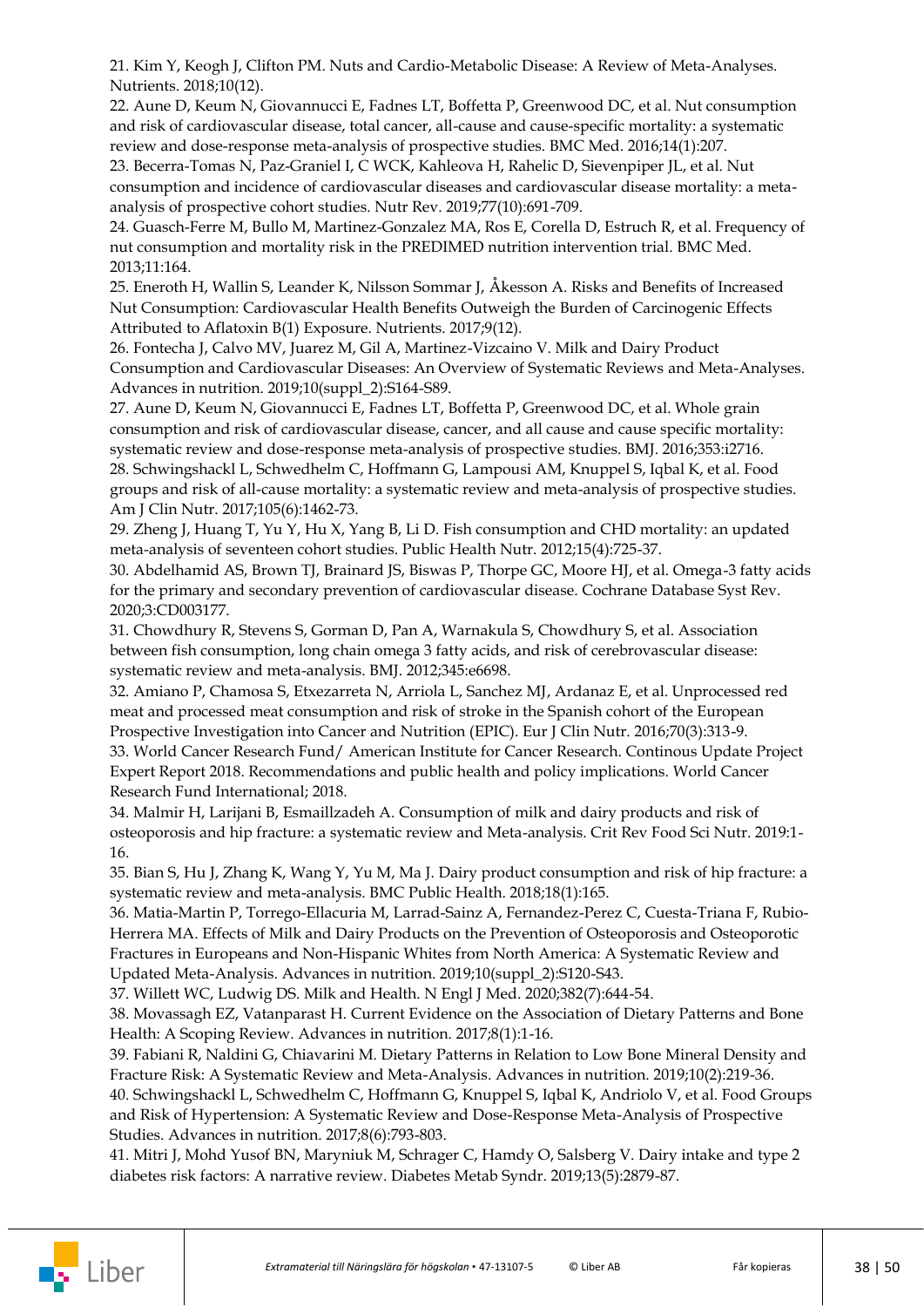21. Kim Y, Keogh J, Clifton PM. Nuts and Cardio-Metabolic Disease: A Review of Meta-Analyses. Nutrients. 2018;10(12).

22. Aune D, Keum N, Giovannucci E, Fadnes LT, Boffetta P, Greenwood DC, et al. Nut consumption and risk of cardiovascular disease, total cancer, all-cause and cause-specific mortality: a systematic review and dose-response meta-analysis of prospective studies. BMC Med. 2016;14(1):207.

23. Becerra-Tomas N, Paz-Graniel I, C WCK, Kahleova H, Rahelic D, Sievenpiper JL, et al. Nut consumption and incidence of cardiovascular diseases and cardiovascular disease mortality: a meta-analysis of prospective cohort studies. Nutr Rev. 2019;77(10):691-709.

24. Guasch-Ferre M, Bullo M, Martinez-Gonzalez MA, Ros E, Corella D, Estruch R, et al. Frequency of nut consumption and mortality risk in the PREDIMED nutrition intervention trial. BMC Med. 2013;11:164.

25. Eneroth H, Wallin S, Leander K, Nilsson Sommar J, Åkesson A. Risks and Benefits of Increased Nut Consumption: Cardiovascular Health Benefits Outweigh the Burden of Carcinogenic Effects Attributed to Aflatoxin B(1) Exposure. Nutrients. 2017;9(12).

26. Fontecha J, Calvo MV, Juarez M, Gil A, Martinez-Vizcaino V. Milk and Dairy Product Consumption and Cardiovascular Diseases: An Overview of Systematic Reviews and Meta-Analyses. Advances in nutrition. 2019;10(suppl_2):S164-S89.

27. Aune D, Keum N, Giovannucci E, Fadnes LT, Boffetta P, Greenwood DC, et al. Whole grain consumption and risk of cardiovascular disease, cancer, and all cause and cause specific mortality: systematic review and dose-response meta-analysis of prospective studies. BMJ. 2016;353:i2716.

28. Schwingshackl L, Schwedhelm C, Hoffmann G, Lampousi AM, Knuppel S, Iqbal K, et al. Food groups and risk of all-cause mortality: a systematic review and meta-analysis of prospective studies. Am J Clin Nutr. 2017;105(6):1462-73.

29. Zheng J, Huang T, Yu Y, Hu X, Yang B, Li D. Fish consumption and CHD mortality: an updated meta-analysis of seventeen cohort studies. Public Health Nutr. 2012;15(4):725-37.

30. Abdelhamid AS, Brown TJ, Brainard JS, Biswas P, Thorpe GC, Moore HJ, et al. Omega-3 fatty acids for the primary and secondary prevention of cardiovascular disease. Cochrane Database Syst Rev. 2020;3:CD003177.

31. Chowdhury R, Stevens S, Gorman D, Pan A, Warnakula S, Chowdhury S, et al. Association between fish consumption, long chain omega 3 fatty acids, and risk of cerebrovascular disease: systematic review and meta-analysis. BMJ. 2012;345:e6698.

32. Amiano P, Chamosa S, Etxezarreta N, Arriola L, Sanchez MJ, Ardanaz E, et al. Unprocessed red meat and processed meat consumption and risk of stroke in the Spanish cohort of the European Prospective Investigation into Cancer and Nutrition (EPIC). Eur J Clin Nutr. 2016;70(3):313-9.

33. World Cancer Research Fund/ American Institute for Cancer Research. Continous Update Project Expert Report 2018. Recommendations and public health and policy implications. World Cancer Research Fund International; 2018.

34. Malmir H, Larijani B, Esmaillzadeh A. Consumption of milk and dairy products and risk of osteoporosis and hip fracture: a systematic review and Meta-analysis. Crit Rev Food Sci Nutr. 2019:1-16.

35. Bian S, Hu J, Zhang K, Wang Y, Yu M, Ma J. Dairy product consumption and risk of hip fracture: a systematic review and meta-analysis. BMC Public Health. 2018;18(1):165.

36. Matia-Martin P, Torrego-Ellacuria M, Larrad-Sainz A, Fernandez-Perez C, Cuesta-Triana F, Rubio-Herrera MA. Effects of Milk and Dairy Products on the Prevention of Osteoporosis and Osteoporotic Fractures in Europeans and Non-Hispanic Whites from North America: A Systematic Review and Updated Meta-Analysis. Advances in nutrition. 2019;10(suppl_2):S120-S43.

37. Willett WC, Ludwig DS. Milk and Health. N Engl J Med. 2020;382(7):644-54.

38. Movassagh EZ, Vatanparast H. Current Evidence on the Association of Dietary Patterns and Bone Health: A Scoping Review. Advances in nutrition. 2017;8(1):1-16.

39. Fabiani R, Naldini G, Chiavarini M. Dietary Patterns in Relation to Low Bone Mineral Density and Fracture Risk: A Systematic Review and Meta-Analysis. Advances in nutrition. 2019;10(2):219-36.

40. Schwingshackl L, Schwedhelm C, Hoffmann G, Knuppel S, Iqbal K, Andriolo V, et al. Food Groups and Risk of Hypertension: A Systematic Review and Dose-Response Meta-Analysis of Prospective Studies. Advances in nutrition. 2017;8(6):793-803.

41. Mitri J, Mohd Yusof BN, Maryniuk M, Schrager C, Hamdy O, Salsberg V. Dairy intake and type 2 diabetes risk factors: A narrative review. Diabetes Metab Syndr. 2019;13(5):2879-87.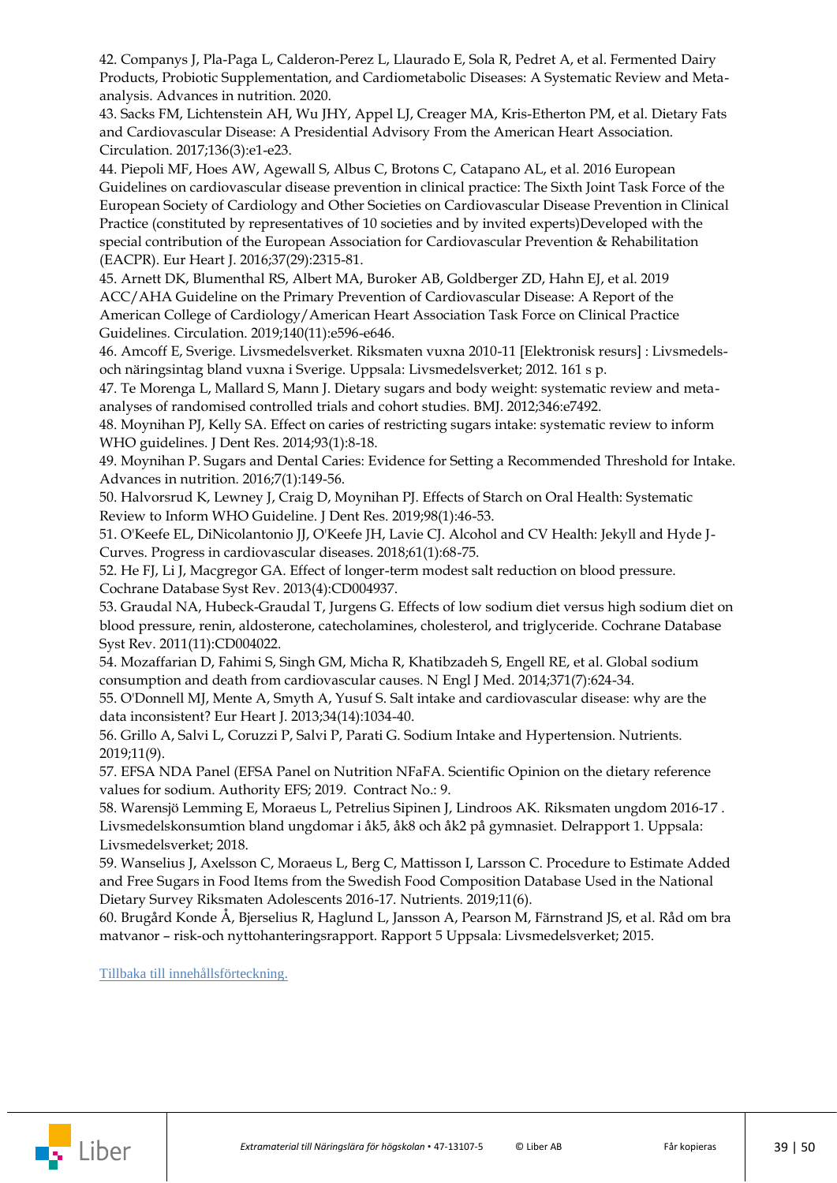42. Companys J, Pla-Paga L, Calderon-Perez L, Llaurado E, Sola R, Pedret A, et al. Fermented Dairy Products, Probiotic Supplementation, and Cardiometabolic Diseases: A Systematic Review and Meta-analysis. Advances in nutrition. 2020.

43. Sacks FM, Lichtenstein AH, Wu JHY, Appel LJ, Creager MA, Kris-Etherton PM, et al. Dietary Fats and Cardiovascular Disease: A Presidential Advisory From the American Heart Association. Circulation. 2017;136(3):e1-e23.

44. Piepoli MF, Hoes AW, Agewall S, Albus C, Brotons C, Catapano AL, et al. 2016 European Guidelines on cardiovascular disease prevention in clinical practice: The Sixth Joint Task Force of the European Society of Cardiology and Other Societies on Cardiovascular Disease Prevention in Clinical Practice (constituted by representatives of 10 societies and by invited experts)Developed with the special contribution of the European Association for Cardiovascular Prevention & Rehabilitation (EACPR). Eur Heart J. 2016;37(29):2315-81.

45. Arnett DK, Blumenthal RS, Albert MA, Buroker AB, Goldberger ZD, Hahn EJ, et al. 2019 ACC/AHA Guideline on the Primary Prevention of Cardiovascular Disease: A Report of the American College of Cardiology/American Heart Association Task Force on Clinical Practice Guidelines. Circulation. 2019;140(11):e596-e646.

46. Amcoff E, Sverige. Livsmedelsverket. Riksmaten vuxna 2010-11 [Elektronisk resurs] : Livsmedels- och näringsintag bland vuxna i Sverige. Uppsala: Livsmedelsverket; 2012. 161 s p.

47. Te Morenga L, Mallard S, Mann J. Dietary sugars and body weight: systematic review and meta-analyses of randomised controlled trials and cohort studies. BMJ. 2012;346:e7492.

48. Moynihan PJ, Kelly SA. Effect on caries of restricting sugars intake: systematic review to inform WHO guidelines. J Dent Res. 2014;93(1):8-18.

49. Moynihan P. Sugars and Dental Caries: Evidence for Setting a Recommended Threshold for Intake. Advances in nutrition. 2016;7(1):149-56.

50. Halvorsrud K, Lewney J, Craig D, Moynihan PJ. Effects of Starch on Oral Health: Systematic Review to Inform WHO Guideline. J Dent Res. 2019;98(1):46-53.

51. O'Keefe EL, DiNicolantonio JJ, O'Keefe JH, Lavie CJ. Alcohol and CV Health: Jekyll and Hyde J-Curves. Progress in cardiovascular diseases. 2018;61(1):68-75.

52. He FJ, Li J, Macgregor GA. Effect of longer-term modest salt reduction on blood pressure. Cochrane Database Syst Rev. 2013(4):CD004937.

53. Graudal NA, Hubeck-Graudal T, Jurgens G. Effects of low sodium diet versus high sodium diet on blood pressure, renin, aldosterone, catecholamines, cholesterol, and triglyceride. Cochrane Database Syst Rev. 2011(11):CD004022.

54. Mozaffarian D, Fahimi S, Singh GM, Micha R, Khatibzadeh S, Engell RE, et al. Global sodium consumption and death from cardiovascular causes. N Engl J Med. 2014;371(7):624-34.

55. O'Donnell MJ, Mente A, Smyth A, Yusuf S. Salt intake and cardiovascular disease: why are the data inconsistent? Eur Heart J. 2013;34(14):1034-40.

56. Grillo A, Salvi L, Coruzzi P, Salvi P, Parati G. Sodium Intake and Hypertension. Nutrients. 2019;11(9).

57. EFSA NDA Panel (EFSA Panel on Nutrition NFaFA. Scientific Opinion on the dietary reference values for sodium. Authority EFS; 2019. Contract No.: 9.

58. Warensjö Lemming E, Moraeus L, Petrelius Sipinen J, Lindroos AK. Riksmaten ungdom 2016-17 . Livsmedelskonsumtion bland ungdomar i åk5, åk8 och åk2 på gymnasiet. Delrapport 1. Uppsala: Livsmedelsverket; 2018.

59. Wanselius J, Axelsson C, Moraeus L, Berg C, Mattisson I, Larsson C. Procedure to Estimate Added and Free Sugars in Food Items from the Swedish Food Composition Database Used in the National Dietary Survey Riksmaten Adolescents 2016-17. Nutrients. 2019;11(6).

60. Brugård Konde Å, Bjerselius R, Haglund L, Jansson A, Pearson M, Färnstrand JS, et al. Råd om bra matvanor – risk-och nyttohanteringsrapport. Rapport 5 Uppsala: Livsmedelsverket; 2015.

Tillbaka till innehållsförteckning.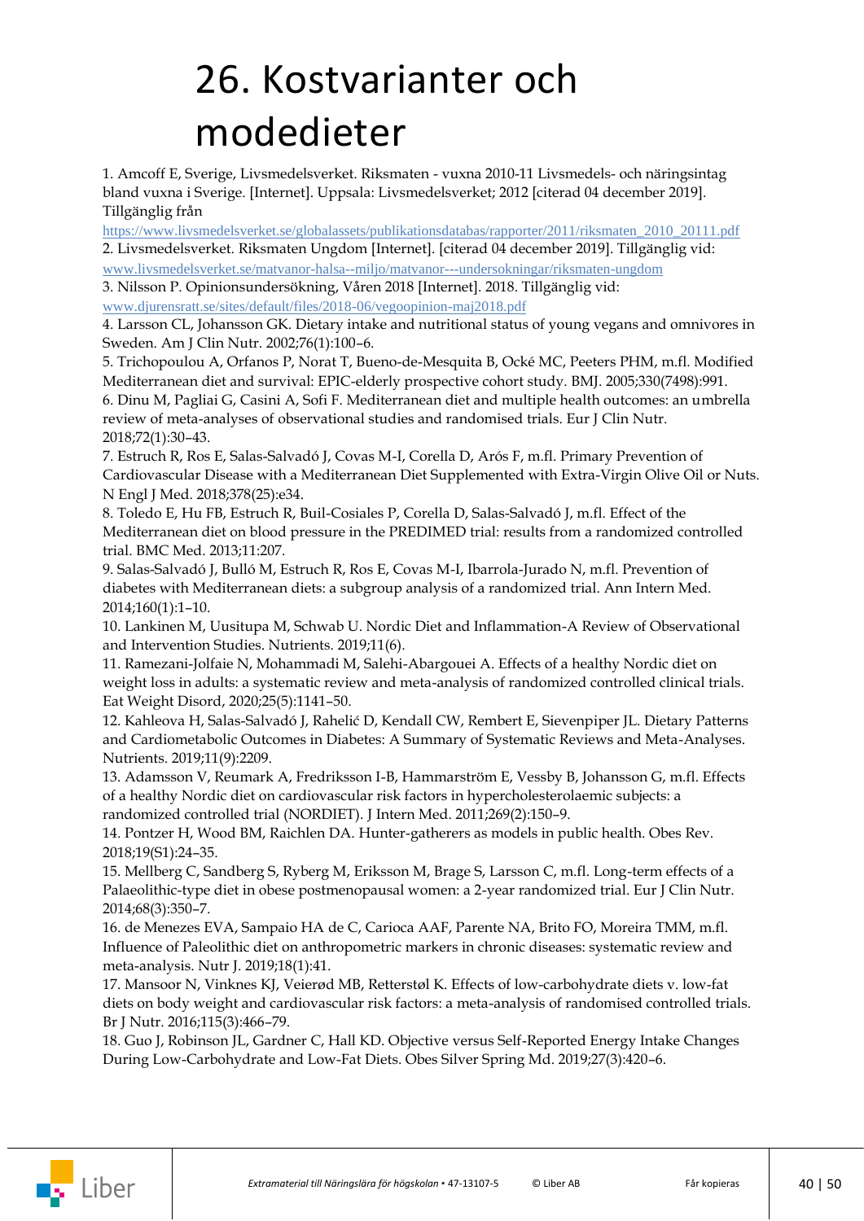# 26. Kostvarianter och modedieter

1. Amcoff E, Sverige, Livsmedelsverket. Riksmaten - vuxna 2010-11 Livsmedels- och näringsintag bland vuxna i Sverige. [Internet]. Uppsala: Livsmedelsverket; 2012 [citerad 04 december 2019]. Tillgänglig från https://www.livsmedelsverket.se/globalassets/publikationsdatabas/rapporter/2011/riksmaten_2010_20111.pdf
2. Livsmedelsverket. Riksmaten Ungdom [Internet]. [citerad 04 december 2019]. Tillgänglig vid: www.livsmedelsverket.se/matvanor-halsa--miljo/matvanor---undersokningar/riksmaten-ungdom
3. Nilsson P. Opinionsundersökning, Våren 2018 [Internet]. 2018. Tillgänglig vid: www.djurensratt.se/sites/default/files/2018-06/vegoopinion-maj2018.pdf
4. Larsson CL, Johansson GK. Dietary intake and nutritional status of young vegans and omnivores in Sweden. Am J Clin Nutr. 2002;76(1):100–6.
5. Trichopoulou A, Orfanos P, Norat T, Bueno-de-Mesquita B, Ocké MC, Peeters PHM, m.fl. Modified Mediterranean diet and survival: EPIC-elderly prospective cohort study. BMJ. 2005;330(7498):991.
6. Dinu M, Pagliai G, Casini A, Sofi F. Mediterranean diet and multiple health outcomes: an umbrella review of meta-analyses of observational studies and randomised trials. Eur J Clin Nutr. 2018;72(1):30–43.
7. Estruch R, Ros E, Salas-Salvadó J, Covas M-I, Corella D, Arós F, m.fl. Primary Prevention of Cardiovascular Disease with a Mediterranean Diet Supplemented with Extra-Virgin Olive Oil or Nuts. N Engl J Med. 2018;378(25):e34.
8. Toledo E, Hu FB, Estruch R, Buil-Cosiales P, Corella D, Salas-Salvadó J, m.fl. Effect of the Mediterranean diet on blood pressure in the PREDIMED trial: results from a randomized controlled trial. BMC Med. 2013;11:207.
9. Salas-Salvadó J, Bulló M, Estruch R, Ros E, Covas M-I, Ibarrola-Jurado N, m.fl. Prevention of diabetes with Mediterranean diets: a subgroup analysis of a randomized trial. Ann Intern Med. 2014;160(1):1–10.
10. Lankinen M, Uusitupa M, Schwab U. Nordic Diet and Inflammation-A Review of Observational and Intervention Studies. Nutrients. 2019;11(6).
11. Ramezani-Jolfaie N, Mohammadi M, Salehi-Abargouei A. Effects of a healthy Nordic diet on weight loss in adults: a systematic review and meta-analysis of randomized controlled clinical trials. Eat Weight Disord, 2020;25(5):1141–50.
12. Kahleova H, Salas-Salvadó J, Rahelić D, Kendall CW, Rembert E, Sievenpiper JL. Dietary Patterns and Cardiometabolic Outcomes in Diabetes: A Summary of Systematic Reviews and Meta-Analyses. Nutrients. 2019;11(9):2209.
13. Adamsson V, Reumark A, Fredriksson I-B, Hammarström E, Vessby B, Johansson G, m.fl. Effects of a healthy Nordic diet on cardiovascular risk factors in hypercholesterolaemic subjects: a randomized controlled trial (NORDIET). J Intern Med. 2011;269(2):150–9.
14. Pontzer H, Wood BM, Raichlen DA. Hunter-gatherers as models in public health. Obes Rev. 2018;19(S1):24–35.
15. Mellberg C, Sandberg S, Ryberg M, Eriksson M, Brage S, Larsson C, m.fl. Long-term effects of a Palaeolithic-type diet in obese postmenopausal women: a 2-year randomized trial. Eur J Clin Nutr. 2014;68(3):350–7.
16. de Menezes EVA, Sampaio HA de C, Carioca AAF, Parente NA, Brito FO, Moreira TMM, m.fl. Influence of Paleolithic diet on anthropometric markers in chronic diseases: systematic review and meta-analysis. Nutr J. 2019;18(1):41.
17. Mansoor N, Vinknes KJ, Veierød MB, Retterstøl K. Effects of low-carbohydrate diets v. low-fat diets on body weight and cardiovascular risk factors: a meta-analysis of randomised controlled trials. Br J Nutr. 2016;115(3):466–79.
18. Guo J, Robinson JL, Gardner C, Hall KD. Objective versus Self-Reported Energy Intake Changes During Low-Carbohydrate and Low-Fat Diets. Obes Silver Spring Md. 2019;27(3):420–6.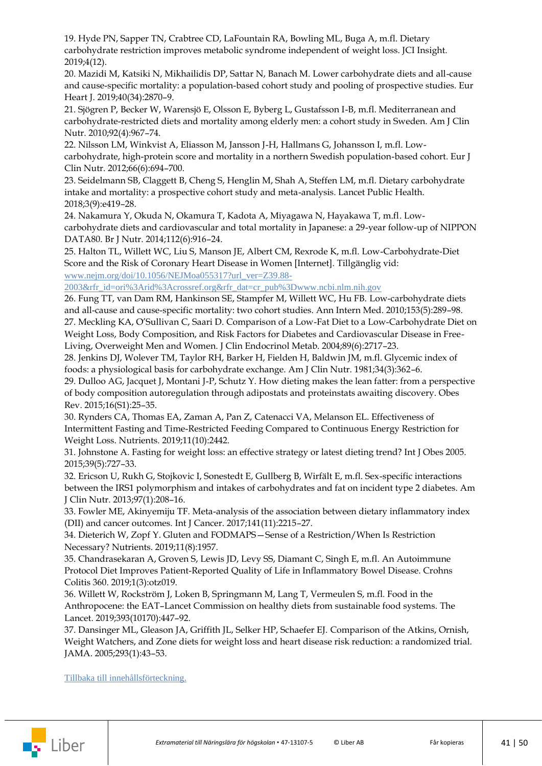19. Hyde PN, Sapper TN, Crabtree CD, LaFountain RA, Bowling ML, Buga A, m.fl. Dietary carbohydrate restriction improves metabolic syndrome independent of weight loss. JCI Insight. 2019;4(12).

20. Mazidi M, Katsiki N, Mikhailidis DP, Sattar N, Banach M. Lower carbohydrate diets and all-cause and cause-specific mortality: a population-based cohort study and pooling of prospective studies. Eur Heart J. 2019;40(34):2870–9.

21. Sjögren P, Becker W, Warensjö E, Olsson E, Byberg L, Gustafsson I-B, m.fl. Mediterranean and carbohydrate-restricted diets and mortality among elderly men: a cohort study in Sweden. Am J Clin Nutr. 2010;92(4):967–74.

22. Nilsson LM, Winkvist A, Eliasson M, Jansson J-H, Hallmans G, Johansson I, m.fl. Low-carbohydrate, high-protein score and mortality in a northern Swedish population-based cohort. Eur J Clin Nutr. 2012;66(6):694–700.

23. Seidelmann SB, Claggett B, Cheng S, Henglin M, Shah A, Steffen LM, m.fl. Dietary carbohydrate intake and mortality: a prospective cohort study and meta-analysis. Lancet Public Health. 2018;3(9):e419–28.

24. Nakamura Y, Okuda N, Okamura T, Kadota A, Miyagawa N, Hayakawa T, m.fl. Low-carbohydrate diets and cardiovascular and total mortality in Japanese: a 29-year follow-up of NIPPON DATA80. Br J Nutr. 2014;112(6):916–24.

25. Halton TL, Willett WC, Liu S, Manson JE, Albert CM, Rexrode K, m.fl. Low-Carbohydrate-Diet Score and the Risk of Coronary Heart Disease in Women [Internet]. Tillgänglig vid: www.nejm.org/doi/10.1056/NEJMoa055317?url_ver=Z39.88-2003&rfr_id=ori%3Arid%3Acrossref.org&rfr_dat=cr_pub%3Dwww.ncbi.nlm.nih.gov

26. Fung TT, van Dam RM, Hankinson SE, Stampfer M, Willett WC, Hu FB. Low-carbohydrate diets and all-cause and cause-specific mortality: two cohort studies. Ann Intern Med. 2010;153(5):289–98.

27. Meckling KA, O'Sullivan C, Saari D. Comparison of a Low-Fat Diet to a Low-Carbohydrate Diet on Weight Loss, Body Composition, and Risk Factors for Diabetes and Cardiovascular Disease in Free-Living, Overweight Men and Women. J Clin Endocrinol Metab. 2004;89(6):2717–23.

28. Jenkins DJ, Wolever TM, Taylor RH, Barker H, Fielden H, Baldwin JM, m.fl. Glycemic index of foods: a physiological basis for carbohydrate exchange. Am J Clin Nutr. 1981;34(3):362–6.

29. Dulloo AG, Jacquet J, Montani J-P, Schutz Y. How dieting makes the lean fatter: from a perspective of body composition autoregulation through adipostats and proteinstats awaiting discovery. Obes Rev. 2015;16(S1):25–35.

30. Rynders CA, Thomas EA, Zaman A, Pan Z, Catenacci VA, Melanson EL. Effectiveness of Intermittent Fasting and Time-Restricted Feeding Compared to Continuous Energy Restriction for Weight Loss. Nutrients. 2019;11(10):2442.

31. Johnstone A. Fasting for weight loss: an effective strategy or latest dieting trend? Int J Obes 2005. 2015;39(5):727–33.

32. Ericson U, Rukh G, Stojkovic I, Sonestedt E, Gullberg B, Wirfält E, m.fl. Sex-specific interactions between the IRS1 polymorphism and intakes of carbohydrates and fat on incident type 2 diabetes. Am J Clin Nutr. 2013;97(1):208–16.

33. Fowler ME, Akinyemiju TF. Meta-analysis of the association between dietary inflammatory index (DII) and cancer outcomes. Int J Cancer. 2017;141(11):2215–27.

34. Dieterich W, Zopf Y. Gluten and FODMAPS—Sense of a Restriction/When Is Restriction Necessary? Nutrients. 2019;11(8):1957.

35. Chandrasekaran A, Groven S, Lewis JD, Levy SS, Diamant C, Singh E, m.fl. An Autoimmune Protocol Diet Improves Patient-Reported Quality of Life in Inflammatory Bowel Disease. Crohns Colitis 360. 2019;1(3):otz019.

36. Willett W, Rockström J, Loken B, Springmann M, Lang T, Vermeulen S, m.fl. Food in the Anthropocene: the EAT–Lancet Commission on healthy diets from sustainable food systems. The Lancet. 2019;393(10170):447–92.

37. Dansinger ML, Gleason JA, Griffith JL, Selker HP, Schaefer EJ. Comparison of the Atkins, Ornish, Weight Watchers, and Zone diets for weight loss and heart disease risk reduction: a randomized trial. JAMA. 2005;293(1):43–53.

Tillbaka till innehållsförteckning.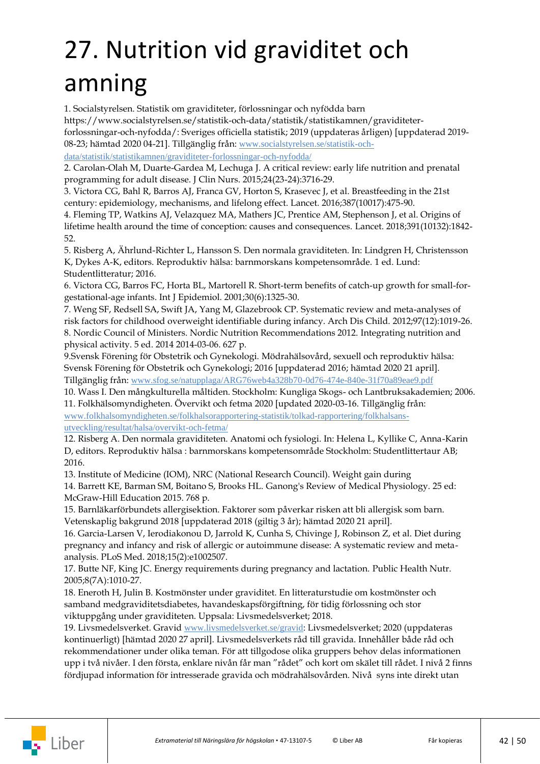# 27. Nutrition vid graviditet och amning

1. Socialstyrelsen. Statistik om graviditeter, förlossningar och nyfödda barn https://www.socialstyrelsen.se/statistik-och-data/statistik/statistikamnen/graviditeter-forlossningar-och-nyfodda/: Sveriges officiella statistik; 2019 (uppdateras årligen) [uppdaterad 2019-08-23; hämtad 2020 04-21]. Tillgänglig från: www.socialstyrelsen.se/statistik-och-data/statistik/statistikamnen/graviditeter-forlossningar-och-nyfodda/

2. Carolan-Olah M, Duarte-Gardea M, Lechuga J. A critical review: early life nutrition and prenatal programming for adult disease. J Clin Nurs. 2015;24(23-24):3716-29.

3. Victora CG, Bahl R, Barros AJ, Franca GV, Horton S, Krasevec J, et al. Breastfeeding in the 21st century: epidemiology, mechanisms, and lifelong effect. Lancet. 2016;387(10017):475-90.

4. Fleming TP, Watkins AJ, Velazquez MA, Mathers JC, Prentice AM, Stephenson J, et al. Origins of lifetime health around the time of conception: causes and consequences. Lancet. 2018;391(10132):1842-52.

5. Risberg A, Ährlund-Richter L, Hansson S. Den normala graviditeten. In: Lindgren H, Christensson K, Dykes A-K, editors. Reproduktiv hälsa: barnmorskans kompetensområde. 1 ed. Lund: Studentlitteratur; 2016.

6. Victora CG, Barros FC, Horta BL, Martorell R. Short-term benefits of catch-up growth for small-for-gestational-age infants. Int J Epidemiol. 2001;30(6):1325-30.

7. Weng SF, Redsell SA, Swift JA, Yang M, Glazebrook CP. Systematic review and meta-analyses of risk factors for childhood overweight identifiable during infancy. Arch Dis Child. 2012;97(12):1019-26.

8. Nordic Council of Ministers. Nordic Nutrition Recommendations 2012. Integrating nutrition and physical activity. 5 ed. 2014 2014-03-06. 627 p.

9.Svensk Förening för Obstetrik och Gynekologi. Mödrahälsovård, sexuell och reproduktiv hälsa: Svensk Förening för Obstetrik och Gynekologi; 2016 [uppdaterad 2016; hämtad 2020 21 april]. Tillgänglig från: www.sfog.se/natupplaga/ARG76web4a328b70-0d76-474e-840e-31f70a89eae9.pdf

10. Wass I. Den mångkulturella måltiden. Stockholm: Kungliga Skogs- och Lantbruksakademien; 2006.

11. Folkhälsomyndigheten. Övervikt och fetma 2020 [updated 2020-03-16. Tillgänglig från: www.folkhalsomyndigheten.se/folkhalsorapportering-statistik/tolkad-rapportering/folkhalsans-utveckling/resultat/halsa/overvikt-och-fetma/

12. Risberg A. Den normala graviditeten. Anatomi och fysiologi. In: Helena L, Kyllike C, Anna-Karin D, editors. Reproduktiv hälsa : barnmorskans kompetensområde Stockholm: Studentlittertaur AB; 2016.

13. Institute of Medicine (IOM), NRC (National Research Council). Weight gain during

14. Barrett KE, Barman SM, Boitano S, Brooks HL. Ganong's Review of Medical Physiology. 25 ed: McGraw-Hill Education 2015. 768 p.

15. Barnläkarförbundets allergisektion. Faktorer som påverkar risken att bli allergisk som barn. Vetenskaplig bakgrund 2018 [uppdaterad 2018 (giltig 3 år); hämtad 2020 21 april].

16. Garcia-Larsen V, Ierodiakonou D, Jarrold K, Cunha S, Chivinge J, Robinson Z, et al. Diet during pregnancy and infancy and risk of allergic or autoimmune disease: A systematic review and meta-analysis. PLoS Med. 2018;15(2):e1002507.

17. Butte NF, King JC. Energy requirements during pregnancy and lactation. Public Health Nutr. 2005;8(7A):1010-27.

18. Eneroth H, Julin B. Kostmönster under graviditet. En litteraturstudie om kostmönster och samband medgraviditetsdiabetes, havandeskapsförgiftning, för tidig förlossning och stor viktuppgång under graviditeten. Uppsala: Livsmedelsverket; 2018.

19. Livsmedelsverket. Gravid www.livsmedelsverket.se/gravid: Livsmedelsverket; 2020 (uppdateras kontinuerligt) [hämtad 2020 27 april]. Livsmedelsverkets råd till gravida. Innehåller både råd och rekommendationer under olika teman. För att tillgodose olika gruppers behov delas informationen upp i två nivåer. I den första, enklare nivån får man "rådet" och kort om skälet till rådet. I nivå 2 finns fördjupad information för intresserade gravida och mödrahälsovården. Nivå syns inte direkt utan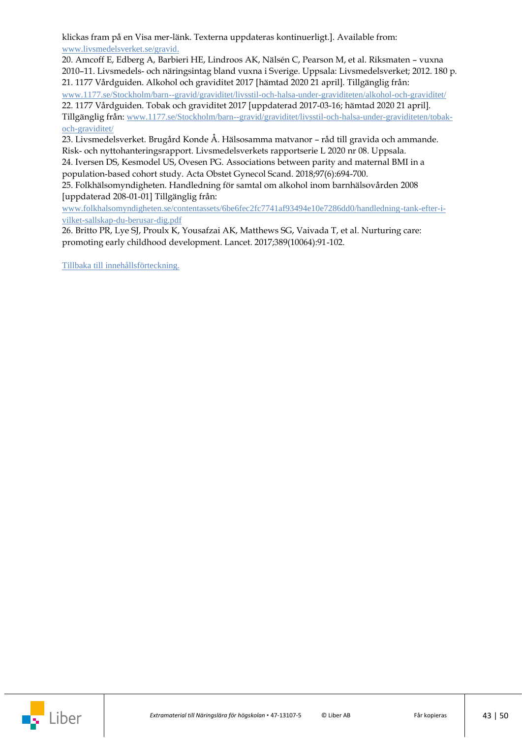klickas fram på en Visa mer-länk. Texterna uppdateras kontinuerligt.]. Available from: www.livsmedelsverket.se/gravid.

20. Amcoff E, Edberg A, Barbieri HE, Lindroos AK, Nälsén C, Pearson M, et al. Riksmaten – vuxna 2010–11. Livsmedels- och näringsintag bland vuxna i Sverige. Uppsala: Livsmedelsverket; 2012. 180 p.

21. 1177 Vårdguiden. Alkohol och graviditet 2017 [hämtad 2020 21 april]. Tillgänglig från: www.1177.se/Stockholm/barn--gravid/graviditet/livsstil-och-halsa-under-graviditeten/alkohol-och-graviditet/

22. 1177 Vårdguiden. Tobak och graviditet 2017 [uppdaterad 2017-03-16; hämtad 2020 21 april]. Tillgänglig från: www.1177.se/Stockholm/barn--gravid/graviditet/livsstil-och-halsa-under-graviditeten/tobak-och-graviditet/

23. Livsmedelsverket. Brugård Konde Å. Hälsosamma matvanor – råd till gravida och ammande. Risk- och nyttohanteringsrapport. Livsmedelsverkets rapportserie L 2020 nr 08. Uppsala.

24. Iversen DS, Kesmodel US, Ovesen PG. Associations between parity and maternal BMI in a population-based cohort study. Acta Obstet Gynecol Scand. 2018;97(6):694-700.

25. Folkhälsomyndigheten. Handledning för samtal om alkohol inom barnhälsovården 2008 [uppdaterad 208-01-01] Tillgänglig från: www.folkhalsomyndigheten.se/contentassets/6be6fec2fc7741af93494e10e7286dd0/handledning-tank-efter-i-vilket-sallskap-du-berusar-dig.pdf

26. Britto PR, Lye SJ, Proulx K, Yousafzai AK, Matthews SG, Vaivada T, et al. Nurturing care: promoting early childhood development. Lancet. 2017;389(10064):91-102.

Tillbaka till innehållsförteckning.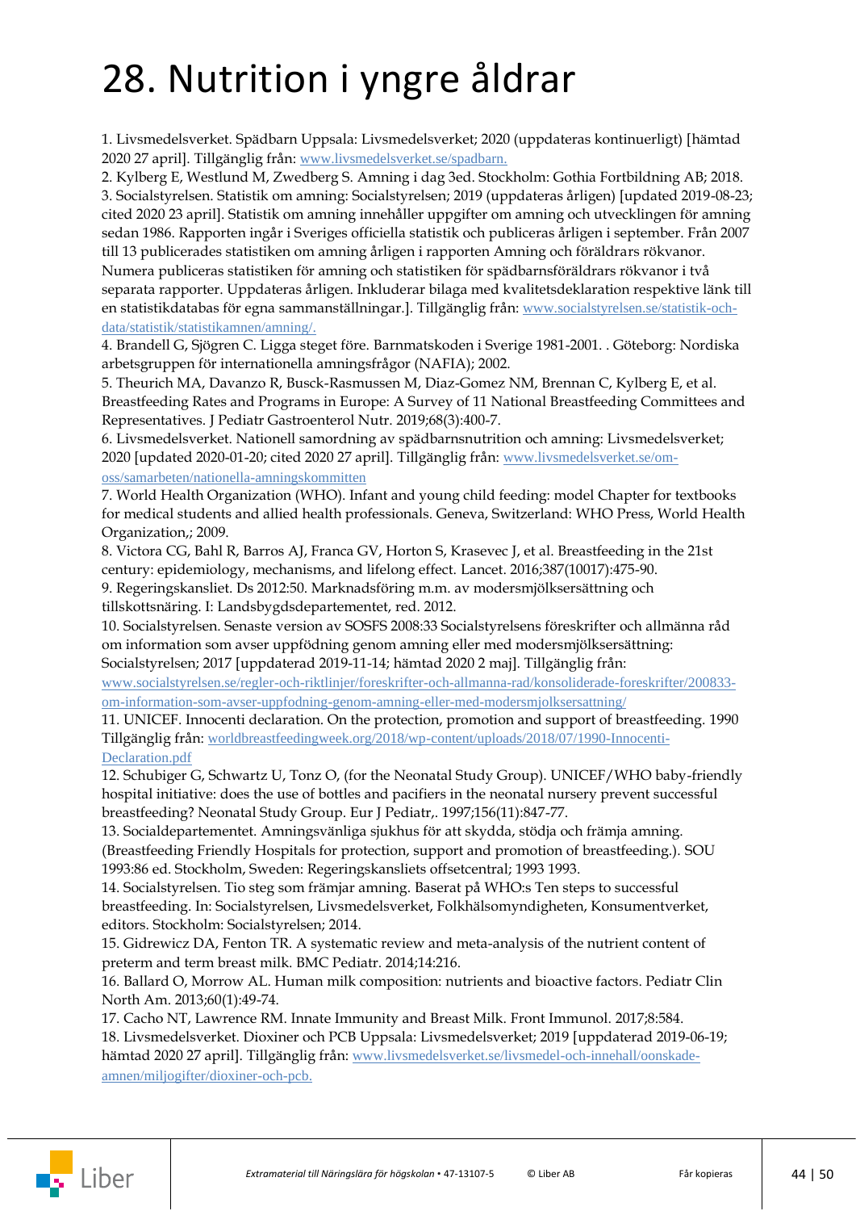# 28. Nutrition i yngre åldrar

1. Livsmedelsverket. Spädbarn Uppsala: Livsmedelsverket; 2020 (uppdateras kontinuerligt) [hämtad 2020 27 april]. Tillgänglig från: www.livsmedelsverket.se/spadbarn.
2. Kylberg E, Westlund M, Zwedberg S. Amning i dag 3ed. Stockholm: Gothia Fortbildning AB; 2018.
3. Socialstyrelsen. Statistik om amning: Socialstyrelsen; 2019 (uppdateras årligen) [updated 2019-08-23; cited 2020 23 april]. Statistik om amning innehåller uppgifter om amning och utvecklingen för amning sedan 1986. Rapporten ingår i Sveriges officiella statistik och publiceras årligen i september. Från 2007 till 13 publicerades statistiken om amning årligen i rapporten Amning och föräldrars rökvanor. Numera publiceras statistiken för amning och statistiken för spädbarnsföräldrars rökvanor i två separata rapporter. Uppdateras årligen. Inkluderar bilaga med kvalitetsdeklaration respektive länk till en statistikdatabas för egna sammanställningar.]. Tillgänglig från: www.socialstyrelsen.se/statistik-och-data/statistik/statistikamnen/amning/.
4. Brandell G, Sjögren C. Ligga steget före. Barnmatskoden i Sverige 1981-2001. . Göteborg: Nordiska arbetsgruppen för internationella amningsfrågor (NAFIA); 2002.
5. Theurich MA, Davanzo R, Busck-Rasmussen M, Diaz-Gomez NM, Brennan C, Kylberg E, et al. Breastfeeding Rates and Programs in Europe: A Survey of 11 National Breastfeeding Committees and Representatives. J Pediatr Gastroenterol Nutr. 2019;68(3):400-7.
6. Livsmedelsverket. Nationell samordning av spädbarnsnutrition och amning: Livsmedelsverket; 2020 [updated 2020-01-20; cited 2020 27 april]. Tillgänglig från: www.livsmedelsverket.se/om-oss/samarbeten/nationella-amningskommitten
7. World Health Organization (WHO). Infant and young child feeding: model Chapter for textbooks for medical students and allied health professionals. Geneva, Switzerland: WHO Press, World Health Organization,; 2009.
8. Victora CG, Bahl R, Barros AJ, Franca GV, Horton S, Krasevec J, et al. Breastfeeding in the 21st century: epidemiology, mechanisms, and lifelong effect. Lancet. 2016;387(10017):475-90.
9. Regeringskansliet. Ds 2012:50. Marknadsföring m.m. av modersmjölksersättning och tillskottsnäring. I: Landsbygdsdepartementet, red. 2012.
10. Socialstyrelsen. Senaste version av SOSFS 2008:33 Socialstyrelsens föreskrifter och allmänna råd om information som avser uppfödning genom amning eller med modersmjölksersättning: Socialstyrelsen; 2017 [uppdaterad 2019-11-14; hämtad 2020 2 maj]. Tillgänglig från: www.socialstyrelsen.se/regler-och-riktlinjer/foreskrifter-och-allmanna-rad/konsoliderade-foreskrifter/200833-om-information-som-avser-uppfodning-genom-amning-eller-med-modersmjolksersattning/
11. UNICEF. Innocenti declaration. On the protection, promotion and support of breastfeeding. 1990 Tillgänglig från: worldbreastfeedingweek.org/2018/wp-content/uploads/2018/07/1990-Innocenti-Declaration.pdf
12. Schubiger G, Schwartz U, Tonz O, (for the Neonatal Study Group). UNICEF/WHO baby-friendly hospital initiative: does the use of bottles and pacifiers in the neonatal nursery prevent successful breastfeeding? Neonatal Study Group. Eur J Pediatr,. 1997;156(11):847-77.
13. Socialdepartementet. Amningsvänliga sjukhus för att skydda, stödja och främja amning. (Breastfeeding Friendly Hospitals for protection, support and promotion of breastfeeding.). SOU 1993:86 ed. Stockholm, Sweden: Regeringskansliets offsetcentral; 1993 1993.
14. Socialstyrelsen. Tio steg som främjar amning. Baserat på WHO:s Ten steps to successful breastfeeding. In: Socialstyrelsen, Livsmedelsverket, Folkhälsomyndigheten, Konsumentverket, editors. Stockholm: Socialstyrelsen; 2014.
15. Gidrewicz DA, Fenton TR. A systematic review and meta-analysis of the nutrient content of preterm and term breast milk. BMC Pediatr. 2014;14:216.
16. Ballard O, Morrow AL. Human milk composition: nutrients and bioactive factors. Pediatr Clin North Am. 2013;60(1):49-74.
17. Cacho NT, Lawrence RM. Innate Immunity and Breast Milk. Front Immunol. 2017;8:584.
18. Livsmedelsverket. Dioxiner och PCB Uppsala: Livsmedelsverket; 2019 [uppdaterad 2019-06-19; hämtad 2020 27 april]. Tillgänglig från: www.livsmedelsverket.se/livsmedel-och-innehall/oonskade-amnen/miljogifter/dioxiner-och-pcb.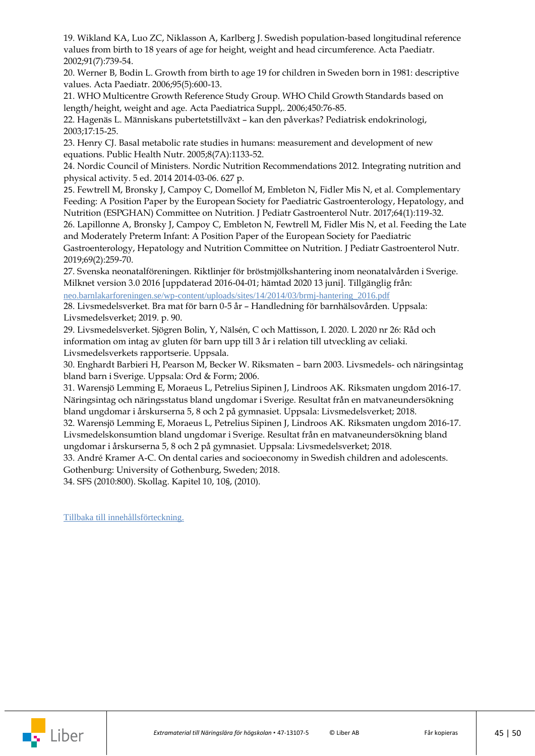19. Wikland KA, Luo ZC, Niklasson A, Karlberg J. Swedish population-based longitudinal reference values from birth to 18 years of age for height, weight and head circumference. Acta Paediatr. 2002;91(7):739-54.

20. Werner B, Bodin L. Growth from birth to age 19 for children in Sweden born in 1981: descriptive values. Acta Paediatr. 2006;95(5):600-13.

21. WHO Multicentre Growth Reference Study Group. WHO Child Growth Standards based on length/height, weight and age. Acta Paediatrica Suppl,. 2006;450:76-85.

22. Hagenäs L. Människans pubertetstillväxt – kan den påverkas? Pediatrisk endokrinologi, 2003;17:15-25.

23. Henry CJ. Basal metabolic rate studies in humans: measurement and development of new equations. Public Health Nutr. 2005;8(7A):1133-52.

24. Nordic Council of Ministers. Nordic Nutrition Recommendations 2012. Integrating nutrition and physical activity. 5 ed. 2014 2014-03-06. 627 p.

25. Fewtrell M, Bronsky J, Campoy C, Domellof M, Embleton N, Fidler Mis N, et al. Complementary Feeding: A Position Paper by the European Society for Paediatric Gastroenterology, Hepatology, and Nutrition (ESPGHAN) Committee on Nutrition. J Pediatr Gastroenterol Nutr. 2017;64(1):119-32.

26. Lapillonne A, Bronsky J, Campoy C, Embleton N, Fewtrell M, Fidler Mis N, et al. Feeding the Late and Moderately Preterm Infant: A Position Paper of the European Society for Paediatric Gastroenterology, Hepatology and Nutrition Committee on Nutrition. J Pediatr Gastroenterol Nutr. 2019;69(2):259-70.

27. Svenska neonatalföreningen. Riktlinjer för bröstmjölkshantering inom neonatalvården i Sverige. Milknet version 3.0 2016 [uppdaterad 2016-04-01; hämtad 2020 13 juni]. Tillgänglig från: neo.barnlakarforeningen.se/wp-content/uploads/sites/14/2014/03/brmj-hantering_2016.pdf

28. Livsmedelsverket. Bra mat för barn 0-5 år – Handledning för barnhälsovården. Uppsala: Livsmedelsverket; 2019. p. 90.

29. Livsmedelsverket. Sjögren Bolin, Y, Nälsén, C och Mattisson, I. 2020. L 2020 nr 26: Råd och information om intag av gluten för barn upp till 3 år i relation till utveckling av celiaki. Livsmedelsverkets rapportserie. Uppsala.

30. Enghardt Barbieri H, Pearson M, Becker W. Riksmaten – barn 2003. Livsmedels- och näringsintag bland barn i Sverige. Uppsala: Ord & Form; 2006.

31. Warensjö Lemming E, Moraeus L, Petrelius Sipinen J, Lindroos AK. Riksmaten ungdom 2016-17. Näringsintag och näringsstatus bland ungdomar i Sverige. Resultat från en matvaneundersökning bland ungdomar i årskurserna 5, 8 och 2 på gymnasiet. Uppsala: Livsmedelsverket; 2018.

32. Warensjö Lemming E, Moraeus L, Petrelius Sipinen J, Lindroos AK. Riksmaten ungdom 2016-17. Livsmedelskonsumtion bland ungdomar i Sverige. Resultat från en matvaneundersökning bland ungdomar i årskurserna 5, 8 och 2 på gymnasiet. Uppsala: Livsmedelsverket; 2018.

33. André Kramer A-C. On dental caries and socioeconomy in Swedish children and adolescents. Gothenburg: University of Gothenburg, Sweden; 2018.

34. SFS (2010:800). Skollag. Kapitel 10, 10§, (2010).

Tillbaka till innehållsförteckning.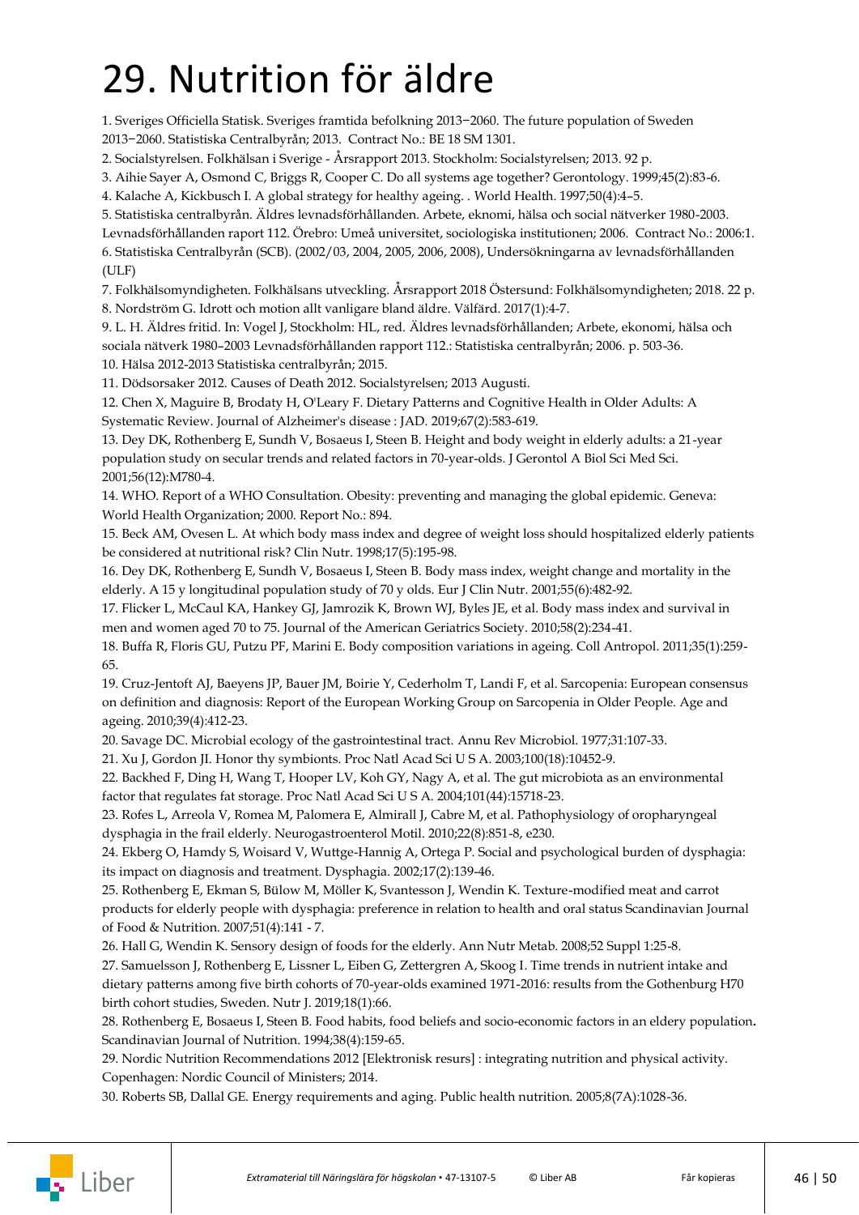# 29. Nutrition för äldre

1. Sveriges Officiella Statisk. Sveriges framtida befolkning 2013−2060. The future population of Sweden 2013−2060. Statistiska Centralbyrån; 2013. Contract No.: BE 18 SM 1301.
2. Socialstyrelsen. Folkhälsan i Sverige - Årsrapport 2013. Stockholm: Socialstyrelsen; 2013. 92 p.
3. Aihie Sayer A, Osmond C, Briggs R, Cooper C. Do all systems age together? Gerontology. 1999;45(2):83-6.
4. Kalache A, Kickbusch I. A global strategy for healthy ageing. . World Health. 1997;50(4):4–5.
5. Statistiska centralbyrån. Äldres levnadsförhållanden. Arbete, eknomi, hälsa och social nätverker 1980-2003. Levnadsförhållanden raport 112. Örebro: Umeå universitet, sociologiska institutionen; 2006. Contract No.: 2006:1.
6. Statistiska Centralbyrån (SCB). (2002/03, 2004, 2005, 2006, 2008), Undersökningarna av levnadsförhållanden (ULF)
7. Folkhälsomyndigheten. Folkhälsans utveckling. Årsrapport 2018 Östersund: Folkhälsomyndigheten; 2018. 22 p.
8. Nordström G. Idrott och motion allt vanligare bland äldre. Välfärd. 2017(1):4-7.
9. L. H. Äldres fritid. In: Vogel J, Stockholm: HL, red. Äldres levnadsförhållanden; Arbete, ekonomi, hälsa och sociala nätverk 1980–2003 Levnadsförhållanden rapport 112.: Statistiska centralbyrån; 2006. p. 503-36.
10. Hälsa 2012-2013 Statistiska centralbyrån; 2015.
11. Dödsorsaker 2012. Causes of Death 2012. Socialstyrelsen; 2013 Augusti.
12. Chen X, Maguire B, Brodaty H, O'Leary F. Dietary Patterns and Cognitive Health in Older Adults: A Systematic Review. Journal of Alzheimer's disease : JAD. 2019;67(2):583-619.
13. Dey DK, Rothenberg E, Sundh V, Bosaeus I, Steen B. Height and body weight in elderly adults: a 21-year population study on secular trends and related factors in 70-year-olds. J Gerontol A Biol Sci Med Sci. 2001;56(12):M780-4.
14. WHO. Report of a WHO Consultation. Obesity: preventing and managing the global epidemic. Geneva: World Health Organization; 2000. Report No.: 894.
15. Beck AM, Ovesen L. At which body mass index and degree of weight loss should hospitalized elderly patients be considered at nutritional risk? Clin Nutr. 1998;17(5):195-98.
16. Dey DK, Rothenberg E, Sundh V, Bosaeus I, Steen B. Body mass index, weight change and mortality in the elderly. A 15 y longitudinal population study of 70 y olds. Eur J Clin Nutr. 2001;55(6):482-92.
17. Flicker L, McCaul KA, Hankey GJ, Jamrozik K, Brown WJ, Byles JE, et al. Body mass index and survival in men and women aged 70 to 75. Journal of the American Geriatrics Society. 2010;58(2):234-41.
18. Buffa R, Floris GU, Putzu PF, Marini E. Body composition variations in ageing. Coll Antropol. 2011;35(1):259-65.
19. Cruz-Jentoft AJ, Baeyens JP, Bauer JM, Boirie Y, Cederholm T, Landi F, et al. Sarcopenia: European consensus on definition and diagnosis: Report of the European Working Group on Sarcopenia in Older People. Age and ageing. 2010;39(4):412-23.
20. Savage DC. Microbial ecology of the gastrointestinal tract. Annu Rev Microbiol. 1977;31:107-33.
21. Xu J, Gordon JI. Honor thy symbionts. Proc Natl Acad Sci U S A. 2003;100(18):10452-9.
22. Backhed F, Ding H, Wang T, Hooper LV, Koh GY, Nagy A, et al. The gut microbiota as an environmental factor that regulates fat storage. Proc Natl Acad Sci U S A. 2004;101(44):15718-23.
23. Rofes L, Arreola V, Romea M, Palomera E, Almirall J, Cabre M, et al. Pathophysiology of oropharyngeal dysphagia in the frail elderly. Neurogastroenterol Motil. 2010;22(8):851-8, e230.
24. Ekberg O, Hamdy S, Woisard V, Wuttge-Hannig A, Ortega P. Social and psychological burden of dysphagia: its impact on diagnosis and treatment. Dysphagia. 2002;17(2):139-46.
25. Rothenberg E, Ekman S, Bülow M, Möller K, Svantesson J, Wendin K. Texture-modified meat and carrot products for elderly people with dysphagia: preference in relation to health and oral status Scandinavian Journal of Food & Nutrition. 2007;51(4):141 - 7.
26. Hall G, Wendin K. Sensory design of foods for the elderly. Ann Nutr Metab. 2008;52 Suppl 1:25-8.
27. Samuelsson J, Rothenberg E, Lissner L, Eiben G, Zettergren A, Skoog I. Time trends in nutrient intake and dietary patterns among five birth cohorts of 70-year-olds examined 1971-2016: results from the Gothenburg H70 birth cohort studies, Sweden. Nutr J. 2019;18(1):66.
28. Rothenberg E, Bosaeus I, Steen B. Food habits, food beliefs and socio-economic factors in an eldery population**.** Scandinavian Journal of Nutrition. 1994;38(4):159-65.
29. Nordic Nutrition Recommendations 2012 [Elektronisk resurs] : integrating nutrition and physical activity. Copenhagen: Nordic Council of Ministers; 2014.
30. Roberts SB, Dallal GE. Energy requirements and aging. Public health nutrition. 2005;8(7A):1028-36.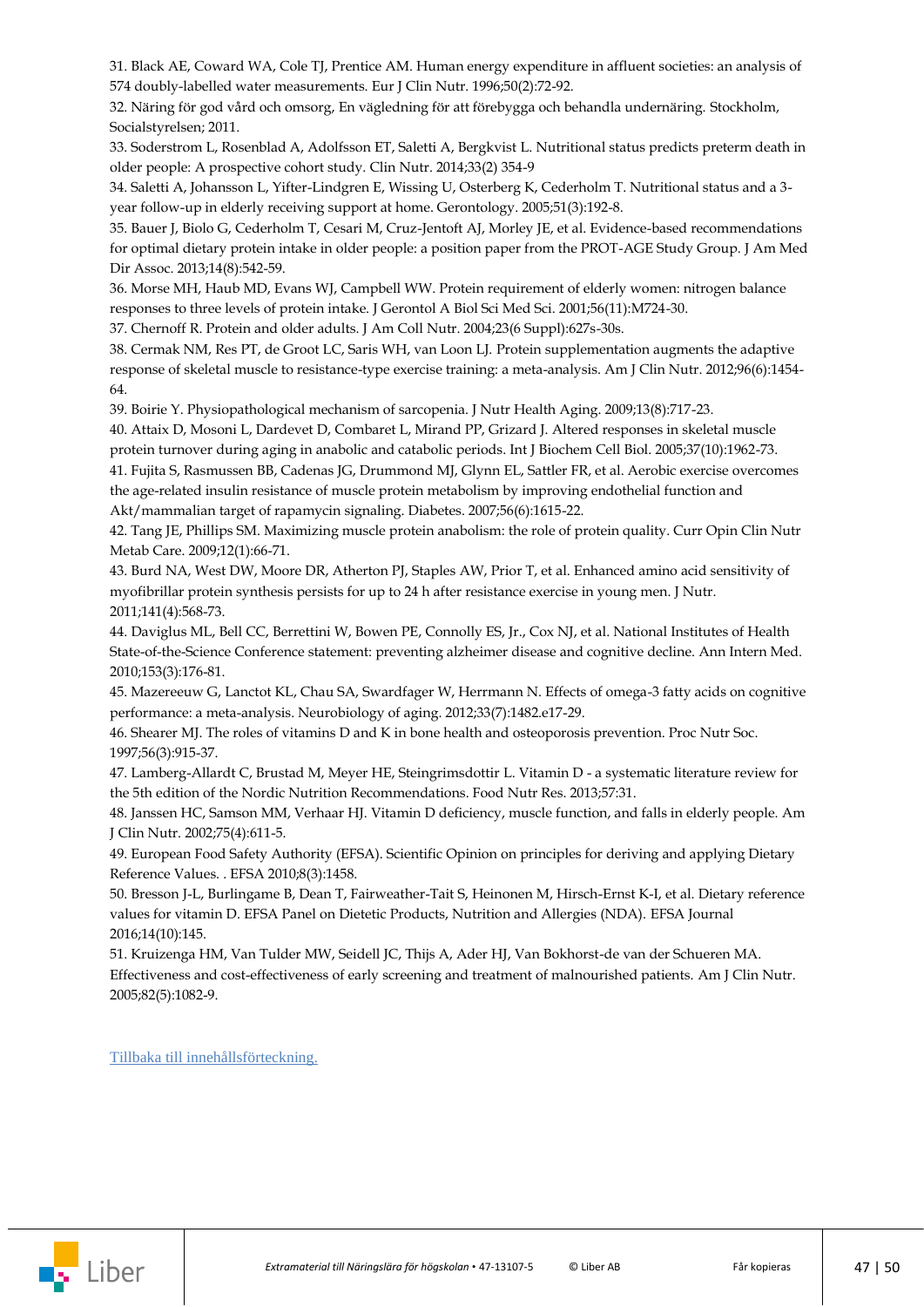31. Black AE, Coward WA, Cole TJ, Prentice AM. Human energy expenditure in affluent societies: an analysis of 574 doubly-labelled water measurements. Eur J Clin Nutr. 1996;50(2):72-92.

32. Näring för god vård och omsorg, En vägledning för att förebygga och behandla undernäring. Stockholm, Socialstyrelsen; 2011.

33. Soderstrom L, Rosenblad A, Adolfsson ET, Saletti A, Bergkvist L. Nutritional status predicts preterm death in older people: A prospective cohort study. Clin Nutr. 2014;33(2) 354-9

34. Saletti A, Johansson L, Yifter-Lindgren E, Wissing U, Osterberg K, Cederholm T. Nutritional status and a 3-year follow-up in elderly receiving support at home. Gerontology. 2005;51(3):192-8.

35. Bauer J, Biolo G, Cederholm T, Cesari M, Cruz-Jentoft AJ, Morley JE, et al. Evidence-based recommendations for optimal dietary protein intake in older people: a position paper from the PROT-AGE Study Group. J Am Med Dir Assoc. 2013;14(8):542-59.

36. Morse MH, Haub MD, Evans WJ, Campbell WW. Protein requirement of elderly women: nitrogen balance responses to three levels of protein intake. J Gerontol A Biol Sci Med Sci. 2001;56(11):M724-30.

37. Chernoff R. Protein and older adults. J Am Coll Nutr. 2004;23(6 Suppl):627s-30s.

38. Cermak NM, Res PT, de Groot LC, Saris WH, van Loon LJ. Protein supplementation augments the adaptive response of skeletal muscle to resistance-type exercise training: a meta-analysis. Am J Clin Nutr. 2012;96(6):1454-64.

39. Boirie Y. Physiopathological mechanism of sarcopenia. J Nutr Health Aging. 2009;13(8):717-23.

40. Attaix D, Mosoni L, Dardevet D, Combaret L, Mirand PP, Grizard J. Altered responses in skeletal muscle protein turnover during aging in anabolic and catabolic periods. Int J Biochem Cell Biol. 2005;37(10):1962-73.

41. Fujita S, Rasmussen BB, Cadenas JG, Drummond MJ, Glynn EL, Sattler FR, et al. Aerobic exercise overcomes the age-related insulin resistance of muscle protein metabolism by improving endothelial function and Akt/mammalian target of rapamycin signaling. Diabetes. 2007;56(6):1615-22.

42. Tang JE, Phillips SM. Maximizing muscle protein anabolism: the role of protein quality. Curr Opin Clin Nutr Metab Care. 2009;12(1):66-71.

43. Burd NA, West DW, Moore DR, Atherton PJ, Staples AW, Prior T, et al. Enhanced amino acid sensitivity of myofibrillar protein synthesis persists for up to 24 h after resistance exercise in young men. J Nutr. 2011;141(4):568-73.

44. Daviglus ML, Bell CC, Berrettini W, Bowen PE, Connolly ES, Jr., Cox NJ, et al. National Institutes of Health State-of-the-Science Conference statement: preventing alzheimer disease and cognitive decline. Ann Intern Med. 2010;153(3):176-81.

45. Mazereeuw G, Lanctot KL, Chau SA, Swardfager W, Herrmann N. Effects of omega-3 fatty acids on cognitive performance: a meta-analysis. Neurobiology of aging. 2012;33(7):1482.e17-29.

46. Shearer MJ. The roles of vitamins D and K in bone health and osteoporosis prevention. Proc Nutr Soc. 1997;56(3):915-37.

47. Lamberg-Allardt C, Brustad M, Meyer HE, Steingrimsdottir L. Vitamin D - a systematic literature review for the 5th edition of the Nordic Nutrition Recommendations. Food Nutr Res. 2013;57:31.

48. Janssen HC, Samson MM, Verhaar HJ. Vitamin D deficiency, muscle function, and falls in elderly people. Am J Clin Nutr. 2002;75(4):611-5.

49. European Food Safety Authority (EFSA). Scientific Opinion on principles for deriving and applying Dietary Reference Values. . EFSA 2010;8(3):1458.

50. Bresson J-L, Burlingame B, Dean T, Fairweather-Tait S, Heinonen M, Hirsch-Ernst K-I, et al. Dietary reference values for vitamin D. EFSA Panel on Dietetic Products, Nutrition and Allergies (NDA). EFSA Journal 2016;14(10):145.

51. Kruizenga HM, Van Tulder MW, Seidell JC, Thijs A, Ader HJ, Van Bokhorst-de van der Schueren MA. Effectiveness and cost-effectiveness of early screening and treatment of malnourished patients. Am J Clin Nutr. 2005;82(5):1082-9.

Tillbaka till innehållsförteckning.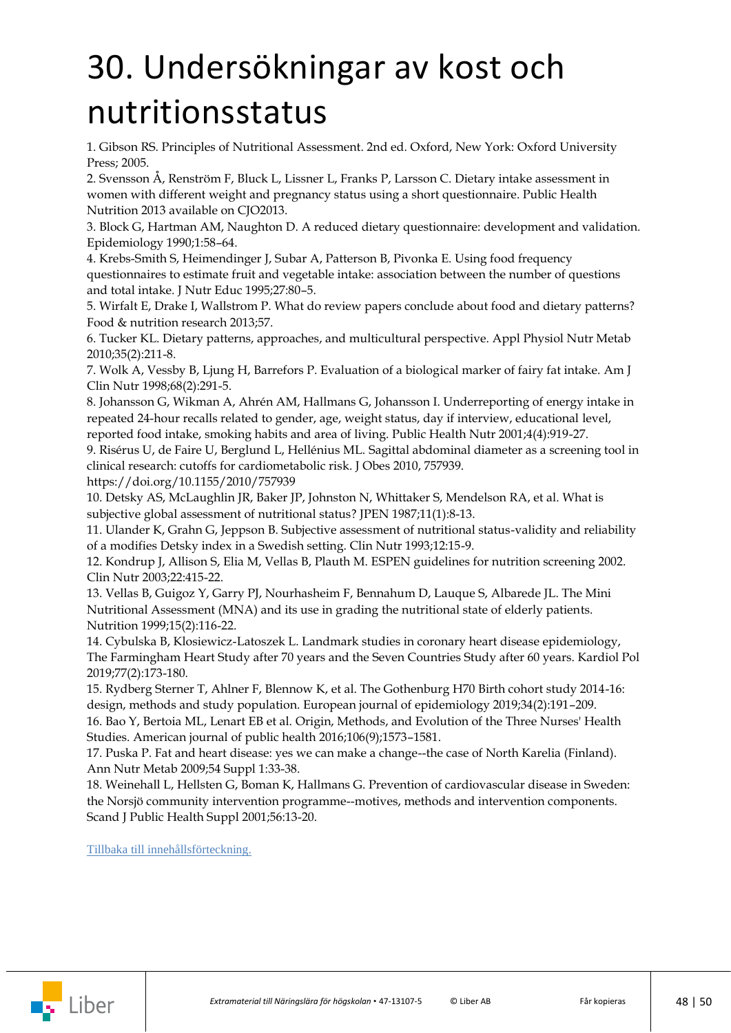# 30. Undersökningar av kost och nutritionsstatus

1. Gibson RS. Principles of Nutritional Assessment. 2nd ed. Oxford, New York: Oxford University Press; 2005.
2. Svensson Å, Renström F, Bluck L, Lissner L, Franks P, Larsson C. Dietary intake assessment in women with different weight and pregnancy status using a short questionnaire. Public Health Nutrition 2013 available on CJO2013.
3. Block G, Hartman AM, Naughton D. A reduced dietary questionnaire: development and validation. Epidemiology 1990;1:58–64.
4. Krebs-Smith S, Heimendinger J, Subar A, Patterson B, Pivonka E. Using food frequency questionnaires to estimate fruit and vegetable intake: association between the number of questions and total intake. J Nutr Educ 1995;27:80–5.
5. Wirfalt E, Drake I, Wallstrom P. What do review papers conclude about food and dietary patterns? Food & nutrition research 2013;57.
6. Tucker KL. Dietary patterns, approaches, and multicultural perspective. Appl Physiol Nutr Metab 2010;35(2):211-8.
7. Wolk A, Vessby B, Ljung H, Barrefors P. Evaluation of a biological marker of fairy fat intake. Am J Clin Nutr 1998;68(2):291-5.
8. Johansson G, Wikman A, Ahrén AM, Hallmans G, Johansson I. Underreporting of energy intake in repeated 24-hour recalls related to gender, age, weight status, day if interview, educational level, reported food intake, smoking habits and area of living. Public Health Nutr 2001;4(4):919-27.
9. Risérus U, de Faire U, Berglund L, Hellénius ML. Sagittal abdominal diameter as a screening tool in clinical research: cutoffs for cardiometabolic risk. J Obes 2010, 757939. https://doi.org/10.1155/2010/757939
10. Detsky AS, McLaughlin JR, Baker JP, Johnston N, Whittaker S, Mendelson RA, et al. What is subjective global assessment of nutritional status? JPEN 1987;11(1):8-13.
11. Ulander K, Grahn G, Jeppson B. Subjective assessment of nutritional status-validity and reliability of a modifies Detsky index in a Swedish setting. Clin Nutr 1993;12:15-9.
12. Kondrup J, Allison S, Elia M, Vellas B, Plauth M. ESPEN guidelines for nutrition screening 2002. Clin Nutr 2003;22:415-22.
13. Vellas B, Guigoz Y, Garry PJ, Nourhasheim F, Bennahum D, Lauque S, Albarede JL. The Mini Nutritional Assessment (MNA) and its use in grading the nutritional state of elderly patients. Nutrition 1999;15(2):116-22.
14. Cybulska B, Klosiewicz-Latoszek L. Landmark studies in coronary heart disease epidemiology, The Farmingham Heart Study after 70 years and the Seven Countries Study after 60 years. Kardiol Pol 2019;77(2):173-180.
15. Rydberg Sterner T, Ahlner F, Blennow K, et al. The Gothenburg H70 Birth cohort study 2014-16: design, methods and study population. European journal of epidemiology 2019;34(2):191–209.
16. Bao Y, Bertoia ML, Lenart EB et al. Origin, Methods, and Evolution of the Three Nurses' Health Studies. American journal of public health 2016;106(9);1573–1581.
17. Puska P. Fat and heart disease: yes we can make a change--the case of North Karelia (Finland). Ann Nutr Metab 2009;54 Suppl 1:33-38.
18. Weinehall L, Hellsten G, Boman K, Hallmans G. Prevention of cardiovascular disease in Sweden: the Norsjö community intervention programme--motives, methods and intervention components. Scand J Public Health Suppl 2001;56:13-20.

Tillbaka till innehållsförteckning.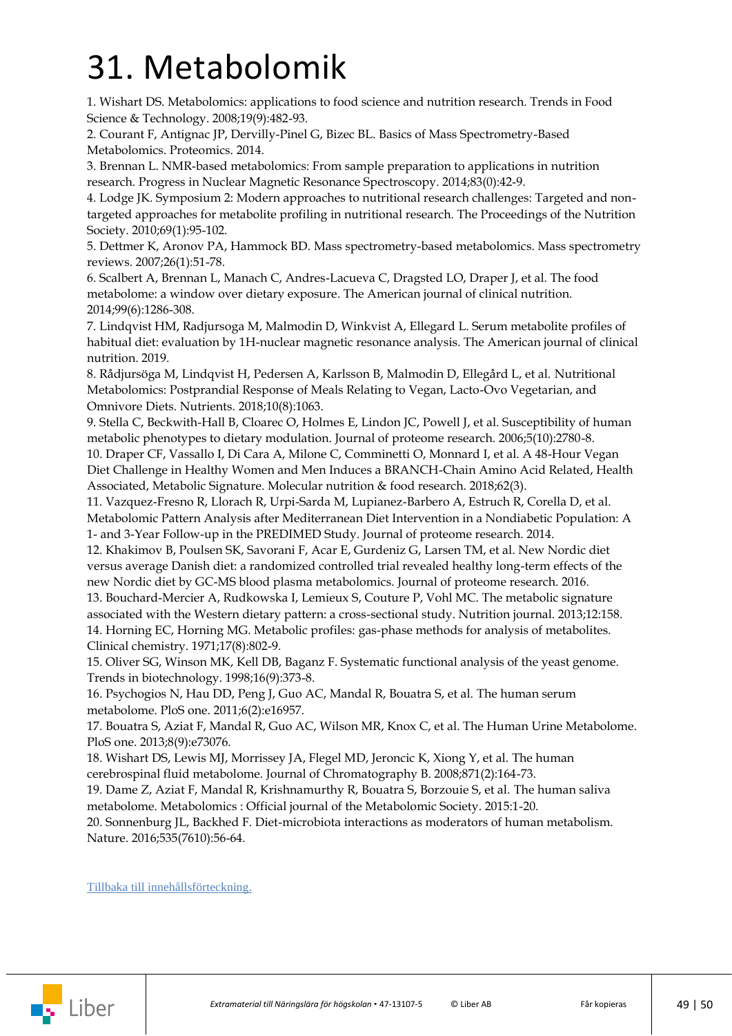# 31. Metabolomik

1. Wishart DS. Metabolomics: applications to food science and nutrition research. Trends in Food Science & Technology. 2008;19(9):482-93.
2. Courant F, Antignac JP, Dervilly-Pinel G, Bizec BL. Basics of Mass Spectrometry-Based Metabolomics. Proteomics. 2014.
3. Brennan L. NMR-based metabolomics: From sample preparation to applications in nutrition research. Progress in Nuclear Magnetic Resonance Spectroscopy. 2014;83(0):42-9.
4. Lodge JK. Symposium 2: Modern approaches to nutritional research challenges: Targeted and non-targeted approaches for metabolite profiling in nutritional research. The Proceedings of the Nutrition Society. 2010;69(1):95-102.
5. Dettmer K, Aronov PA, Hammock BD. Mass spectrometry-based metabolomics. Mass spectrometry reviews. 2007;26(1):51-78.
6. Scalbert A, Brennan L, Manach C, Andres-Lacueva C, Dragsted LO, Draper J, et al. The food metabolome: a window over dietary exposure. The American journal of clinical nutrition. 2014;99(6):1286-308.
7. Lindqvist HM, Radjursoga M, Malmodin D, Winkvist A, Ellegard L. Serum metabolite profiles of habitual diet: evaluation by 1H-nuclear magnetic resonance analysis. The American journal of clinical nutrition. 2019.
8. Rådjursöga M, Lindqvist H, Pedersen A, Karlsson B, Malmodin D, Ellegård L, et al. Nutritional Metabolomics: Postprandial Response of Meals Relating to Vegan, Lacto-Ovo Vegetarian, and Omnivore Diets. Nutrients. 2018;10(8):1063.
9. Stella C, Beckwith-Hall B, Cloarec O, Holmes E, Lindon JC, Powell J, et al. Susceptibility of human metabolic phenotypes to dietary modulation. Journal of proteome research. 2006;5(10):2780-8.
10. Draper CF, Vassallo I, Di Cara A, Milone C, Comminetti O, Monnard I, et al. A 48-Hour Vegan Diet Challenge in Healthy Women and Men Induces a BRANCH-Chain Amino Acid Related, Health Associated, Metabolic Signature. Molecular nutrition & food research. 2018;62(3).
11. Vazquez-Fresno R, Llorach R, Urpi-Sarda M, Lupianez-Barbero A, Estruch R, Corella D, et al. Metabolomic Pattern Analysis after Mediterranean Diet Intervention in a Nondiabetic Population: A 1- and 3-Year Follow-up in the PREDIMED Study. Journal of proteome research. 2014.
12. Khakimov B, Poulsen SK, Savorani F, Acar E, Gurdeniz G, Larsen TM, et al. New Nordic diet versus average Danish diet: a randomized controlled trial revealed healthy long-term effects of the new Nordic diet by GC-MS blood plasma metabolomics. Journal of proteome research. 2016.
13. Bouchard-Mercier A, Rudkowska I, Lemieux S, Couture P, Vohl MC. The metabolic signature associated with the Western dietary pattern: a cross-sectional study. Nutrition journal. 2013;12:158.
14. Horning EC, Horning MG. Metabolic profiles: gas-phase methods for analysis of metabolites. Clinical chemistry. 1971;17(8):802-9.
15. Oliver SG, Winson MK, Kell DB, Baganz F. Systematic functional analysis of the yeast genome. Trends in biotechnology. 1998;16(9):373-8.
16. Psychogios N, Hau DD, Peng J, Guo AC, Mandal R, Bouatra S, et al. The human serum metabolome. PloS one. 2011;6(2):e16957.
17. Bouatra S, Aziat F, Mandal R, Guo AC, Wilson MR, Knox C, et al. The Human Urine Metabolome. PloS one. 2013;8(9):e73076.
18. Wishart DS, Lewis MJ, Morrissey JA, Flegel MD, Jeroncic K, Xiong Y, et al. The human cerebrospinal fluid metabolome. Journal of Chromatography B. 2008;871(2):164-73.
19. Dame Z, Aziat F, Mandal R, Krishnamurthy R, Bouatra S, Borzouie S, et al. The human saliva metabolome. Metabolomics : Official journal of the Metabolomic Society. 2015:1-20.
20. Sonnenburg JL, Backhed F. Diet-microbiota interactions as moderators of human metabolism. Nature. 2016;535(7610):56-64.

Tillbaka till innehållsförteckning.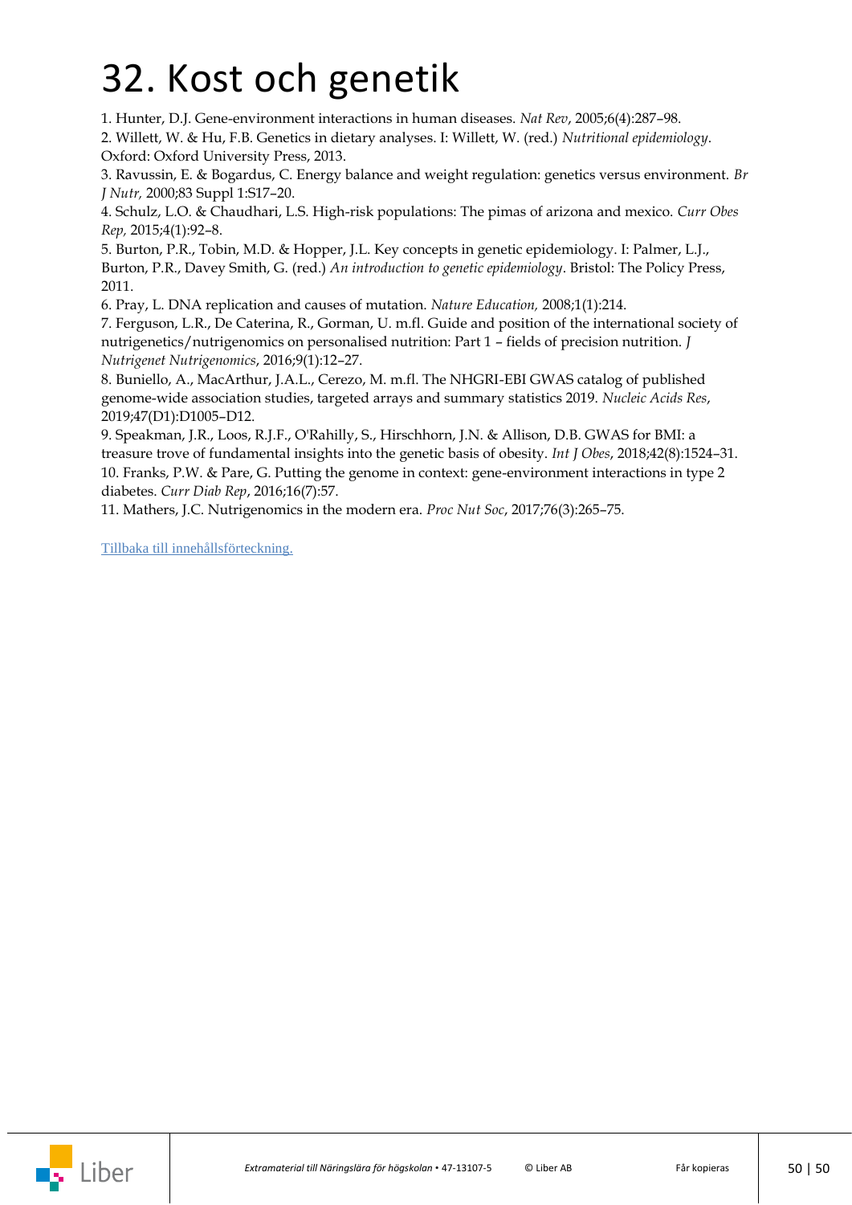# 32. Kost och genetik

1. Hunter, D.J. Gene-environment interactions in human diseases. *Nat Rev*, 2005;6(4):287–98.
2. Willett, W. & Hu, F.B. Genetics in dietary analyses. I: Willett, W. (red.) *Nutritional epidemiology*. Oxford: Oxford University Press, 2013.
3. Ravussin, E. & Bogardus, C. Energy balance and weight regulation: genetics versus environment. *Br J Nutr,* 2000;83 Suppl 1:S17–20.
4. Schulz, L.O. & Chaudhari, L.S. High-risk populations: The pimas of arizona and mexico. *Curr Obes Rep,* 2015;4(1):92–8.
5. Burton, P.R., Tobin, M.D. & Hopper, J.L. Key concepts in genetic epidemiology. I: Palmer, L.J., Burton, P.R., Davey Smith, G. (red.) *An introduction to genetic epidemiology*. Bristol: The Policy Press, 2011.
6. Pray, L. DNA replication and causes of mutation. *Nature Education,* 2008;1(1):214.
7. Ferguson, L.R., De Caterina, R., Gorman, U. m.fl. Guide and position of the international society of nutrigenetics/nutrigenomics on personalised nutrition: Part 1 – fields of precision nutrition. *J Nutrigenet Nutrigenomics*, 2016;9(1):12–27.
8. Buniello, A., MacArthur, J.A.L., Cerezo, M. m.fl. The NHGRI-EBI GWAS catalog of published genome-wide association studies, targeted arrays and summary statistics 2019. *Nucleic Acids Res*, 2019;47(D1):D1005–D12.
9. Speakman, J.R., Loos, R.J.F., O'Rahilly, S., Hirschhorn, J.N. & Allison, D.B. GWAS for BMI: a treasure trove of fundamental insights into the genetic basis of obesity. *Int J Obes*, 2018;42(8):1524–31.
10. Franks, P.W. & Pare, G. Putting the genome in context: gene-environment interactions in type 2 diabetes. *Curr Diab Rep*, 2016;16(7):57.
11. Mathers, J.C. Nutrigenomics in the modern era. *Proc Nut Soc*, 2017;76(3):265–75.

Tillbaka till innehållsförteckning.